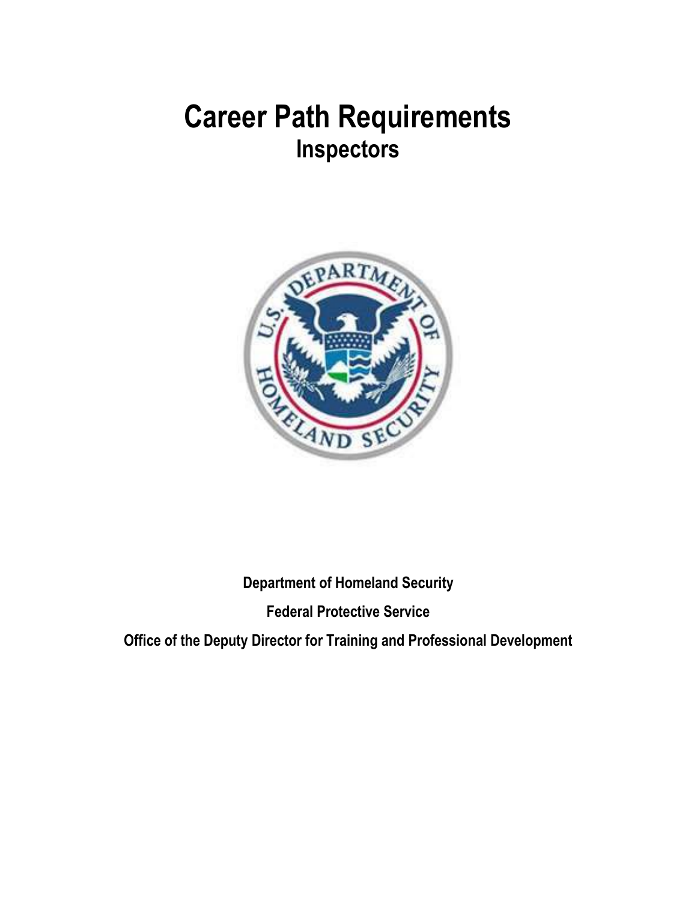# Career Path Requirements
## Inspectors

**Department of Homeland Security**

**Federal Protective Service**

**Office of the Deputy Director for Training and Professional Development**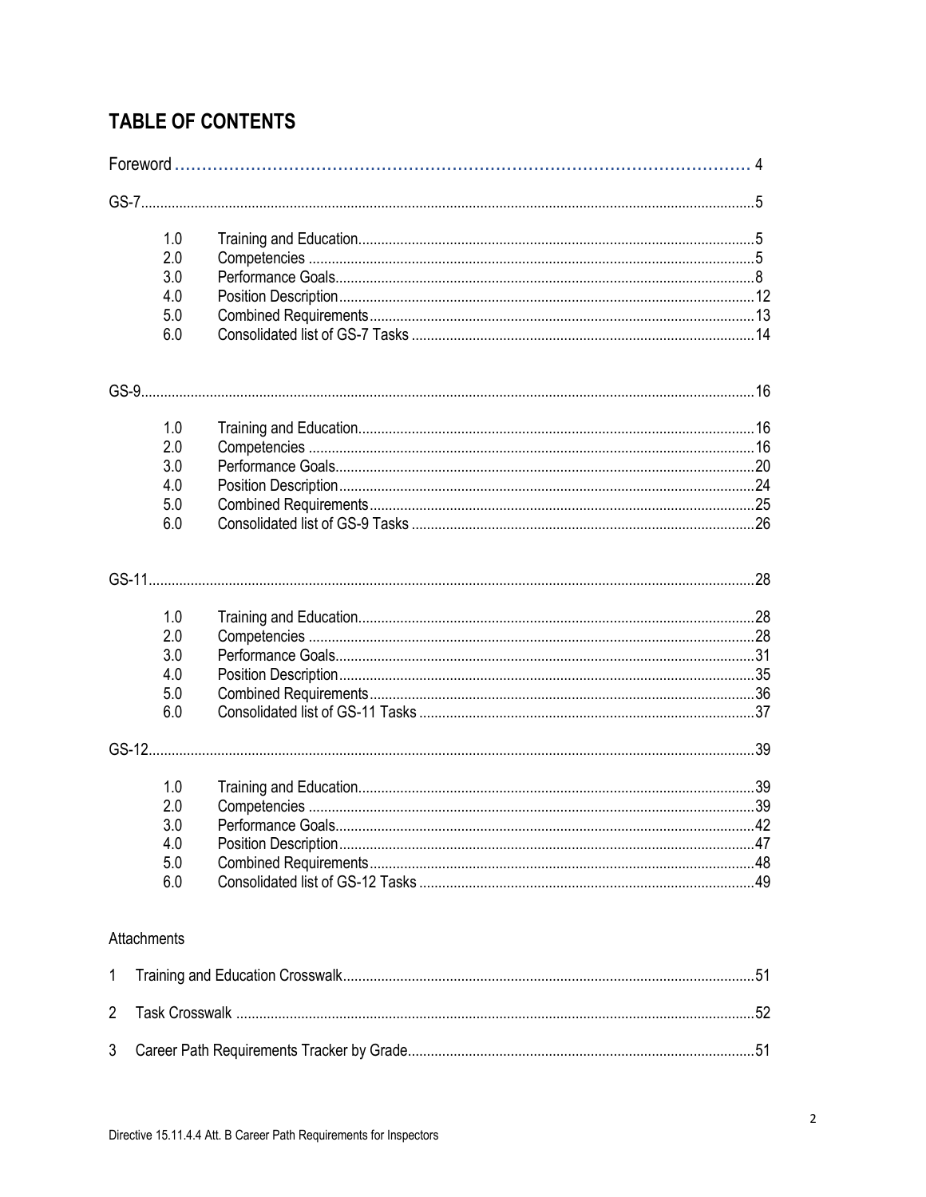# TABLE OF CONTENTS

Foreword ........................................................................................................ 4

GS-7 ............................................................................................................. 5

- 1.0 Training and Education ........................................................................ 5
- 2.0 Competencies ..................................................................................... 5
- 3.0 Performance Goals ............................................................................... 8
- 4.0 Position Description ............................................................................ 12
- 5.0 Combined Requirements ...................................................................... 13
- 6.0 Consolidated list of GS-7 Tasks ............................................................ 14

GS-9 ............................................................................................................. 16

- 1.0 Training and Education ........................................................................ 16
- 2.0 Competencies ..................................................................................... 16
- 3.0 Performance Goals ............................................................................... 20
- 4.0 Position Description ............................................................................ 24
- 5.0 Combined Requirements ...................................................................... 25
- 6.0 Consolidated list of GS-9 Tasks ............................................................ 26

GS-11 ........................................................................................................... 28

- 1.0 Training and Education ........................................................................ 28
- 2.0 Competencies ..................................................................................... 28
- 3.0 Performance Goals ............................................................................... 31
- 4.0 Position Description ............................................................................ 35
- 5.0 Combined Requirements ...................................................................... 36
- 6.0 Consolidated list of GS-11 Tasks .......................................................... 37

GS-12 ........................................................................................................... 39

- 1.0 Training and Education ........................................................................ 39
- 2.0 Competencies ..................................................................................... 39
- 3.0 Performance Goals ............................................................................... 42
- 4.0 Position Description ............................................................................ 47
- 5.0 Combined Requirements ...................................................................... 48
- 6.0 Consolidated list of GS-12 Tasks .......................................................... 49

Attachments

1. Training and Education Crosswalk ........................................................... 51
2. Task Crosswalk ...................................................................................... 52
3. Career Path Requirements Tracker by Grade ............................................ 51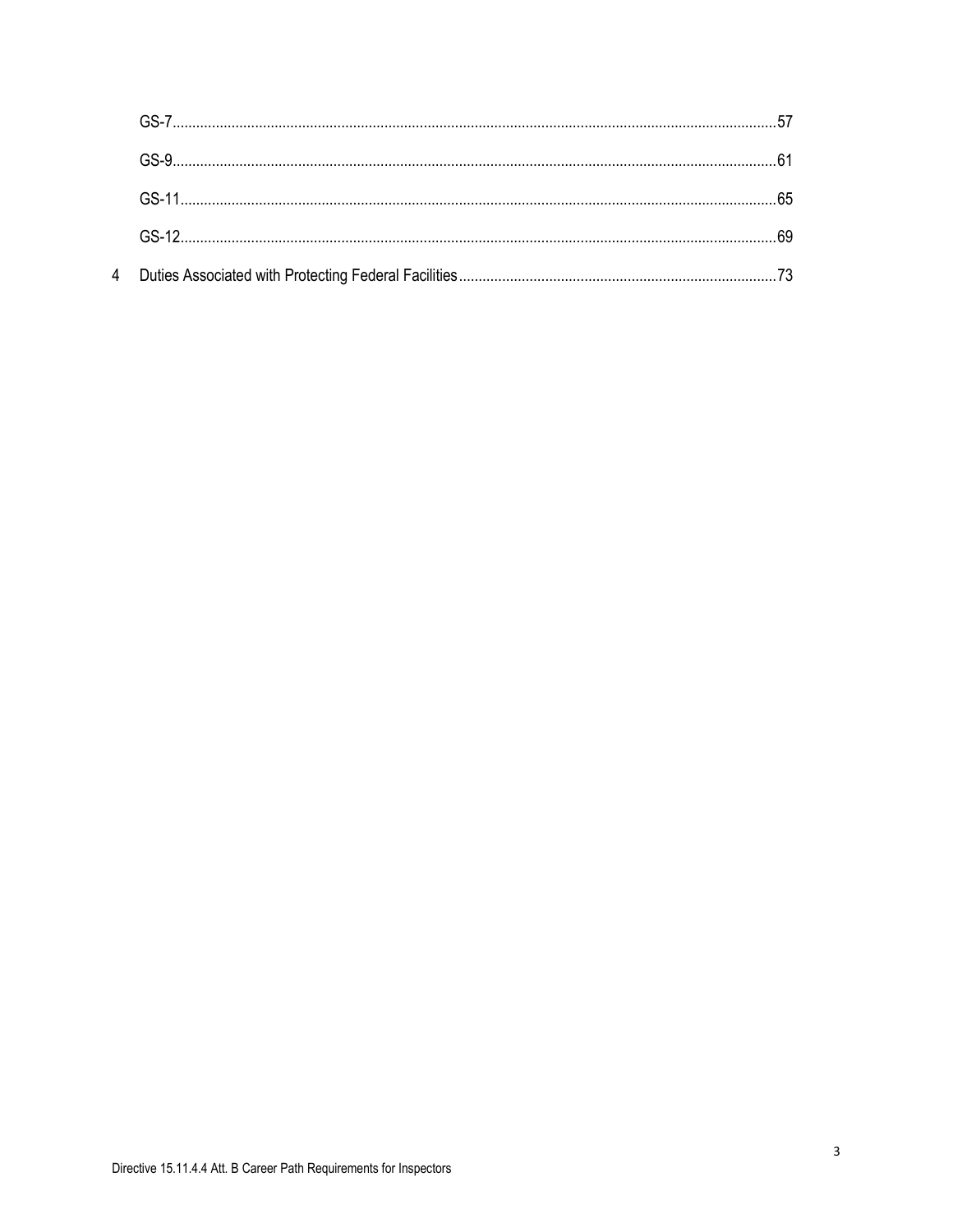GS-7 .......... 57

GS-9 .......... 61

GS-11 .......... 65

GS-12 .......... 69

4 Duties Associated with Protecting Federal Facilities .......... 73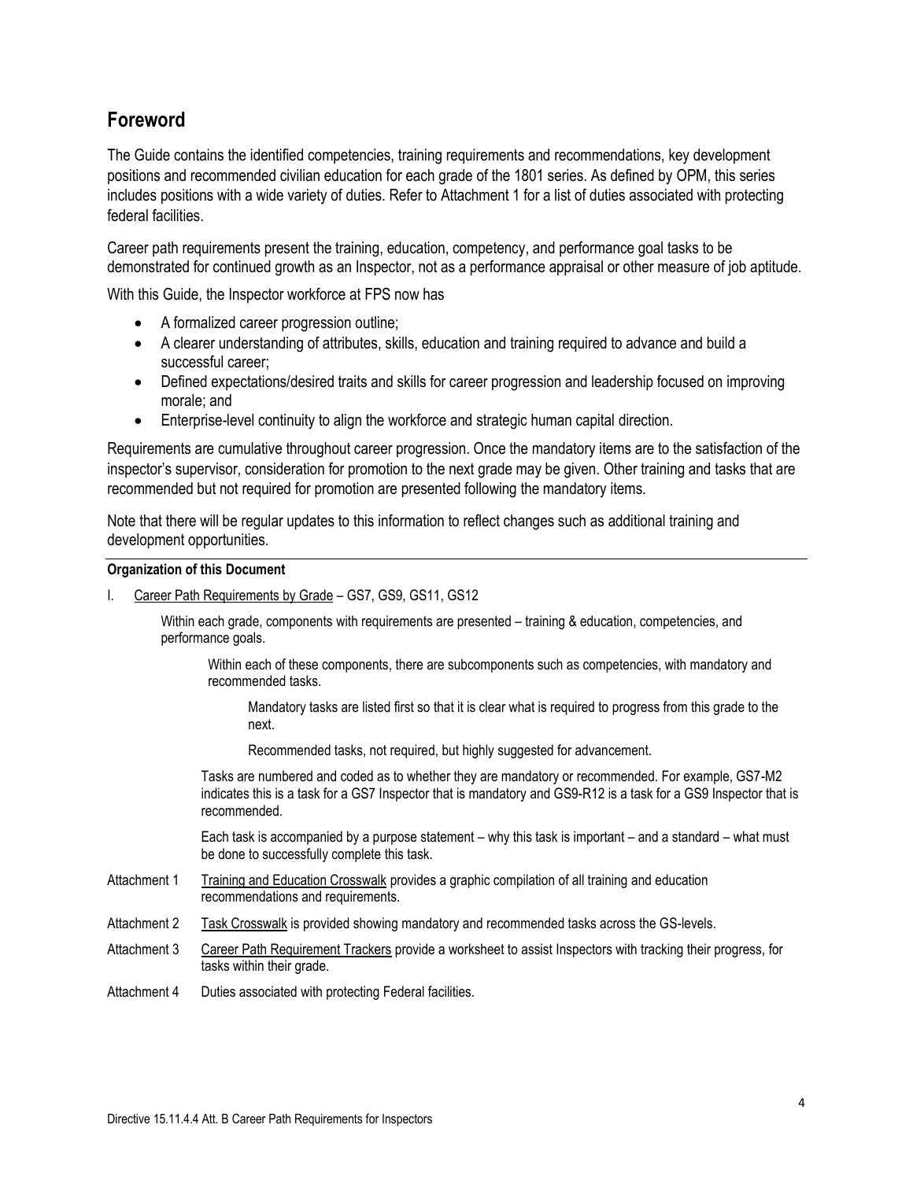## Foreword

The Guide contains the identified competencies, training requirements and recommendations, key development positions and recommended civilian education for each grade of the 1801 series. As defined by OPM, this series includes positions with a wide variety of duties. Refer to Attachment 1 for a list of duties associated with protecting federal facilities.

Career path requirements present the training, education, competency, and performance goal tasks to be demonstrated for continued growth as an Inspector, not as a performance appraisal or other measure of job aptitude.

With this Guide, the Inspector workforce at FPS now has

- A formalized career progression outline;
- A clearer understanding of attributes, skills, education and training required to advance and build a successful career;
- Defined expectations/desired traits and skills for career progression and leadership focused on improving morale; and
- Enterprise-level continuity to align the workforce and strategic human capital direction.

Requirements are cumulative throughout career progression. Once the mandatory items are to the satisfaction of the inspector's supervisor, consideration for promotion to the next grade may be given. Other training and tasks that are recommended but not required for promotion are presented following the mandatory items.

Note that there will be regular updates to this information to reflect changes such as additional training and development opportunities.

**Organization of this Document**

I. Career Path Requirements by Grade – GS7, GS9, GS11, GS12

Within each grade, components with requirements are presented – training & education, competencies, and performance goals.

Within each of these components, there are subcomponents such as competencies, with mandatory and recommended tasks.

Mandatory tasks are listed first so that it is clear what is required to progress from this grade to the next.

Recommended tasks, not required, but highly suggested for advancement.

Tasks are numbered and coded as to whether they are mandatory or recommended. For example, GS7-M2 indicates this is a task for a GS7 Inspector that is mandatory and GS9-R12 is a task for a GS9 Inspector that is recommended.

Each task is accompanied by a purpose statement – why this task is important – and a standard – what must be done to successfully complete this task.

Attachment 1 Training and Education Crosswalk provides a graphic compilation of all training and education recommendations and requirements.

Attachment 2 Task Crosswalk is provided showing mandatory and recommended tasks across the GS-levels.

Attachment 3 Career Path Requirement Trackers provide a worksheet to assist Inspectors with tracking their progress, for tasks within their grade.

Attachment 4 Duties associated with protecting Federal facilities.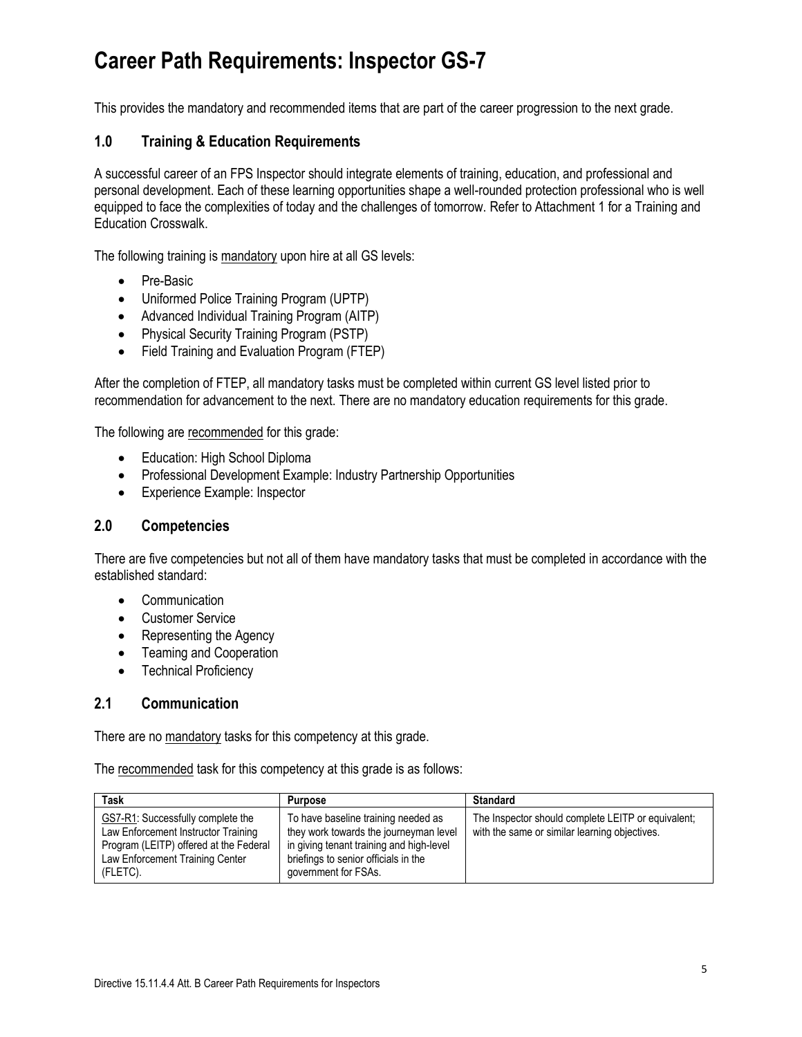# Career Path Requirements: Inspector GS-7

This provides the mandatory and recommended items that are part of the career progression to the next grade.

## 1.0 Training & Education Requirements

A successful career of an FPS Inspector should integrate elements of training, education, and professional and personal development. Each of these learning opportunities shape a well-rounded protection professional who is well equipped to face the complexities of today and the challenges of tomorrow. Refer to Attachment 1 for a Training and Education Crosswalk.

The following training is mandatory upon hire at all GS levels:

- Pre-Basic
- Uniformed Police Training Program (UPTP)
- Advanced Individual Training Program (AITP)
- Physical Security Training Program (PSTP)
- Field Training and Evaluation Program (FTEP)

After the completion of FTEP, all mandatory tasks must be completed within current GS level listed prior to recommendation for advancement to the next. There are no mandatory education requirements for this grade.

The following are recommended for this grade:

- Education: High School Diploma
- Professional Development Example: Industry Partnership Opportunities
- Experience Example: Inspector

## 2.0 Competencies

There are five competencies but not all of them have mandatory tasks that must be completed in accordance with the established standard:

- Communication
- Customer Service
- Representing the Agency
- Teaming and Cooperation
- Technical Proficiency

## 2.1 Communication

There are no mandatory tasks for this competency at this grade.

The recommended task for this competency at this grade is as follows:

| Task | Purpose | Standard |
|---|---|---|
| GS7-R1: Successfully complete the Law Enforcement Instructor Training Program (LEITP) offered at the Federal Law Enforcement Training Center (FLETC). | To have baseline training needed as they work towards the journeyman level in giving tenant training and high-level briefings to senior officials in the government for FSAs. | The Inspector should complete LEITP or equivalent; with the same or similar learning objectives. |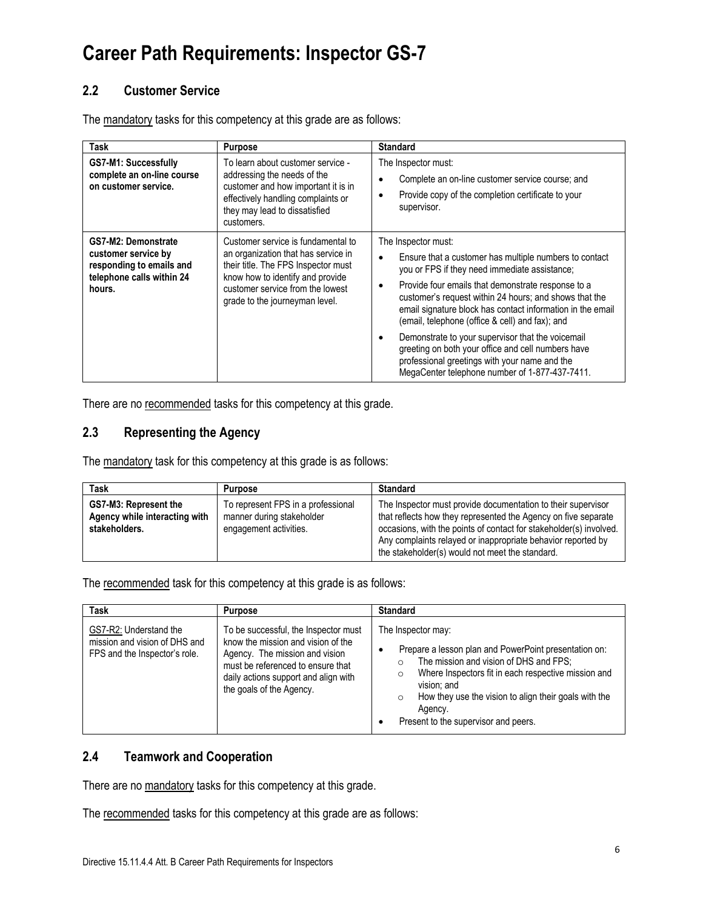# Career Path Requirements: Inspector GS-7

## 2.2 Customer Service

The mandatory tasks for this competency at this grade are as follows:

| Task | Purpose | Standard |
|---|---|---|
| **GS7-M1: Successfully complete an on-line course on customer service.** | To learn about customer service - addressing the needs of the customer and how important it is in effectively handling complaints or they may lead to dissatisfied customers. | The Inspector must:<br>• Complete an on-line customer service course; and<br>• Provide copy of the completion certificate to your supervisor. |
| **GS7-M2: Demonstrate customer service by responding to emails and telephone calls within 24 hours.** | Customer service is fundamental to an organization that has service in their title. The FPS Inspector must know how to identify and provide customer service from the lowest grade to the journeyman level. | The Inspector must:<br>• Ensure that a customer has multiple numbers to contact you or FPS if they need immediate assistance;<br>• Provide four emails that demonstrate response to a customer's request within 24 hours; and shows that the email signature block has contact information in the email (email, telephone (office & cell) and fax); and<br>• Demonstrate to your supervisor that the voicemail greeting on both your office and cell numbers have professional greetings with your name and the MegaCenter telephone number of 1-877-437-7411. |

There are no recommended tasks for this competency at this grade.

## 2.3 Representing the Agency

The mandatory task for this competency at this grade is as follows:

| Task | Purpose | Standard |
|---|---|---|
| **GS7-M3: Represent the Agency while interacting with stakeholders.** | To represent FPS in a professional manner during stakeholder engagement activities. | The Inspector must provide documentation to their supervisor that reflects how they represented the Agency on five separate occasions, with the points of contact for stakeholder(s) involved. Any complaints relayed or inappropriate behavior reported by the stakeholder(s) would not meet the standard. |

The recommended task for this competency at this grade is as follows:

| Task | Purpose | Standard |
|---|---|---|
| GS7-R2: Understand the mission and vision of DHS and FPS and the Inspector's role. | To be successful, the Inspector must know the mission and vision of the Agency. The mission and vision must be referenced to ensure that daily actions support and align with the goals of the Agency. | The Inspector may:<br>• Prepare a lesson plan and PowerPoint presentation on:<br>  ○ The mission and vision of DHS and FPS;<br>  ○ Where Inspectors fit in each respective mission and vision; and<br>  ○ How they use the vision to align their goals with the Agency.<br>• Present to the supervisor and peers. |

## 2.4 Teamwork and Cooperation

There are no mandatory tasks for this competency at this grade.

The recommended tasks for this competency at this grade are as follows: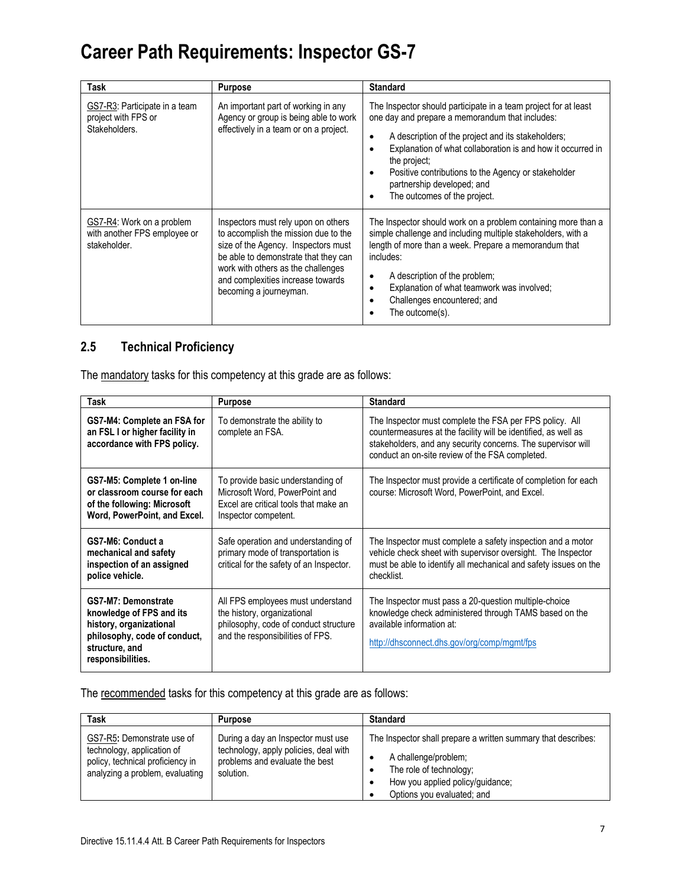# Career Path Requirements: Inspector GS-7

| Task | Purpose | Standard |
| --- | --- | --- |
| GS7-R3: Participate in a team project with FPS or Stakeholders. | An important part of working in any Agency or group is being able to work effectively in a team or on a project. | The Inspector should participate in a team project for at least one day and prepare a memorandum that includes:<br>• A description of the project and its stakeholders;<br>• Explanation of what collaboration is and how it occurred in the project;<br>• Positive contributions to the Agency or stakeholder partnership developed; and<br>• The outcomes of the project. |
| GS7-R4: Work on a problem with another FPS employee or stakeholder. | Inspectors must rely upon on others to accomplish the mission due to the size of the Agency. Inspectors must be able to demonstrate that they can work with others as the challenges and complexities increase towards becoming a journeyman. | The Inspector should work on a problem containing more than a simple challenge and including multiple stakeholders, with a length of more than a week. Prepare a memorandum that includes:<br>• A description of the problem;<br>• Explanation of what teamwork was involved;<br>• Challenges encountered; and<br>• The outcome(s). |

## 2.5 Technical Proficiency

The mandatory tasks for this competency at this grade are as follows:

| Task | Purpose | Standard |
| --- | --- | --- |
| **GS7-M4: Complete an FSA for an FSL I or higher facility in accordance with FPS policy.** | To demonstrate the ability to complete an FSA. | The Inspector must complete the FSA per FPS policy. All countermeasures at the facility will be identified, as well as stakeholders, and any security concerns. The supervisor will conduct an on-site review of the FSA completed. |
| **GS7-M5: Complete 1 on-line or classroom course for each of the following: Microsoft Word, PowerPoint, and Excel.** | To provide basic understanding of Microsoft Word, PowerPoint and Excel are critical tools that make an Inspector competent. | The Inspector must provide a certificate of completion for each course: Microsoft Word, PowerPoint, and Excel. |
| **GS7-M6: Conduct a mechanical and safety inspection of an assigned police vehicle.** | Safe operation and understanding of primary mode of transportation is critical for the safety of an Inspector. | The Inspector must complete a safety inspection and a motor vehicle check sheet with supervisor oversight. The Inspector must be able to identify all mechanical and safety issues on the checklist. |
| **GS7-M7: Demonstrate knowledge of FPS and its history, organizational philosophy, code of conduct, structure, and responsibilities.** | All FPS employees must understand the history, organizational philosophy, code of conduct structure and the responsibilities of FPS. | The Inspector must pass a 20-question multiple-choice knowledge check administered through TAMS based on the available information at:<br>http://dhsconnect.dhs.gov/org/comp/mgmt/fps |

The recommended tasks for this competency at this grade are as follows:

| Task | Purpose | Standard |
| --- | --- | --- |
| GS7-R5**:** Demonstrate use of technology, application of policy, technical proficiency in analyzing a problem, evaluating | During a day an Inspector must use technology, apply policies, deal with problems and evaluate the best solution. | The Inspector shall prepare a written summary that describes:<br>• A challenge/problem;<br>• The role of technology;<br>• How you applied policy/guidance;<br>• Options you evaluated; and |

Directive 15.11.4.4 Att. B Career Path Requirements for Inspectors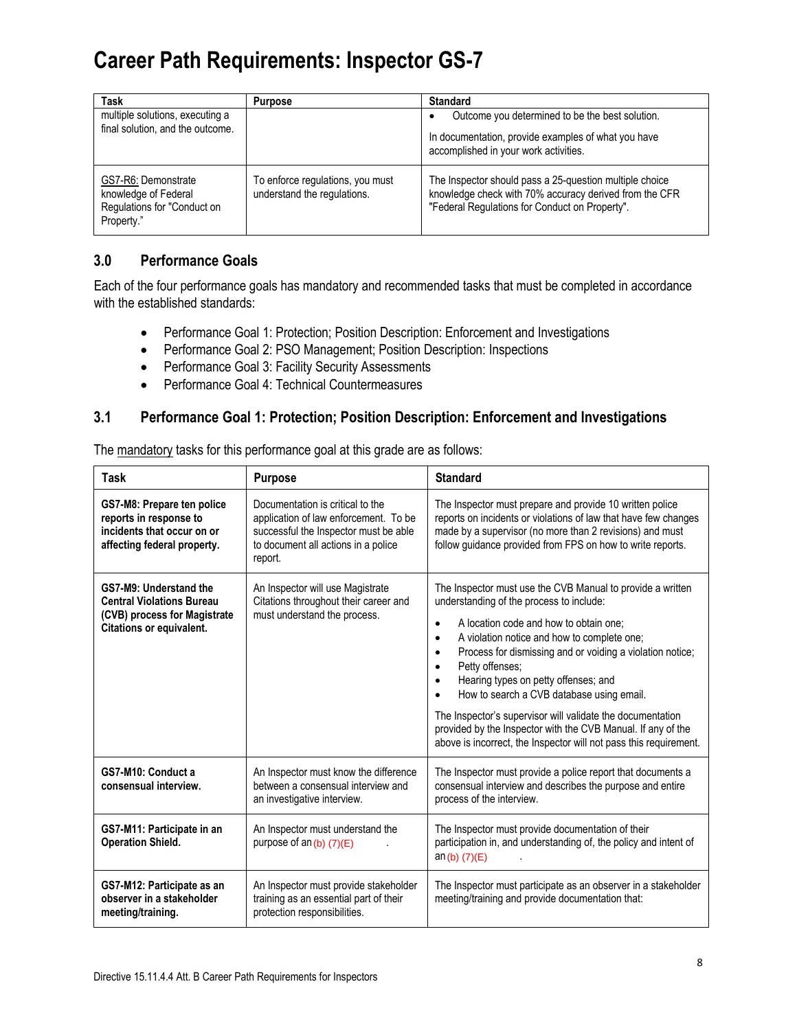# Career Path Requirements: Inspector GS-7

| Task | Purpose | Standard |
|---|---|---|
| multiple solutions, executing a final solution, and the outcome. | | • Outcome you determined to be the best solution.<br><br>In documentation, provide examples of what you have accomplished in your work activities. |
| GS7-R6: Demonstrate knowledge of Federal Regulations for "Conduct on Property." | To enforce regulations, you must understand the regulations. | The Inspector should pass a 25-question multiple choice knowledge check with 70% accuracy derived from the CFR "Federal Regulations for Conduct on Property". |

## 3.0 Performance Goals

Each of the four performance goals has mandatory and recommended tasks that must be completed in accordance with the established standards:

- Performance Goal 1: Protection; Position Description: Enforcement and Investigations
- Performance Goal 2: PSO Management; Position Description: Inspections
- Performance Goal 3: Facility Security Assessments
- Performance Goal 4: Technical Countermeasures

## 3.1 Performance Goal 1: Protection; Position Description: Enforcement and Investigations

The mandatory tasks for this performance goal at this grade are as follows:

| Task | Purpose | Standard |
|---|---|---|
| **GS7-M8: Prepare ten police reports in response to incidents that occur on or affecting federal property.** | Documentation is critical to the application of law enforcement. To be successful the Inspector must be able to document all actions in a police report. | The Inspector must prepare and provide 10 written police reports on incidents or violations of law that have few changes made by a supervisor (no more than 2 revisions) and must follow guidance provided from FPS on how to write reports. |
| **GS7-M9: Understand the Central Violations Bureau (CVB) process for Magistrate Citations or equivalent.** | An Inspector will use Magistrate Citations throughout their career and must understand the process. | The Inspector must use the CVB Manual to provide a written understanding of the process to include:<br>• A location code and how to obtain one;<br>• A violation notice and how to complete one;<br>• Process for dismissing and or voiding a violation notice;<br>• Petty offenses;<br>• Hearing types on petty offenses; and<br>• How to search a CVB database using email.<br><br>The Inspector's supervisor will validate the documentation provided by the Inspector with the CVB Manual. If any of the above is incorrect, the Inspector will not pass this requirement. |
| **GS7-M10: Conduct a consensual interview.** | An Inspector must know the difference between a consensual interview and an investigative interview. | The Inspector must provide a police report that documents a consensual interview and describes the purpose and entire process of the interview. |
| **GS7-M11: Participate in an Operation Shield.** | An Inspector must understand the purpose of an (b) (7)(E) . | The Inspector must provide documentation of their participation in, and understanding of, the policy and intent of an (b) (7)(E) . |
| **GS7-M12: Participate as an observer in a stakeholder meeting/training.** | An Inspector must provide stakeholder training as an essential part of their protection responsibilities. | The Inspector must participate as an observer in a stakeholder meeting/training and provide documentation that: |

Directive 15.11.4.4 Att. B Career Path Requirements for Inspectors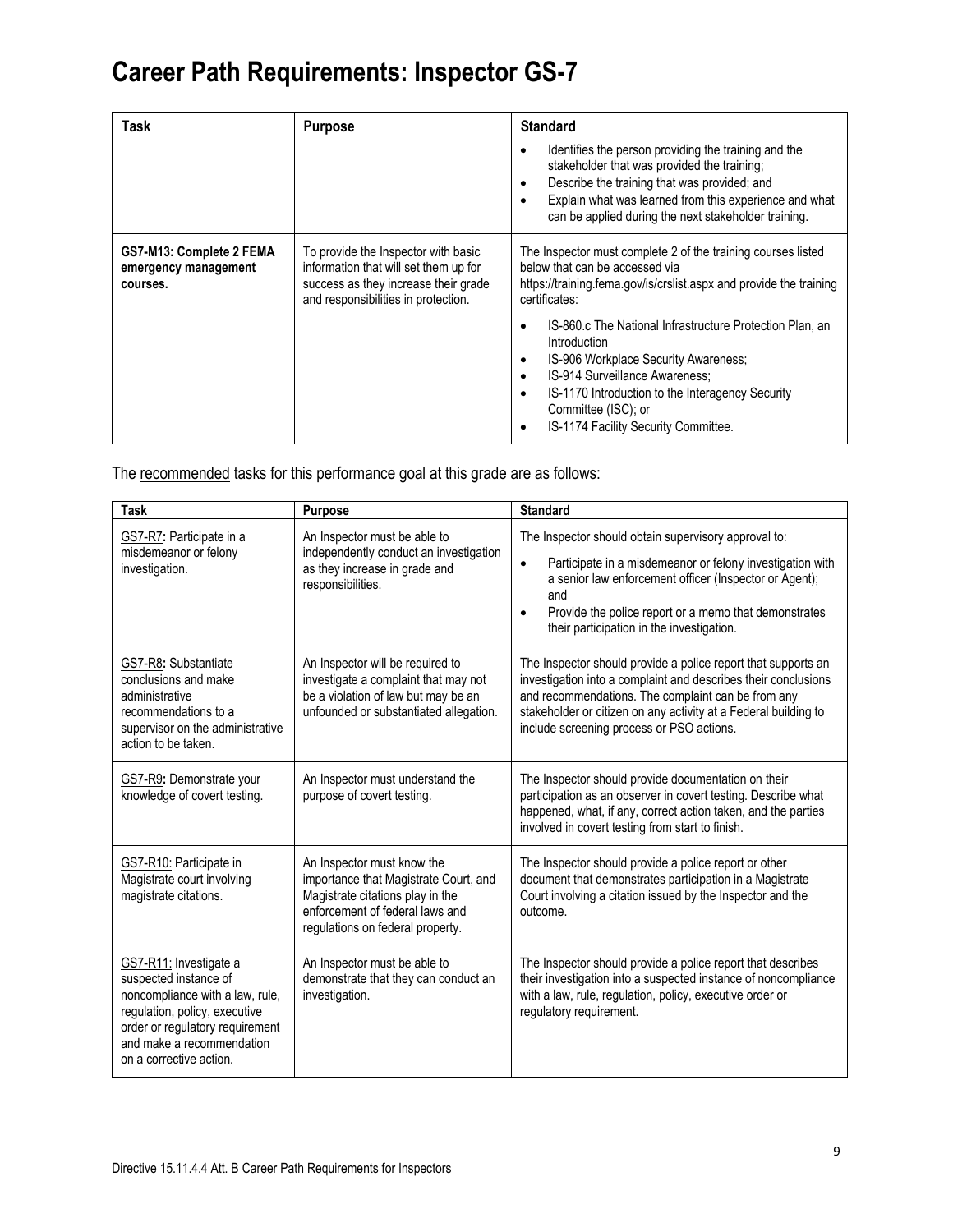# Career Path Requirements: Inspector GS-7

| Task | Purpose | Standard |
|---|---|---|
| | | • Identifies the person providing the training and the stakeholder that was provided the training;<br>• Describe the training that was provided; and<br>• Explain what was learned from this experience and what can be applied during the next stakeholder training. |
| **GS7-M13: Complete 2 FEMA emergency management courses.** | To provide the Inspector with basic information that will set them up for success as they increase their grade and responsibilities in protection. | The Inspector must complete 2 of the training courses listed below that can be accessed via https://training.fema.gov/is/crslist.aspx and provide the training certificates:<br>• IS-860.c The National Infrastructure Protection Plan, an Introduction<br>• IS-906 Workplace Security Awareness;<br>• IS-914 Surveillance Awareness;<br>• IS-1170 Introduction to the Interagency Security Committee (ISC); or<br>• IS-1174 Facility Security Committee. |

The recommended tasks for this performance goal at this grade are as follows:

| Task | Purpose | Standard |
|---|---|---|
| GS7-R7**:** Participate in a misdemeanor or felony investigation. | An Inspector must be able to independently conduct an investigation as they increase in grade and responsibilities. | The Inspector should obtain supervisory approval to:<br>• Participate in a misdemeanor or felony investigation with a senior law enforcement officer (Inspector or Agent); and<br>• Provide the police report or a memo that demonstrates their participation in the investigation. |
| GS7-R8**:** Substantiate conclusions and make administrative recommendations to a supervisor on the administrative action to be taken. | An Inspector will be required to investigate a complaint that may not be a violation of law but may be an unfounded or substantiated allegation. | The Inspector should provide a police report that supports an investigation into a complaint and describes their conclusions and recommendations. The complaint can be from any stakeholder or citizen on any activity at a Federal building to include screening process or PSO actions. |
| GS7-R9**:** Demonstrate your knowledge of covert testing. | An Inspector must understand the purpose of covert testing. | The Inspector should provide documentation on their participation as an observer in covert testing. Describe what happened, what, if any, correct action taken, and the parties involved in covert testing from start to finish. |
| GS7-R10: Participate in Magistrate court involving magistrate citations. | An Inspector must know the importance that Magistrate Court, and Magistrate citations play in the enforcement of federal laws and regulations on federal property. | The Inspector should provide a police report or other document that demonstrates participation in a Magistrate Court involving a citation issued by the Inspector and the outcome. |
| GS7-R11: Investigate a suspected instance of noncompliance with a law, rule, regulation, policy, executive order or regulatory requirement and make a recommendation on a corrective action. | An Inspector must be able to demonstrate that they can conduct an investigation. | The Inspector should provide a police report that describes their investigation into a suspected instance of noncompliance with a law, rule, regulation, policy, executive order or regulatory requirement. |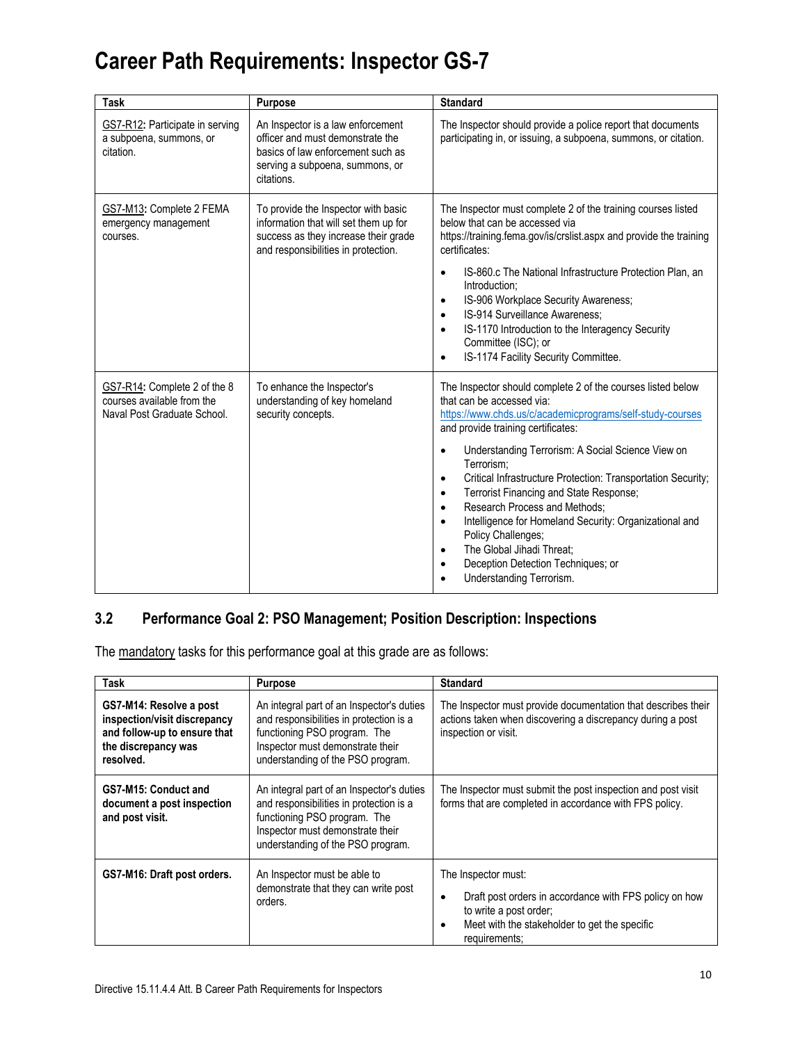# Career Path Requirements: Inspector GS-7

| Task | Purpose | Standard |
|---|---|---|
| GS7-R12: Participate in serving a subpoena, summons, or citation. | An Inspector is a law enforcement officer and must demonstrate the basics of law enforcement such as serving a subpoena, summons, or citations. | The Inspector should provide a police report that documents participating in, or issuing, a subpoena, summons, or citation. |
| GS7-M13: Complete 2 FEMA emergency management courses. | To provide the Inspector with basic information that will set them up for success as they increase their grade and responsibilities in protection. | The Inspector must complete 2 of the training courses listed below that can be accessed via https://training.fema.gov/is/crslist.aspx and provide the training certificates:<br>• IS-860.c The National Infrastructure Protection Plan, an Introduction;<br>• IS-906 Workplace Security Awareness;<br>• IS-914 Surveillance Awareness;<br>• IS-1170 Introduction to the Interagency Security Committee (ISC); or<br>• IS-1174 Facility Security Committee. |
| GS7-R14: Complete 2 of the 8 courses available from the Naval Post Graduate School. | To enhance the Inspector's understanding of key homeland security concepts. | The Inspector should complete 2 of the courses listed below that can be accessed via: https://www.chds.us/c/academicprograms/self-study-courses and provide training certificates:<br>• Understanding Terrorism: A Social Science View on Terrorism;<br>• Critical Infrastructure Protection: Transportation Security;<br>• Terrorist Financing and State Response;<br>• Research Process and Methods;<br>• Intelligence for Homeland Security: Organizational and Policy Challenges;<br>• The Global Jihadi Threat;<br>• Deception Detection Techniques; or<br>• Understanding Terrorism. |

## 3.2 Performance Goal 2: PSO Management; Position Description: Inspections

The mandatory tasks for this performance goal at this grade are as follows:

| Task | Purpose | Standard |
|---|---|---|
| **GS7-M14: Resolve a post inspection/visit discrepancy and follow-up to ensure that the discrepancy was resolved.** | An integral part of an Inspector's duties and responsibilities in protection is a functioning PSO program. The Inspector must demonstrate their understanding of the PSO program. | The Inspector must provide documentation that describes their actions taken when discovering a discrepancy during a post inspection or visit. |
| **GS7-M15: Conduct and document a post inspection and post visit.** | An integral part of an Inspector's duties and responsibilities in protection is a functioning PSO program. The Inspector must demonstrate their understanding of the PSO program. | The Inspector must submit the post inspection and post visit forms that are completed in accordance with FPS policy. |
| **GS7-M16: Draft post orders.** | An Inspector must be able to demonstrate that they can write post orders. | The Inspector must:<br>• Draft post orders in accordance with FPS policy on how to write a post order;<br>• Meet with the stakeholder to get the specific requirements; |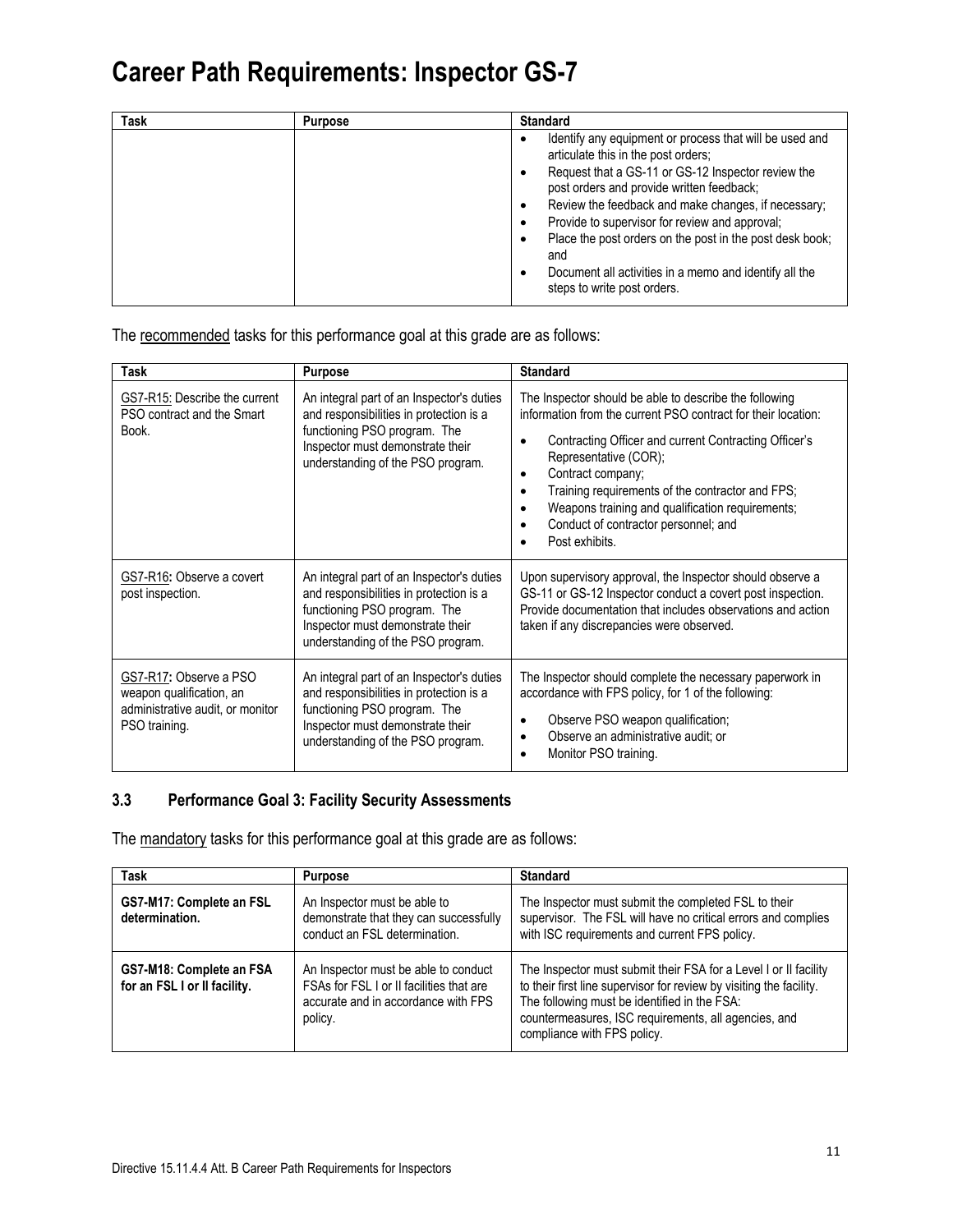# Career Path Requirements: Inspector GS-7

| Task | Purpose | Standard |
|---|---|---|
| | | • Identify any equipment or process that will be used and articulate this in the post orders;<br>• Request that a GS-11 or GS-12 Inspector review the post orders and provide written feedback;<br>• Review the feedback and make changes, if necessary;<br>• Provide to supervisor for review and approval;<br>• Place the post orders on the post in the post desk book; and<br>• Document all activities in a memo and identify all the steps to write post orders. |

The recommended tasks for this performance goal at this grade are as follows:

| Task | Purpose | Standard |
|---|---|---|
| GS7-R15: Describe the current PSO contract and the Smart Book. | An integral part of an Inspector's duties and responsibilities in protection is a functioning PSO program. The Inspector must demonstrate their understanding of the PSO program. | The Inspector should be able to describe the following information from the current PSO contract for their location:<br>• Contracting Officer and current Contracting Officer's Representative (COR);<br>• Contract company;<br>• Training requirements of the contractor and FPS;<br>• Weapons training and qualification requirements;<br>• Conduct of contractor personnel; and<br>• Post exhibits. |
| GS7-R16**:** Observe a covert post inspection. | An integral part of an Inspector's duties and responsibilities in protection is a functioning PSO program. The Inspector must demonstrate their understanding of the PSO program. | Upon supervisory approval, the Inspector should observe a GS-11 or GS-12 Inspector conduct a covert post inspection. Provide documentation that includes observations and action taken if any discrepancies were observed. |
| GS7-R17**:** Observe a PSO weapon qualification, an administrative audit, or monitor PSO training. | An integral part of an Inspector's duties and responsibilities in protection is a functioning PSO program. The Inspector must demonstrate their understanding of the PSO program. | The Inspector should complete the necessary paperwork in accordance with FPS policy, for 1 of the following:<br>• Observe PSO weapon qualification;<br>• Observe an administrative audit; or<br>• Monitor PSO training. |

### 3.3 Performance Goal 3: Facility Security Assessments

The mandatory tasks for this performance goal at this grade are as follows:

| Task | Purpose | Standard |
|---|---|---|
| **GS7-M17: Complete an FSL determination.** | An Inspector must be able to demonstrate that they can successfully conduct an FSL determination. | The Inspector must submit the completed FSL to their supervisor. The FSL will have no critical errors and complies with ISC requirements and current FPS policy. |
| **GS7-M18: Complete an FSA for an FSL I or II facility.** | An Inspector must be able to conduct FSAs for FSL I or II facilities that are accurate and in accordance with FPS policy. | The Inspector must submit their FSA for a Level I or II facility to their first line supervisor for review by visiting the facility. The following must be identified in the FSA: countermeasures, ISC requirements, all agencies, and compliance with FPS policy. |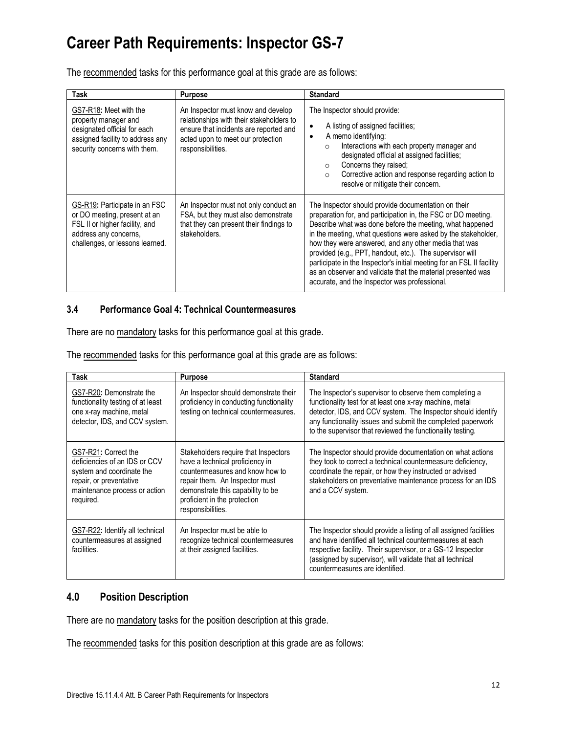# Career Path Requirements: Inspector GS-7

The recommended tasks for this performance goal at this grade are as follows:

| Task | Purpose | Standard |
|---|---|---|
| GS7-R18: Meet with the property manager and designated official for each assigned facility to address any security concerns with them. | An Inspector must know and develop relationships with their stakeholders to ensure that incidents are reported and acted upon to meet our protection responsibilities. | The Inspector should provide:<br>• A listing of assigned facilities;<br>• A memo identifying:<br>  ○ Interactions with each property manager and designated official at assigned facilities;<br>  ○ Concerns they raised;<br>  ○ Corrective action and response regarding action to resolve or mitigate their concern. |
| GS-R19: Participate in an FSC or DO meeting, present at an FSL II or higher facility, and address any concerns, challenges, or lessons learned. | An Inspector must not only conduct an FSA, but they must also demonstrate that they can present their findings to stakeholders. | The Inspector should provide documentation on their preparation for, and participation in, the FSC or DO meeting. Describe what was done before the meeting, what happened in the meeting, what questions were asked by the stakeholder, how they were answered, and any other media that was provided (e.g., PPT, handout, etc.). The supervisor will participate in the Inspector's initial meeting for an FSL II facility as an observer and validate that the material presented was accurate, and the Inspector was professional. |

### 3.4 Performance Goal 4: Technical Countermeasures

There are no mandatory tasks for this performance goal at this grade.

The recommended tasks for this performance goal at this grade are as follows:

| Task | Purpose | Standard |
|---|---|---|
| GS7-R20: Demonstrate the functionality testing of at least one x-ray machine, metal detector, IDS, and CCV system. | An Inspector should demonstrate their proficiency in conducting functionality testing on technical countermeasures. | The Inspector's supervisor to observe them completing a functionality test for at least one x-ray machine, metal detector, IDS, and CCV system. The Inspector should identify any functionality issues and submit the completed paperwork to the supervisor that reviewed the functionality testing. |
| GS7-R21: Correct the deficiencies of an IDS or CCV system and coordinate the repair, or preventative maintenance process or action required. | Stakeholders require that Inspectors have a technical proficiency in countermeasures and know how to repair them. An Inspector must demonstrate this capability to be proficient in the protection responsibilities. | The Inspector should provide documentation on what actions they took to correct a technical countermeasure deficiency, coordinate the repair, or how they instructed or advised stakeholders on preventative maintenance process for an IDS and a CCV system. |
| GS7-R22: Identify all technical countermeasures at assigned facilities. | An Inspector must be able to recognize technical countermeasures at their assigned facilities. | The Inspector should provide a listing of all assigned facilities and have identified all technical countermeasures at each respective facility. Their supervisor, or a GS-12 Inspector (assigned by supervisor), will validate that all technical countermeasures are identified. |

## 4.0 Position Description

There are no mandatory tasks for the position description at this grade.

The recommended tasks for this position description at this grade are as follows: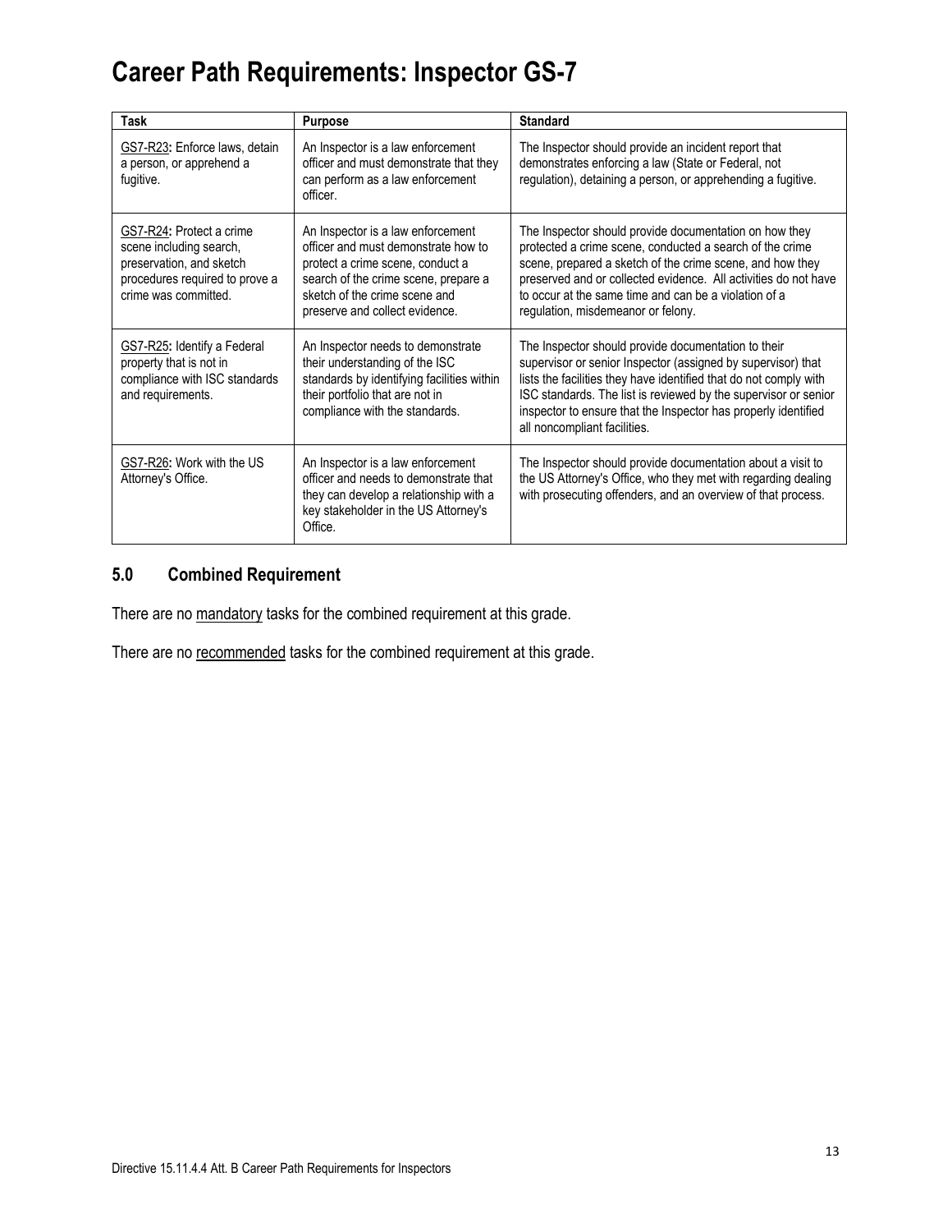# Career Path Requirements: Inspector GS-7

| Task | Purpose | Standard |
|---|---|---|
| GS7-R23: Enforce laws, detain a person, or apprehend a fugitive. | An Inspector is a law enforcement officer and must demonstrate that they can perform as a law enforcement officer. | The Inspector should provide an incident report that demonstrates enforcing a law (State or Federal, not regulation), detaining a person, or apprehending a fugitive. |
| GS7-R24: Protect a crime scene including search, preservation, and sketch procedures required to prove a crime was committed. | An Inspector is a law enforcement officer and must demonstrate how to protect a crime scene, conduct a search of the crime scene, prepare a sketch of the crime scene and preserve and collect evidence. | The Inspector should provide documentation on how they protected a crime scene, conducted a search of the crime scene, prepared a sketch of the crime scene, and how they preserved and or collected evidence. All activities do not have to occur at the same time and can be a violation of a regulation, misdemeanor or felony. |
| GS7-R25: Identify a Federal property that is not in compliance with ISC standards and requirements. | An Inspector needs to demonstrate their understanding of the ISC standards by identifying facilities within their portfolio that are not in compliance with the standards. | The Inspector should provide documentation to their supervisor or senior Inspector (assigned by supervisor) that lists the facilities they have identified that do not comply with ISC standards. The list is reviewed by the supervisor or senior inspector to ensure that the Inspector has properly identified all noncompliant facilities. |
| GS7-R26: Work with the US Attorney's Office. | An Inspector is a law enforcement officer and needs to demonstrate that they can develop a relationship with a key stakeholder in the US Attorney's Office. | The Inspector should provide documentation about a visit to the US Attorney's Office, who they met with regarding dealing with prosecuting offenders, and an overview of that process. |

## 5.0 Combined Requirement

There are no mandatory tasks for the combined requirement at this grade.

There are no recommended tasks for the combined requirement at this grade.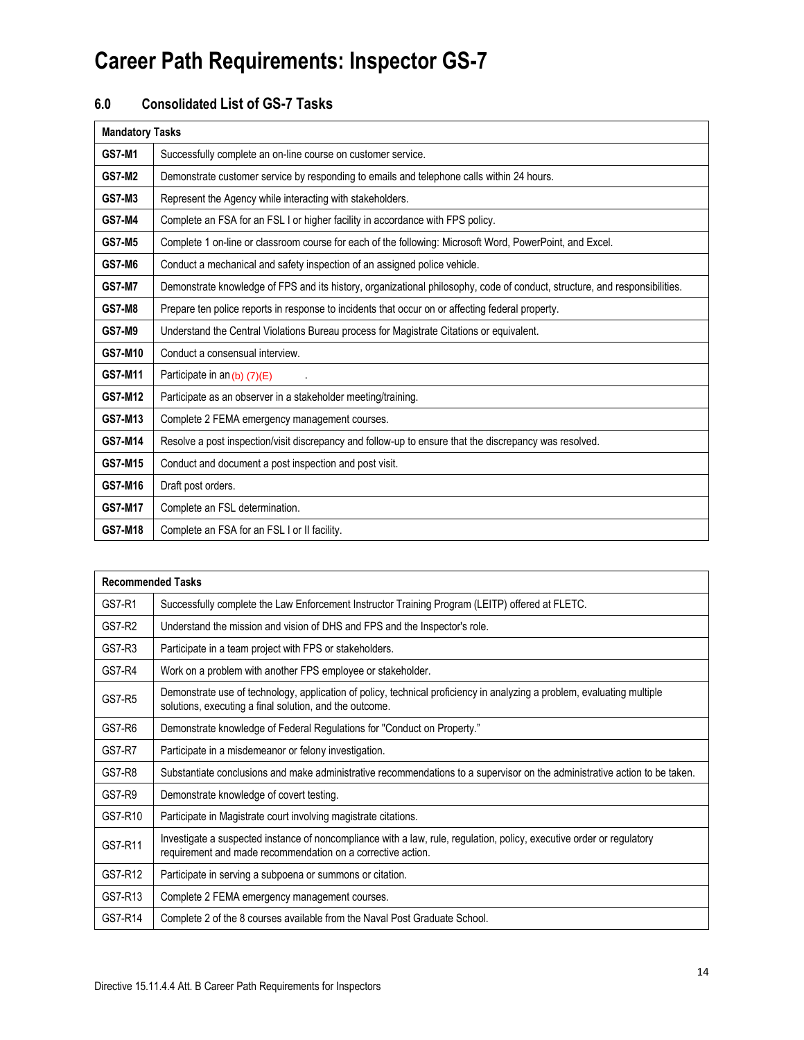# Career Path Requirements: Inspector GS-7

## 6.0 Consolidated List of GS-7 Tasks

| **Mandatory Tasks** | |
|---|---|
| **GS7-M1** | Successfully complete an on-line course on customer service. |
| **GS7-M2** | Demonstrate customer service by responding to emails and telephone calls within 24 hours. |
| **GS7-M3** | Represent the Agency while interacting with stakeholders. |
| **GS7-M4** | Complete an FSA for an FSL I or higher facility in accordance with FPS policy. |
| **GS7-M5** | Complete 1 on-line or classroom course for each of the following: Microsoft Word, PowerPoint, and Excel. |
| **GS7-M6** | Conduct a mechanical and safety inspection of an assigned police vehicle. |
| **GS7-M7** | Demonstrate knowledge of FPS and its history, organizational philosophy, code of conduct, structure, and responsibilities. |
| **GS7-M8** | Prepare ten police reports in response to incidents that occur on or affecting federal property. |
| **GS7-M9** | Understand the Central Violations Bureau process for Magistrate Citations or equivalent. |
| **GS7-M10** | Conduct a consensual interview. |
| **GS7-M11** | Participate in an (b) (7)(E) . |
| **GS7-M12** | Participate as an observer in a stakeholder meeting/training. |
| **GS7-M13** | Complete 2 FEMA emergency management courses. |
| **GS7-M14** | Resolve a post inspection/visit discrepancy and follow-up to ensure that the discrepancy was resolved. |
| **GS7-M15** | Conduct and document a post inspection and post visit. |
| **GS7-M16** | Draft post orders. |
| **GS7-M17** | Complete an FSL determination. |
| **GS7-M18** | Complete an FSA for an FSL I or II facility. |

| **Recommended Tasks** | |
|---|---|
| GS7-R1 | Successfully complete the Law Enforcement Instructor Training Program (LEITP) offered at FLETC. |
| GS7-R2 | Understand the mission and vision of DHS and FPS and the Inspector's role. |
| GS7-R3 | Participate in a team project with FPS or stakeholders. |
| GS7-R4 | Work on a problem with another FPS employee or stakeholder. |
| GS7-R5 | Demonstrate use of technology, application of policy, technical proficiency in analyzing a problem, evaluating multiple solutions, executing a final solution, and the outcome. |
| GS7-R6 | Demonstrate knowledge of Federal Regulations for "Conduct on Property." |
| GS7-R7 | Participate in a misdemeanor or felony investigation. |
| GS7-R8 | Substantiate conclusions and make administrative recommendations to a supervisor on the administrative action to be taken. |
| GS7-R9 | Demonstrate knowledge of covert testing. |
| GS7-R10 | Participate in Magistrate court involving magistrate citations. |
| GS7-R11 | Investigate a suspected instance of noncompliance with a law, rule, regulation, policy, executive order or regulatory requirement and made recommendation on a corrective action. |
| GS7-R12 | Participate in serving a subpoena or summons or citation. |
| GS7-R13 | Complete 2 FEMA emergency management courses. |
| GS7-R14 | Complete 2 of the 8 courses available from the Naval Post Graduate School. |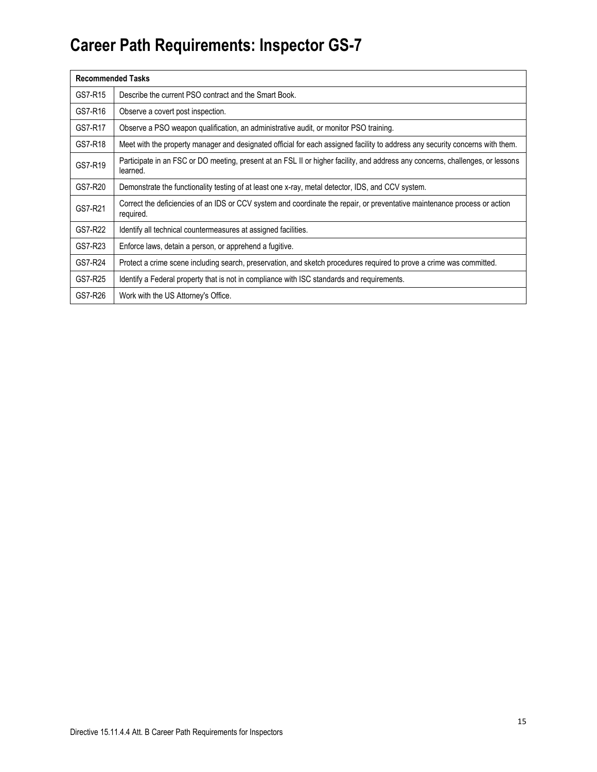# Career Path Requirements: Inspector GS-7

| Recommended Tasks | |
|---|---|
| GS7-R15 | Describe the current PSO contract and the Smart Book. |
| GS7-R16 | Observe a covert post inspection. |
| GS7-R17 | Observe a PSO weapon qualification, an administrative audit, or monitor PSO training. |
| GS7-R18 | Meet with the property manager and designated official for each assigned facility to address any security concerns with them. |
| GS7-R19 | Participate in an FSC or DO meeting, present at an FSL II or higher facility, and address any concerns, challenges, or lessons learned. |
| GS7-R20 | Demonstrate the functionality testing of at least one x-ray, metal detector, IDS, and CCV system. |
| GS7-R21 | Correct the deficiencies of an IDS or CCV system and coordinate the repair, or preventative maintenance process or action required. |
| GS7-R22 | Identify all technical countermeasures at assigned facilities. |
| GS7-R23 | Enforce laws, detain a person, or apprehend a fugitive. |
| GS7-R24 | Protect a crime scene including search, preservation, and sketch procedures required to prove a crime was committed. |
| GS7-R25 | Identify a Federal property that is not in compliance with ISC standards and requirements. |
| GS7-R26 | Work with the US Attorney's Office. |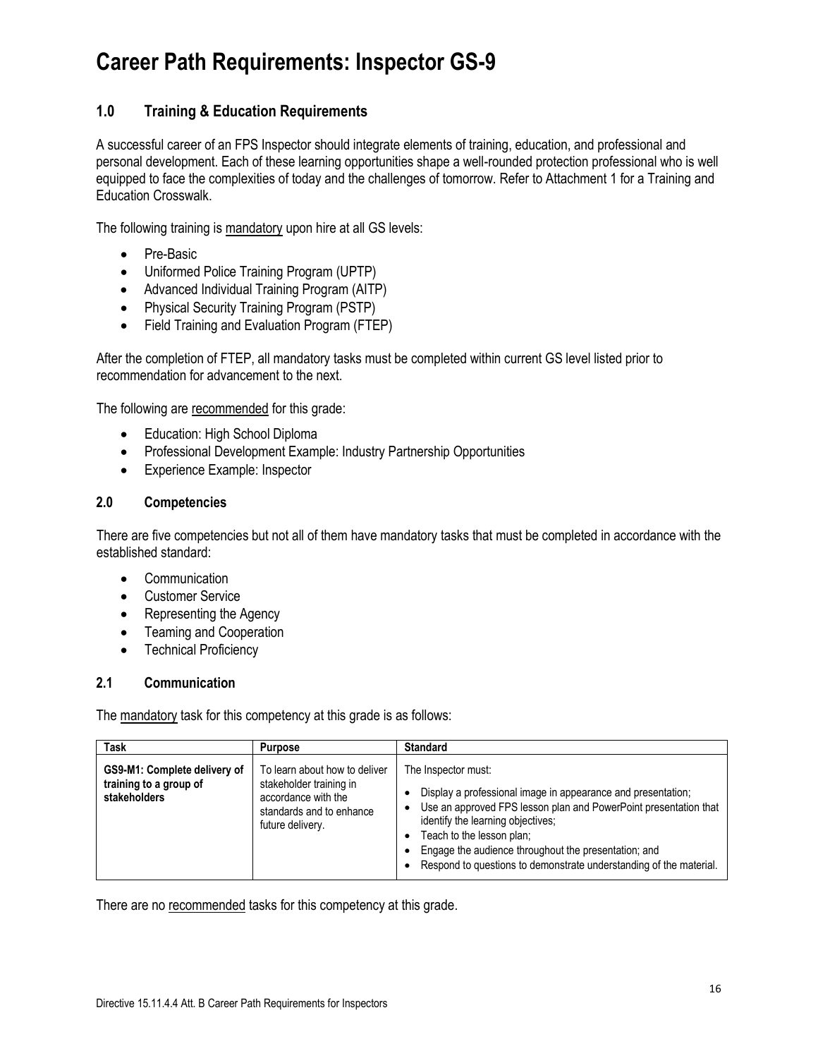# Career Path Requirements: Inspector GS-9

## 1.0 Training & Education Requirements

A successful career of an FPS Inspector should integrate elements of training, education, and professional and personal development. Each of these learning opportunities shape a well-rounded protection professional who is well equipped to face the complexities of today and the challenges of tomorrow. Refer to Attachment 1 for a Training and Education Crosswalk.

The following training is mandatory upon hire at all GS levels:

- Pre-Basic
- Uniformed Police Training Program (UPTP)
- Advanced Individual Training Program (AITP)
- Physical Security Training Program (PSTP)
- Field Training and Evaluation Program (FTEP)

After the completion of FTEP, all mandatory tasks must be completed within current GS level listed prior to recommendation for advancement to the next.

The following are recommended for this grade:

- Education: High School Diploma
- Professional Development Example: Industry Partnership Opportunities
- Experience Example: Inspector

### 2.0 Competencies

There are five competencies but not all of them have mandatory tasks that must be completed in accordance with the established standard:

- Communication
- Customer Service
- Representing the Agency
- Teaming and Cooperation
- Technical Proficiency

### 2.1 Communication

The mandatory task for this competency at this grade is as follows:

| Task | Purpose | Standard |
|---|---|---|
| **GS9-M1: Complete delivery of training to a group of stakeholders** | To learn about how to deliver stakeholder training in accordance with the standards and to enhance future delivery. | The Inspector must:<br>• Display a professional image in appearance and presentation;<br>• Use an approved FPS lesson plan and PowerPoint presentation that identify the learning objectives;<br>• Teach to the lesson plan;<br>• Engage the audience throughout the presentation; and<br>• Respond to questions to demonstrate understanding of the material. |

There are no recommended tasks for this competency at this grade.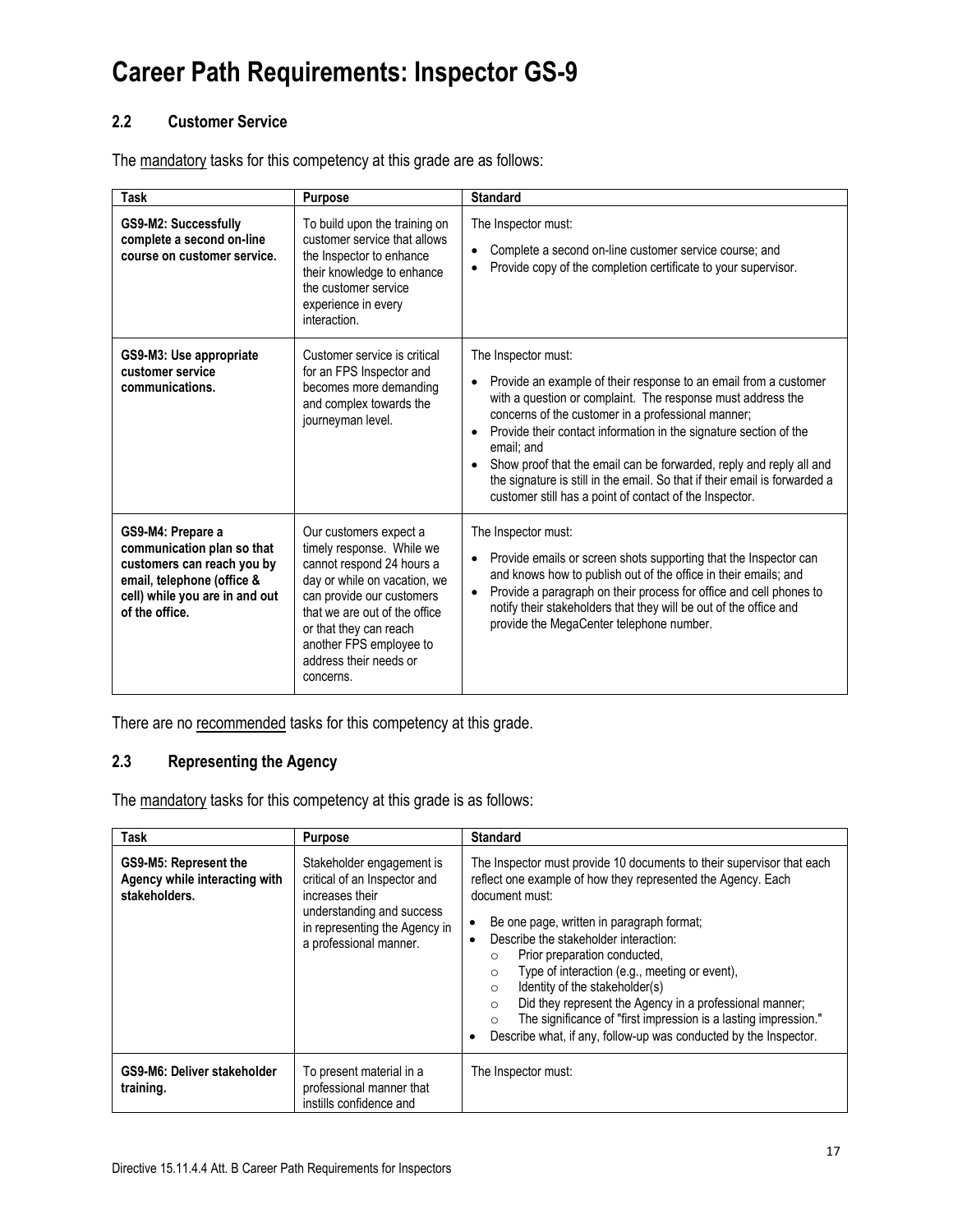# Career Path Requirements: Inspector GS-9

## 2.2 Customer Service

The mandatory tasks for this competency at this grade are as follows:

| Task | Purpose | Standard |
|---|---|---|
| **GS9-M2: Successfully complete a second on-line course on customer service.** | To build upon the training on customer service that allows the Inspector to enhance their knowledge to enhance the customer service experience in every interaction. | The Inspector must:<br>• Complete a second on-line customer service course; and<br>• Provide copy of the completion certificate to your supervisor. |
| **GS9-M3: Use appropriate customer service communications.** | Customer service is critical for an FPS Inspector and becomes more demanding and complex towards the journeyman level. | The Inspector must:<br>• Provide an example of their response to an email from a customer with a question or complaint. The response must address the concerns of the customer in a professional manner;<br>• Provide their contact information in the signature section of the email; and<br>• Show proof that the email can be forwarded, reply and reply all and the signature is still in the email. So that if their email is forwarded a customer still has a point of contact of the Inspector. |
| **GS9-M4: Prepare a communication plan so that customers can reach you by email, telephone (office & cell) while you are in and out of the office.** | Our customers expect a timely response. While we cannot respond 24 hours a day or while on vacation, we can provide our customers that we are out of the office or that they can reach another FPS employee to address their needs or concerns. | The Inspector must:<br>• Provide emails or screen shots supporting that the Inspector can and knows how to publish out of the office in their emails; and<br>• Provide a paragraph on their process for office and cell phones to notify their stakeholders that they will be out of the office and provide the MegaCenter telephone number. |

There are no recommended tasks for this competency at this grade.

## 2.3 Representing the Agency

The mandatory tasks for this competency at this grade is as follows:

| Task | Purpose | Standard |
|---|---|---|
| **GS9-M5: Represent the Agency while interacting with stakeholders.** | Stakeholder engagement is critical of an Inspector and increases their understanding and success in representing the Agency in a professional manner. | The Inspector must provide 10 documents to their supervisor that each reflect one example of how they represented the Agency. Each document must:<br>• Be one page, written in paragraph format;<br>• Describe the stakeholder interaction:<br>&nbsp;&nbsp;○ Prior preparation conducted,<br>&nbsp;&nbsp;○ Type of interaction (e.g., meeting or event),<br>&nbsp;&nbsp;○ Identity of the stakeholder(s)<br>&nbsp;&nbsp;○ Did they represent the Agency in a professional manner;<br>&nbsp;&nbsp;○ The significance of "first impression is a lasting impression."<br>• Describe what, if any, follow-up was conducted by the Inspector. |
| **GS9-M6: Deliver stakeholder training.** | To present material in a professional manner that instills confidence and | The Inspector must: |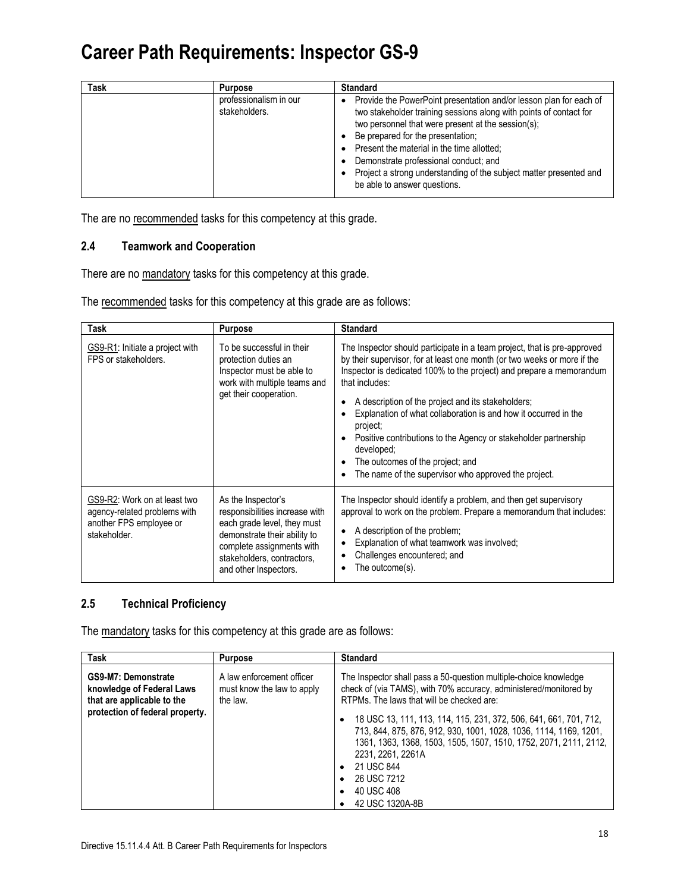# Career Path Requirements: Inspector GS-9

| Task | Purpose | Standard |
|---|---|---|
| | professionalism in our stakeholders. | • Provide the PowerPoint presentation and/or lesson plan for each of two stakeholder training sessions along with points of contact for two personnel that were present at the session(s);<br>• Be prepared for the presentation;<br>• Present the material in the time allotted;<br>• Demonstrate professional conduct; and<br>• Project a strong understanding of the subject matter presented and be able to answer questions. |

The are no recommended tasks for this competency at this grade.

### 2.4 Teamwork and Cooperation

There are no mandatory tasks for this competency at this grade.

The recommended tasks for this competency at this grade are as follows:

| Task | Purpose | Standard |
|---|---|---|
| GS9-R1: Initiate a project with FPS or stakeholders. | To be successful in their protection duties an Inspector must be able to work with multiple teams and get their cooperation. | The Inspector should participate in a team project, that is pre-approved by their supervisor, for at least one month (or two weeks or more if the Inspector is dedicated 100% to the project) and prepare a memorandum that includes:<br>• A description of the project and its stakeholders;<br>• Explanation of what collaboration is and how it occurred in the project;<br>• Positive contributions to the Agency or stakeholder partnership developed;<br>• The outcomes of the project; and<br>• The name of the supervisor who approved the project. |
| GS9-R2: Work on at least two agency-related problems with another FPS employee or stakeholder. | As the Inspector's responsibilities increase with each grade level, they must demonstrate their ability to complete assignments with stakeholders, contractors, and other Inspectors. | The Inspector should identify a problem, and then get supervisory approval to work on the problem. Prepare a memorandum that includes:<br>• A description of the problem;<br>• Explanation of what teamwork was involved;<br>• Challenges encountered; and<br>• The outcome(s). |

### 2.5 Technical Proficiency

The mandatory tasks for this competency at this grade are as follows:

| Task | Purpose | Standard |
|---|---|---|
| **GS9-M7: Demonstrate knowledge of Federal Laws that are applicable to the protection of federal property.** | A law enforcement officer must know the law to apply the law. | The Inspector shall pass a 50-question multiple-choice knowledge check of (via TAMS), with 70% accuracy, administered/monitored by RTPMs. The laws that will be checked are:<br>• 18 USC 13, 111, 113, 114, 115, 231, 372, 506, 641, 661, 701, 712, 713, 844, 875, 876, 912, 930, 1001, 1028, 1036, 1114, 1169, 1201, 1361, 1363, 1368, 1503, 1505, 1507, 1510, 1752, 2071, 2111, 2112, 2231, 2261, 2261A<br>• 21 USC 844<br>• 26 USC 7212<br>• 40 USC 408<br>• 42 USC 1320A-8B |

Directive 15.11.4.4 Att. B Career Path Requirements for Inspectors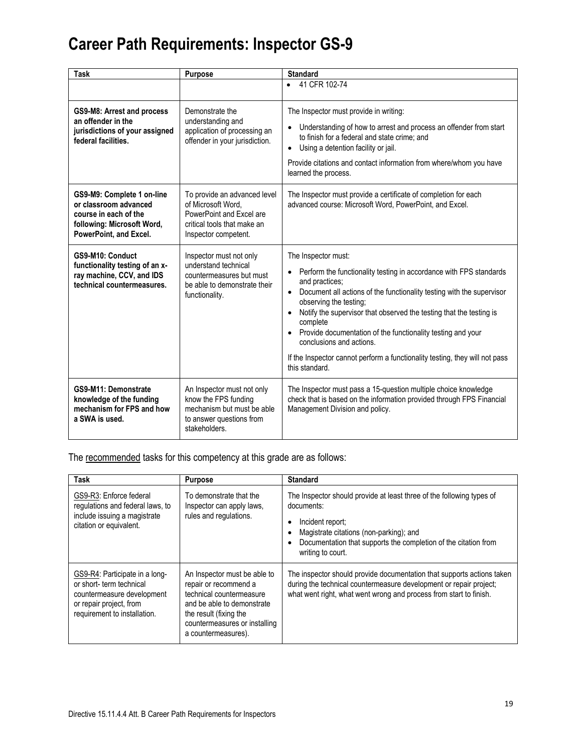# Career Path Requirements: Inspector GS-9

| Task | Purpose | Standard |
|---|---|---|
| | | • 41 CFR 102-74 |
| **GS9-M8: Arrest and process an offender in the jurisdictions of your assigned federal facilities.** | Demonstrate the understanding and application of processing an offender in your jurisdiction. | The Inspector must provide in writing:<br>• Understanding of how to arrest and process an offender from start to finish for a federal and state crime; and<br>• Using a detention facility or jail.<br>Provide citations and contact information from where/whom you have learned the process. |
| **GS9-M9: Complete 1 on-line or classroom advanced course in each of the following: Microsoft Word, PowerPoint, and Excel.** | To provide an advanced level of Microsoft Word, PowerPoint and Excel are critical tools that make an Inspector competent. | The Inspector must provide a certificate of completion for each advanced course: Microsoft Word, PowerPoint, and Excel. |
| **GS9-M10: Conduct functionality testing of an x-ray machine, CCV, and IDS technical countermeasures.** | Inspector must not only understand technical countermeasures but must be able to demonstrate their functionality. | The Inspector must:<br>• Perform the functionality testing in accordance with FPS standards and practices;<br>• Document all actions of the functionality testing with the supervisor observing the testing;<br>• Notify the supervisor that observed the testing that the testing is complete<br>• Provide documentation of the functionality testing and your conclusions and actions.<br>If the Inspector cannot perform a functionality testing, they will not pass this standard. |
| **GS9-M11: Demonstrate knowledge of the funding mechanism for FPS and how a SWA is used.** | An Inspector must not only know the FPS funding mechanism but must be able to answer questions from stakeholders. | The Inspector must pass a 15-question multiple choice knowledge check that is based on the information provided through FPS Financial Management Division and policy. |

The recommended tasks for this competency at this grade are as follows:

| Task | Purpose | Standard |
|---|---|---|
| GS9-R3: Enforce federal regulations and federal laws, to include issuing a magistrate citation or equivalent. | To demonstrate that the Inspector can apply laws, rules and regulations. | The Inspector should provide at least three of the following types of documents:<br>• Incident report;<br>• Magistrate citations (non-parking); and<br>• Documentation that supports the completion of the citation from writing to court. |
| GS9-R4: Participate in a long- or short- term technical countermeasure development or repair project, from requirement to installation. | An Inspector must be able to repair or recommend a technical countermeasure and be able to demonstrate the result (fixing the countermeasures or installing a countermeasures). | The inspector should provide documentation that supports actions taken during the technical countermeasure development or repair project; what went right, what went wrong and process from start to finish. |

Directive 15.11.4.4 Att. B Career Path Requirements for Inspectors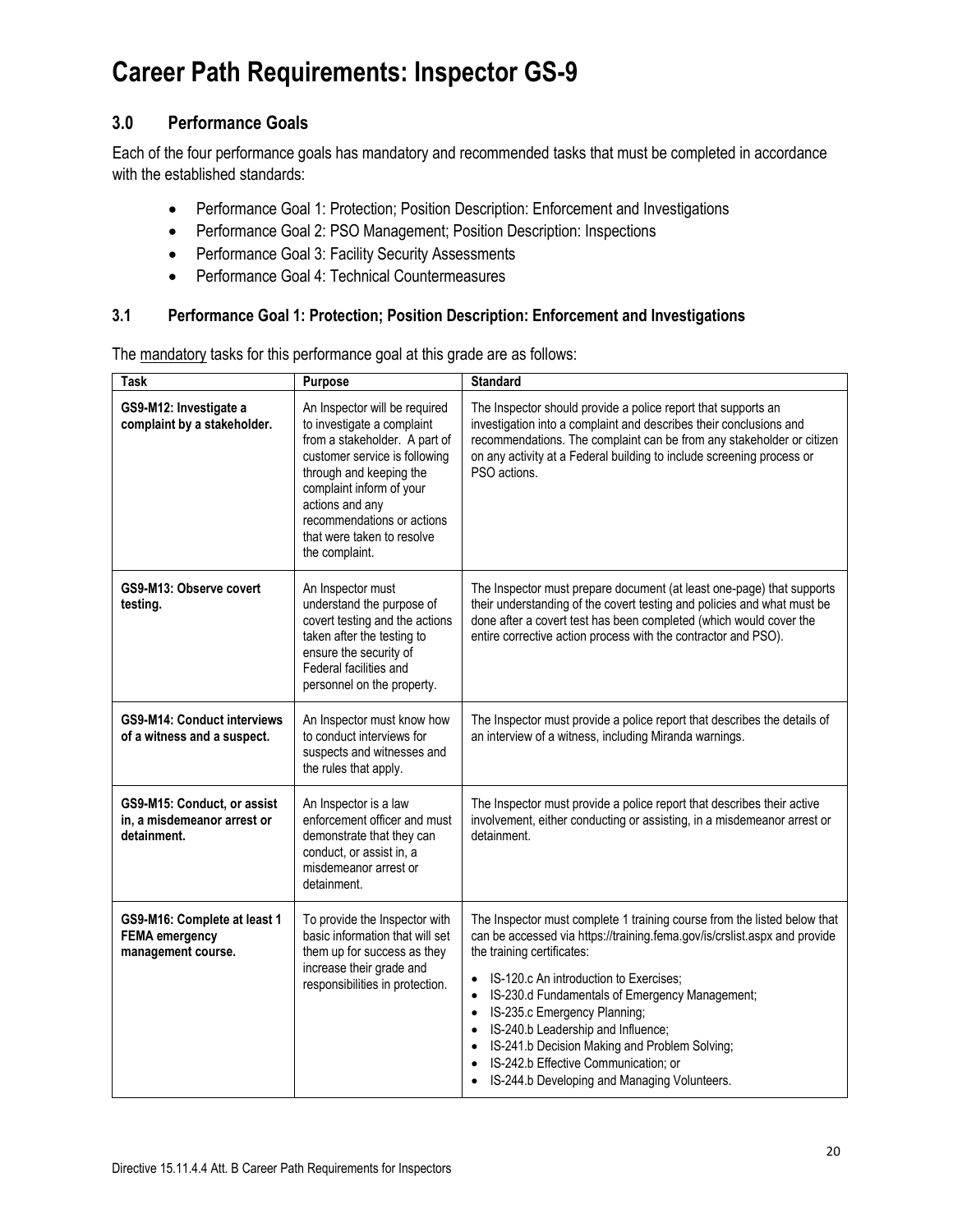# Career Path Requirements: Inspector GS-9

## 3.0 Performance Goals

Each of the four performance goals has mandatory and recommended tasks that must be completed in accordance with the established standards:

- Performance Goal 1: Protection; Position Description: Enforcement and Investigations
- Performance Goal 2: PSO Management; Position Description: Inspections
- Performance Goal 3: Facility Security Assessments
- Performance Goal 4: Technical Countermeasures

### 3.1 Performance Goal 1: Protection; Position Description: Enforcement and Investigations

The mandatory tasks for this performance goal at this grade are as follows:

| Task | Purpose | Standard |
|---|---|---|
| **GS9-M12: Investigate a complaint by a stakeholder.** | An Inspector will be required to investigate a complaint from a stakeholder. A part of customer service is following through and keeping the complaint inform of your actions and any recommendations or actions that were taken to resolve the complaint. | The Inspector should provide a police report that supports an investigation into a complaint and describes their conclusions and recommendations. The complaint can be from any stakeholder or citizen on any activity at a Federal building to include screening process or PSO actions. |
| **GS9-M13: Observe covert testing.** | An Inspector must understand the purpose of covert testing and the actions taken after the testing to ensure the security of Federal facilities and personnel on the property. | The Inspector must prepare document (at least one-page) that supports their understanding of the covert testing and policies and what must be done after a covert test has been completed (which would cover the entire corrective action process with the contractor and PSO). |
| **GS9-M14: Conduct interviews of a witness and a suspect.** | An Inspector must know how to conduct interviews for suspects and witnesses and the rules that apply. | The Inspector must provide a police report that describes the details of an interview of a witness, including Miranda warnings. |
| **GS9-M15: Conduct, or assist in, a misdemeanor arrest or detainment.** | An Inspector is a law enforcement officer and must demonstrate that they can conduct, or assist in, a misdemeanor arrest or detainment. | The Inspector must provide a police report that describes their active involvement, either conducting or assisting, in a misdemeanor arrest or detainment. |
| **GS9-M16: Complete at least 1 FEMA emergency management course.** | To provide the Inspector with basic information that will set them up for success as they increase their grade and responsibilities in protection. | The Inspector must complete 1 training course from the listed below that can be accessed via https://training.fema.gov/is/crslist.aspx and provide the training certificates:<br>• IS-120.c An introduction to Exercises;<br>• IS-230.d Fundamentals of Emergency Management;<br>• IS-235.c Emergency Planning;<br>• IS-240.b Leadership and Influence;<br>• IS-241.b Decision Making and Problem Solving;<br>• IS-242.b Effective Communication; or<br>• IS-244.b Developing and Managing Volunteers. |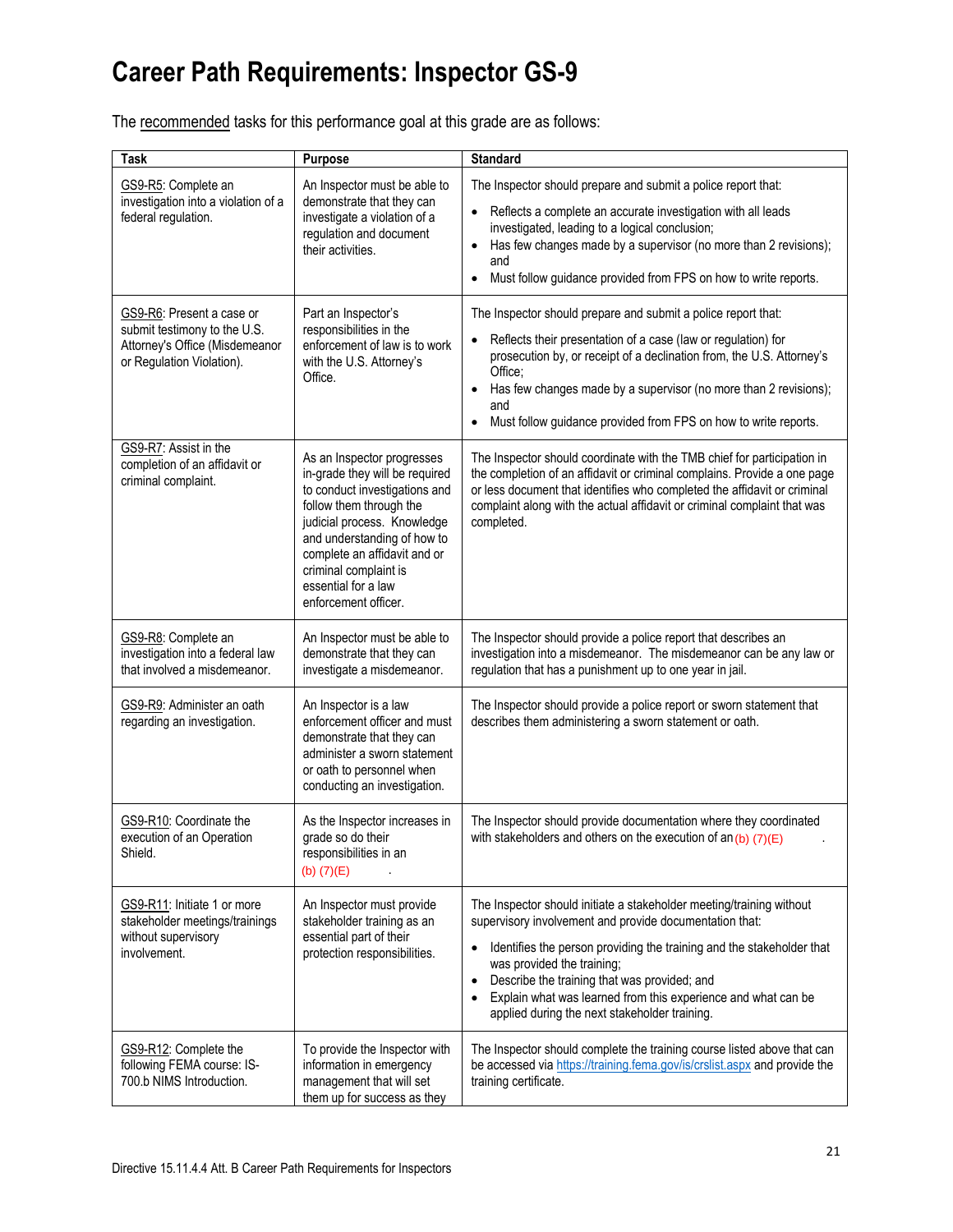# Career Path Requirements: Inspector GS-9

The recommended tasks for this performance goal at this grade are as follows:

| Task | Purpose | Standard |
|---|---|---|
| GS9-R5: Complete an investigation into a violation of a federal regulation. | An Inspector must be able to demonstrate that they can investigate a violation of a regulation and document their activities. | The Inspector should prepare and submit a police report that: <br>• Reflects a complete an accurate investigation with all leads investigated, leading to a logical conclusion; <br>• Has few changes made by a supervisor (no more than 2 revisions); and <br>• Must follow guidance provided from FPS on how to write reports. |
| GS9-R6: Present a case or submit testimony to the U.S. Attorney's Office (Misdemeanor or Regulation Violation). | Part an Inspector's responsibilities in the enforcement of law is to work with the U.S. Attorney's Office. | The Inspector should prepare and submit a police report that: <br>• Reflects their presentation of a case (law or regulation) for prosecution by, or receipt of a declination from, the U.S. Attorney's Office; <br>• Has few changes made by a supervisor (no more than 2 revisions); and <br>• Must follow guidance provided from FPS on how to write reports. |
| GS9-R7: Assist in the completion of an affidavit or criminal complaint. | As an Inspector progresses in-grade they will be required to conduct investigations and follow them through the judicial process. Knowledge and understanding of how to complete an affidavit and or criminal complaint is essential for a law enforcement officer. | The Inspector should coordinate with the TMB chief for participation in the completion of an affidavit or criminal complains. Provide a one page or less document that identifies who completed the affidavit or criminal complaint along with the actual affidavit or criminal complaint that was completed. |
| GS9-R8: Complete an investigation into a federal law that involved a misdemeanor. | An Inspector must be able to demonstrate that they can investigate a misdemeanor. | The Inspector should provide a police report that describes an investigation into a misdemeanor. The misdemeanor can be any law or regulation that has a punishment up to one year in jail. |
| GS9-R9: Administer an oath regarding an investigation. | An Inspector is a law enforcement officer and must demonstrate that they can administer a sworn statement or oath to personnel when conducting an investigation. | The Inspector should provide a police report or sworn statement that describes them administering a sworn statement or oath. |
| GS9-R10: Coordinate the execution of an Operation Shield. | As the Inspector increases in grade so do their responsibilities in an (b) (7)(E) . | The Inspector should provide documentation where they coordinated with stakeholders and others on the execution of an (b) (7)(E) . |
| GS9-R11: Initiate 1 or more stakeholder meetings/trainings without supervisory involvement. | An Inspector must provide stakeholder training as an essential part of their protection responsibilities. | The Inspector should initiate a stakeholder meeting/training without supervisory involvement and provide documentation that: <br>• Identifies the person providing the training and the stakeholder that was provided the training; <br>• Describe the training that was provided; and <br>• Explain what was learned from this experience and what can be applied during the next stakeholder training. |
| GS9-R12: Complete the following FEMA course: IS-700.b NIMS Introduction. | To provide the Inspector with information in emergency management that will set them up for success as they | The Inspector should complete the training course listed above that can be accessed via https://training.fema.gov/is/crslist.aspx and provide the training certificate. |

Directive 15.11.4.4 Att. B Career Path Requirements for Inspectors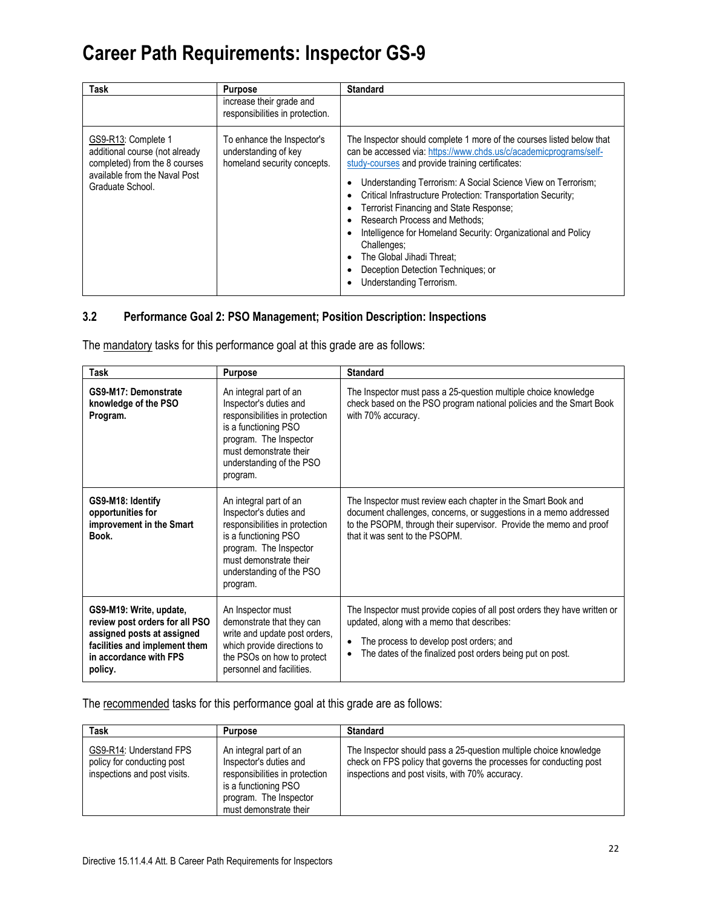# Career Path Requirements: Inspector GS-9

| Task | Purpose | Standard |
|---|---|---|
| | increase their grade and responsibilities in protection. | |
| GS9-R13: Complete 1 additional course (not already completed) from the 8 courses available from the Naval Post Graduate School. | To enhance the Inspector's understanding of key homeland security concepts. | The Inspector should complete 1 more of the courses listed below that can be accessed via: https://www.chds.us/c/academicprograms/self-study-courses and provide training certificates:<br>• Understanding Terrorism: A Social Science View on Terrorism;<br>• Critical Infrastructure Protection: Transportation Security;<br>• Terrorist Financing and State Response;<br>• Research Process and Methods;<br>• Intelligence for Homeland Security: Organizational and Policy Challenges;<br>• The Global Jihadi Threat;<br>• Deception Detection Techniques; or<br>• Understanding Terrorism. |

### 3.2 Performance Goal 2: PSO Management; Position Description: Inspections

The mandatory tasks for this performance goal at this grade are as follows:

| Task | Purpose | Standard |
|---|---|---|
| **GS9-M17: Demonstrate knowledge of the PSO Program.** | An integral part of an Inspector's duties and responsibilities in protection is a functioning PSO program. The Inspector must demonstrate their understanding of the PSO program. | The Inspector must pass a 25-question multiple choice knowledge check based on the PSO program national policies and the Smart Book with 70% accuracy. |
| **GS9-M18: Identify opportunities for improvement in the Smart Book.** | An integral part of an Inspector's duties and responsibilities in protection is a functioning PSO program. The Inspector must demonstrate their understanding of the PSO program. | The Inspector must review each chapter in the Smart Book and document challenges, concerns, or suggestions in a memo addressed to the PSOPM, through their supervisor. Provide the memo and proof that it was sent to the PSOPM. |
| **GS9-M19: Write, update, review post orders for all PSO assigned posts at assigned facilities and implement them in accordance with FPS policy.** | An Inspector must demonstrate that they can write and update post orders, which provide directions to the PSOs on how to protect personnel and facilities. | The Inspector must provide copies of all post orders they have written or updated, along with a memo that describes:<br>• The process to develop post orders; and<br>• The dates of the finalized post orders being put on post. |

The recommended tasks for this performance goal at this grade are as follows:

| Task | Purpose | Standard |
|---|---|---|
| GS9-R14: Understand FPS policy for conducting post inspections and post visits. | An integral part of an Inspector's duties and responsibilities in protection is a functioning PSO program. The Inspector must demonstrate their | The Inspector should pass a 25-question multiple choice knowledge check on FPS policy that governs the processes for conducting post inspections and post visits, with 70% accuracy. |

Directive 15.11.4.4 Att. B Career Path Requirements for Inspectors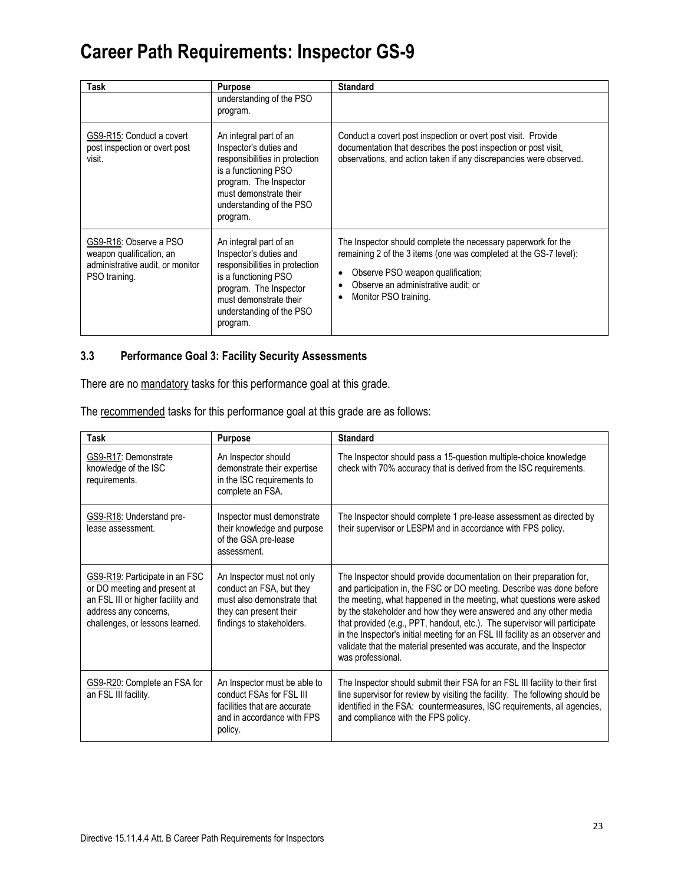# Career Path Requirements: Inspector GS-9

| Task | Purpose | Standard |
|---|---|---|
| | understanding of the PSO program. | |
| GS9-R15: Conduct a covert post inspection or overt post visit. | An integral part of an Inspector's duties and responsibilities in protection is a functioning PSO program. The Inspector must demonstrate their understanding of the PSO program. | Conduct a covert post inspection or overt post visit. Provide documentation that describes the post inspection or post visit, observations, and action taken if any discrepancies were observed. |
| GS9-R16: Observe a PSO weapon qualification, an administrative audit, or monitor PSO training. | An integral part of an Inspector's duties and responsibilities in protection is a functioning PSO program. The Inspector must demonstrate their understanding of the PSO program. | The Inspector should complete the necessary paperwork for the remaining 2 of the 3 items (one was completed at the GS-7 level):<br>• Observe PSO weapon qualification;<br>• Observe an administrative audit; or<br>• Monitor PSO training. |

### 3.3 Performance Goal 3: Facility Security Assessments

There are no mandatory tasks for this performance goal at this grade.

The recommended tasks for this performance goal at this grade are as follows:

| Task | Purpose | Standard |
|---|---|---|
| GS9-R17: Demonstrate knowledge of the ISC requirements. | An Inspector should demonstrate their expertise in the ISC requirements to complete an FSA. | The Inspector should pass a 15-question multiple-choice knowledge check with 70% accuracy that is derived from the ISC requirements. |
| GS9-R18: Understand pre-lease assessment. | Inspector must demonstrate their knowledge and purpose of the GSA pre-lease assessment. | The Inspector should complete 1 pre-lease assessment as directed by their supervisor or LESPM and in accordance with FPS policy. |
| GS9-R19: Participate in an FSC or DO meeting and present at an FSL III or higher facility and address any concerns, challenges, or lessons learned. | An Inspector must not only conduct an FSA, but they must also demonstrate that they can present their findings to stakeholders. | The Inspector should provide documentation on their preparation for, and participation in, the FSC or DO meeting. Describe was done before the meeting, what happened in the meeting, what questions were asked by the stakeholder and how they were answered and any other media that provided (e.g., PPT, handout, etc.). The supervisor will participate in the Inspector's initial meeting for an FSL III facility as an observer and validate that the material presented was accurate, and the Inspector was professional. |
| GS9-R20: Complete an FSA for an FSL III facility. | An Inspector must be able to conduct FSAs for FSL III facilities that are accurate and in accordance with FPS policy. | The Inspector should submit their FSA for an FSL III facility to their first line supervisor for review by visiting the facility. The following should be identified in the FSA: countermeasures, ISC requirements, all agencies, and compliance with the FPS policy. |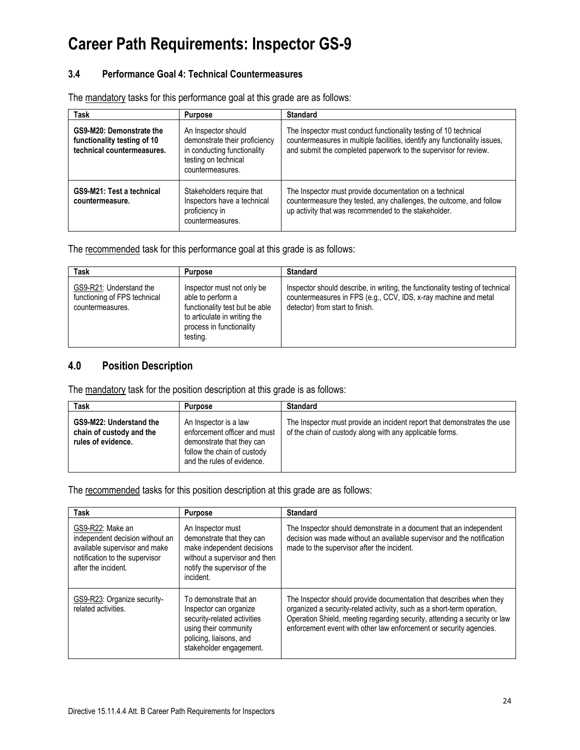# Career Path Requirements: Inspector GS-9

### 3.4 Performance Goal 4: Technical Countermeasures

The mandatory tasks for this performance goal at this grade are as follows:

| Task | Purpose | Standard |
|---|---|---|
| **GS9-M20: Demonstrate the functionality testing of 10 technical countermeasures.** | An Inspector should demonstrate their proficiency in conducting functionality testing on technical countermeasures. | The Inspector must conduct functionality testing of 10 technical countermeasures in multiple facilities, identify any functionality issues, and submit the completed paperwork to the supervisor for review. |
| **GS9-M21: Test a technical countermeasure.** | Stakeholders require that Inspectors have a technical proficiency in countermeasures. | The Inspector must provide documentation on a technical countermeasure they tested, any challenges, the outcome, and follow up activity that was recommended to the stakeholder. |

The recommended task for this performance goal at this grade is as follows:

| Task | Purpose | Standard |
|---|---|---|
| GS9-R21: Understand the functioning of FPS technical countermeasures. | Inspector must not only be able to perform a functionality test but be able to articulate in writing the process in functionality testing. | Inspector should describe, in writing, the functionality testing of technical countermeasures in FPS (e.g., CCV, IDS, x-ray machine and metal detector) from start to finish. |

### 4.0 Position Description

The mandatory task for the position description at this grade is as follows:

| Task | Purpose | Standard |
|---|---|---|
| **GS9-M22: Understand the chain of custody and the rules of evidence.** | An Inspector is a law enforcement officer and must demonstrate that they can follow the chain of custody and the rules of evidence. | The Inspector must provide an incident report that demonstrates the use of the chain of custody along with any applicable forms. |

The recommended tasks for this position description at this grade are as follows:

| Task | Purpose | Standard |
|---|---|---|
| GS9-R22: Make an independent decision without an available supervisor and make notification to the supervisor after the incident. | An Inspector must demonstrate that they can make independent decisions without a supervisor and then notify the supervisor of the incident. | The Inspector should demonstrate in a document that an independent decision was made without an available supervisor and the notification made to the supervisor after the incident. |
| GS9-R23: Organize security-related activities. | To demonstrate that an Inspector can organize security-related activities using their community policing, liaisons, and stakeholder engagement. | The Inspector should provide documentation that describes when they organized a security-related activity, such as a short-term operation, Operation Shield, meeting regarding security, attending a security or law enforcement event with other law enforcement or security agencies. |

Directive 15.11.4.4 Att. B Career Path Requirements for Inspectors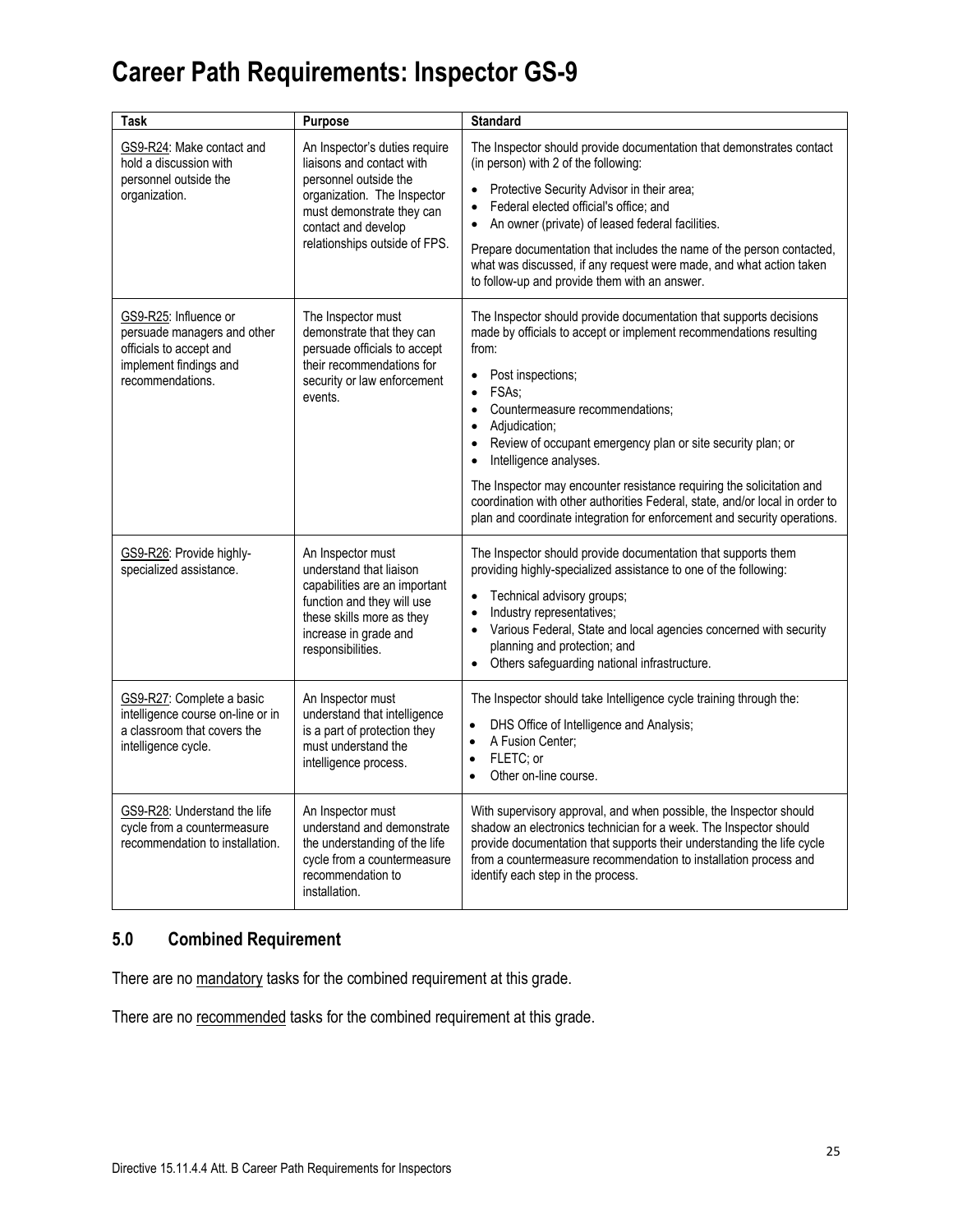# Career Path Requirements: Inspector GS-9

| Task | Purpose | Standard |
|---|---|---|
| GS9-R24: Make contact and hold a discussion with personnel outside the organization. | An Inspector's duties require liaisons and contact with personnel outside the organization. The Inspector must demonstrate they can contact and develop relationships outside of FPS. | The Inspector should provide documentation that demonstrates contact (in person) with 2 of the following:<br>• Protective Security Advisor in their area;<br>• Federal elected official's office; and<br>• An owner (private) of leased federal facilities.<br><br>Prepare documentation that includes the name of the person contacted, what was discussed, if any request were made, and what action taken to follow-up and provide them with an answer. |
| GS9-R25: Influence or persuade managers and other officials to accept and implement findings and recommendations. | The Inspector must demonstrate that they can persuade officials to accept their recommendations for security or law enforcement events. | The Inspector should provide documentation that supports decisions made by officials to accept or implement recommendations resulting from:<br>• Post inspections;<br>• FSAs;<br>• Countermeasure recommendations;<br>• Adjudication;<br>• Review of occupant emergency plan or site security plan; or<br>• Intelligence analyses.<br><br>The Inspector may encounter resistance requiring the solicitation and coordination with other authorities Federal, state, and/or local in order to plan and coordinate integration for enforcement and security operations. |
| GS9-R26: Provide highly-specialized assistance. | An Inspector must understand that liaison capabilities are an important function and they will use these skills more as they increase in grade and responsibilities. | The Inspector should provide documentation that supports them providing highly-specialized assistance to one of the following:<br>• Technical advisory groups;<br>• Industry representatives;<br>• Various Federal, State and local agencies concerned with security planning and protection; and<br>• Others safeguarding national infrastructure. |
| GS9-R27: Complete a basic intelligence course on-line or in a classroom that covers the intelligence cycle. | An Inspector must understand that intelligence is a part of protection they must understand the intelligence process. | The Inspector should take Intelligence cycle training through the:<br>• DHS Office of Intelligence and Analysis;<br>• A Fusion Center;<br>• FLETC; or<br>• Other on-line course. |
| GS9-R28: Understand the life cycle from a countermeasure recommendation to installation. | An Inspector must understand and demonstrate the understanding of the life cycle from a countermeasure recommendation to installation. | With supervisory approval, and when possible, the Inspector should shadow an electronics technician for a week. The Inspector should provide documentation that supports their understanding the life cycle from a countermeasure recommendation to installation process and identify each step in the process. |

## 5.0 Combined Requirement

There are no mandatory tasks for the combined requirement at this grade.

There are no recommended tasks for the combined requirement at this grade.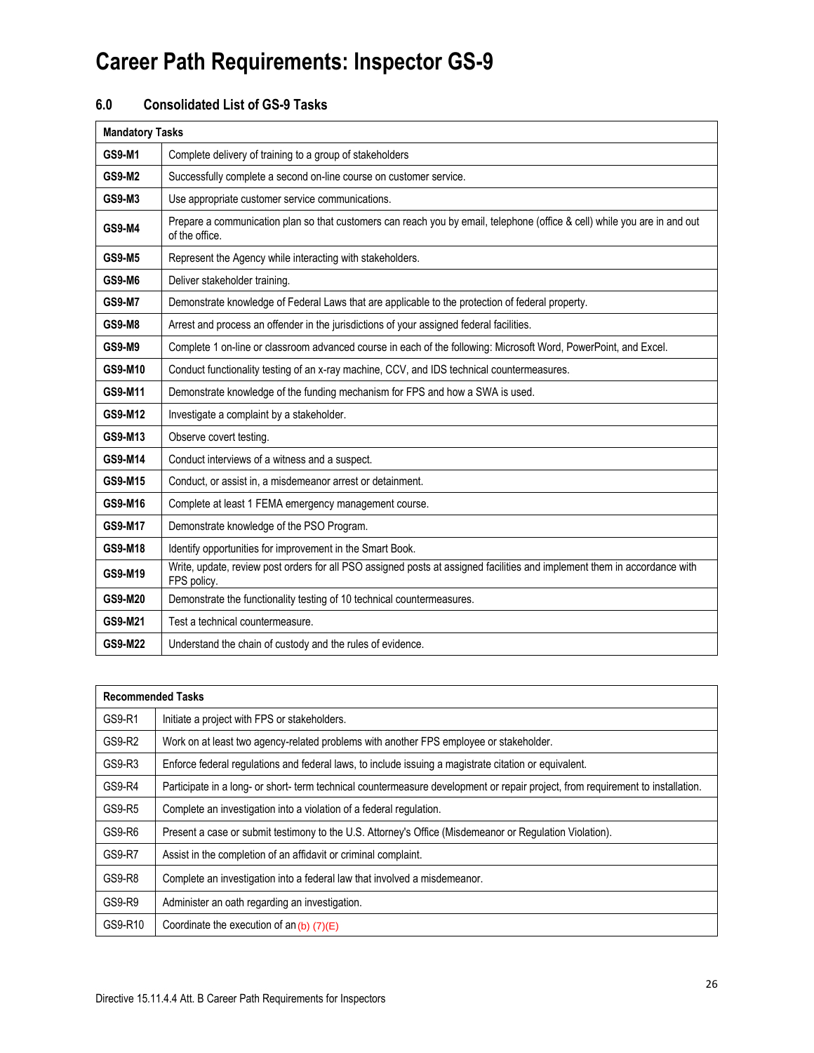# Career Path Requirements: Inspector GS-9

## 6.0 Consolidated List of GS-9 Tasks

| **Mandatory Tasks** | |
|---|---|
| **GS9-M1** | Complete delivery of training to a group of stakeholders |
| **GS9-M2** | Successfully complete a second on-line course on customer service. |
| **GS9-M3** | Use appropriate customer service communications. |
| **GS9-M4** | Prepare a communication plan so that customers can reach you by email, telephone (office & cell) while you are in and out of the office. |
| **GS9-M5** | Represent the Agency while interacting with stakeholders. |
| **GS9-M6** | Deliver stakeholder training. |
| **GS9-M7** | Demonstrate knowledge of Federal Laws that are applicable to the protection of federal property. |
| **GS9-M8** | Arrest and process an offender in the jurisdictions of your assigned federal facilities. |
| **GS9-M9** | Complete 1 on-line or classroom advanced course in each of the following: Microsoft Word, PowerPoint, and Excel. |
| **GS9-M10** | Conduct functionality testing of an x-ray machine, CCV, and IDS technical countermeasures. |
| **GS9-M11** | Demonstrate knowledge of the funding mechanism for FPS and how a SWA is used. |
| **GS9-M12** | Investigate a complaint by a stakeholder. |
| **GS9-M13** | Observe covert testing. |
| **GS9-M14** | Conduct interviews of a witness and a suspect. |
| **GS9-M15** | Conduct, or assist in, a misdemeanor arrest or detainment. |
| **GS9-M16** | Complete at least 1 FEMA emergency management course. |
| **GS9-M17** | Demonstrate knowledge of the PSO Program. |
| **GS9-M18** | Identify opportunities for improvement in the Smart Book. |
| **GS9-M19** | Write, update, review post orders for all PSO assigned posts at assigned facilities and implement them in accordance with FPS policy. |
| **GS9-M20** | Demonstrate the functionality testing of 10 technical countermeasures. |
| **GS9-M21** | Test a technical countermeasure. |
| **GS9-M22** | Understand the chain of custody and the rules of evidence. |

| **Recommended Tasks** | |
|---|---|
| GS9-R1 | Initiate a project with FPS or stakeholders. |
| GS9-R2 | Work on at least two agency-related problems with another FPS employee or stakeholder. |
| GS9-R3 | Enforce federal regulations and federal laws, to include issuing a magistrate citation or equivalent. |
| GS9-R4 | Participate in a long- or short- term technical countermeasure development or repair project, from requirement to installation. |
| GS9-R5 | Complete an investigation into a violation of a federal regulation. |
| GS9-R6 | Present a case or submit testimony to the U.S. Attorney's Office (Misdemeanor or Regulation Violation). |
| GS9-R7 | Assist in the completion of an affidavit or criminal complaint. |
| GS9-R8 | Complete an investigation into a federal law that involved a misdemeanor. |
| GS9-R9 | Administer an oath regarding an investigation. |
| GS9-R10 | Coordinate the execution of an (b) (7)(E) |

Directive 15.11.4.4 Att. B Career Path Requirements for Inspectors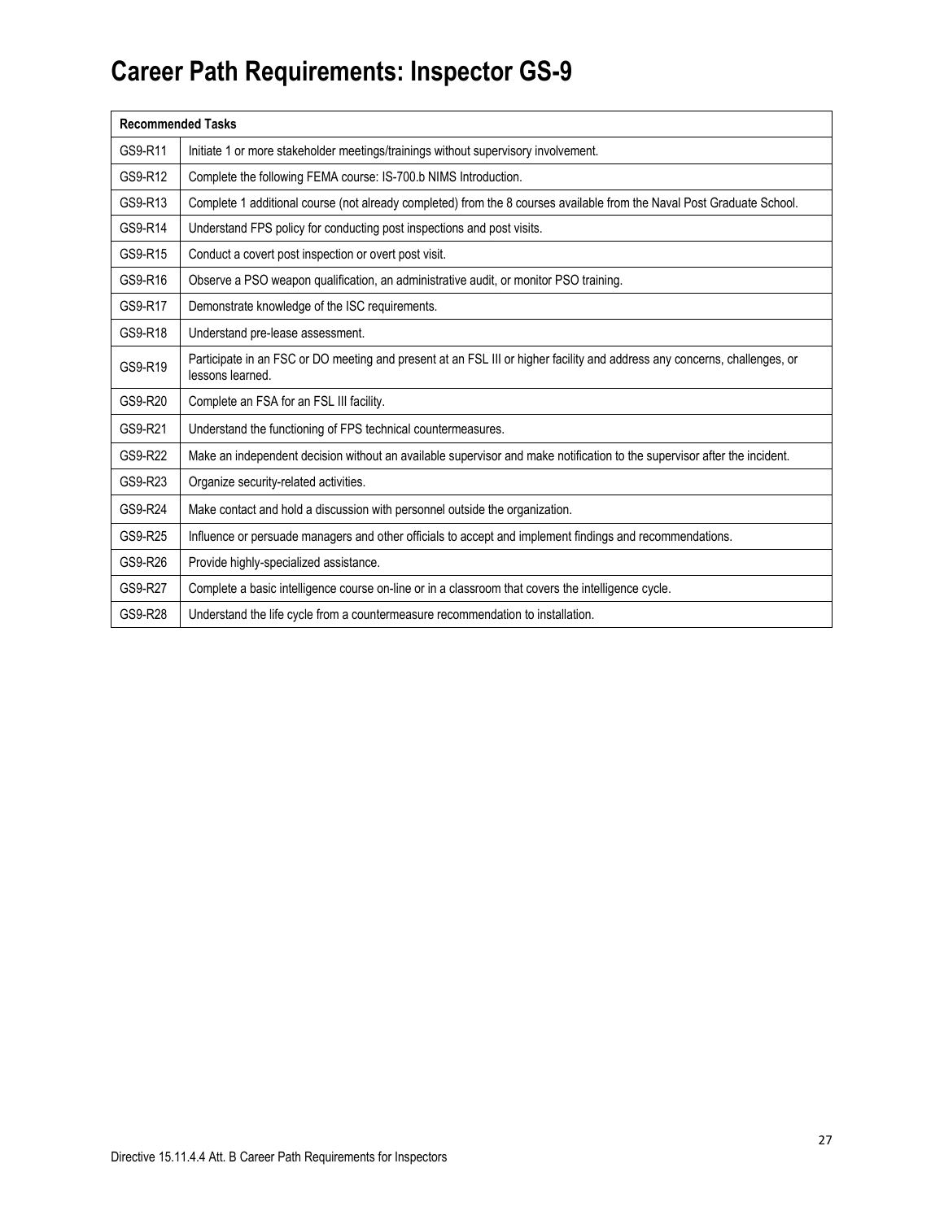# Career Path Requirements: Inspector GS-9

| Recommended Tasks | |
|---|---|
| GS9-R11 | Initiate 1 or more stakeholder meetings/trainings without supervisory involvement. |
| GS9-R12 | Complete the following FEMA course: IS-700.b NIMS Introduction. |
| GS9-R13 | Complete 1 additional course (not already completed) from the 8 courses available from the Naval Post Graduate School. |
| GS9-R14 | Understand FPS policy for conducting post inspections and post visits. |
| GS9-R15 | Conduct a covert post inspection or overt post visit. |
| GS9-R16 | Observe a PSO weapon qualification, an administrative audit, or monitor PSO training. |
| GS9-R17 | Demonstrate knowledge of the ISC requirements. |
| GS9-R18 | Understand pre-lease assessment. |
| GS9-R19 | Participate in an FSC or DO meeting and present at an FSL III or higher facility and address any concerns, challenges, or lessons learned. |
| GS9-R20 | Complete an FSA for an FSL III facility. |
| GS9-R21 | Understand the functioning of FPS technical countermeasures. |
| GS9-R22 | Make an independent decision without an available supervisor and make notification to the supervisor after the incident. |
| GS9-R23 | Organize security-related activities. |
| GS9-R24 | Make contact and hold a discussion with personnel outside the organization. |
| GS9-R25 | Influence or persuade managers and other officials to accept and implement findings and recommendations. |
| GS9-R26 | Provide highly-specialized assistance. |
| GS9-R27 | Complete a basic intelligence course on-line or in a classroom that covers the intelligence cycle. |
| GS9-R28 | Understand the life cycle from a countermeasure recommendation to installation. |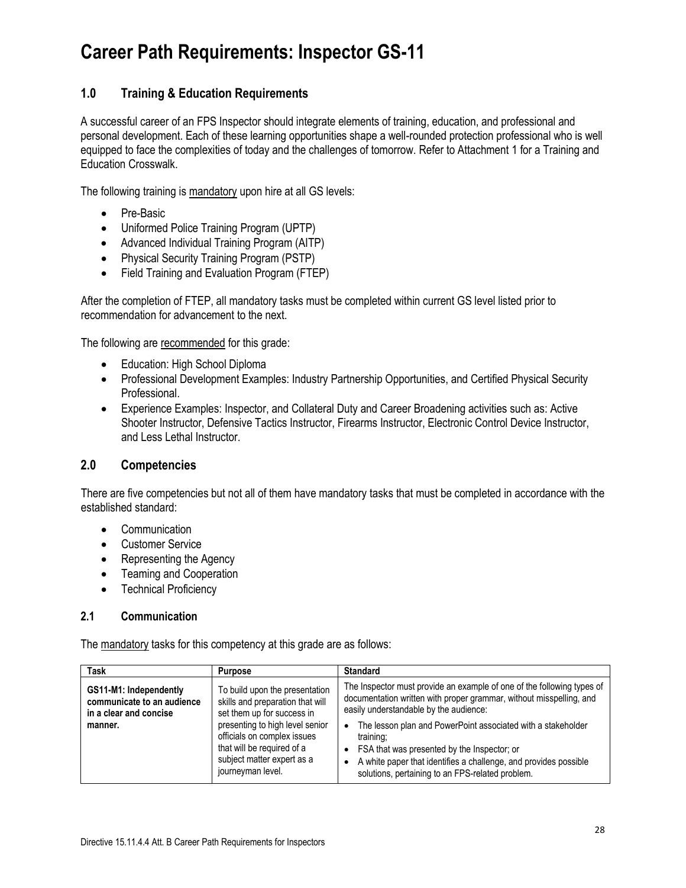# Career Path Requirements: Inspector GS-11

## 1.0 Training & Education Requirements

A successful career of an FPS Inspector should integrate elements of training, education, and professional and personal development. Each of these learning opportunities shape a well-rounded protection professional who is well equipped to face the complexities of today and the challenges of tomorrow. Refer to Attachment 1 for a Training and Education Crosswalk.

The following training is mandatory upon hire at all GS levels:

- Pre-Basic
- Uniformed Police Training Program (UPTP)
- Advanced Individual Training Program (AITP)
- Physical Security Training Program (PSTP)
- Field Training and Evaluation Program (FTEP)

After the completion of FTEP, all mandatory tasks must be completed within current GS level listed prior to recommendation for advancement to the next.

The following are recommended for this grade:

- Education: High School Diploma
- Professional Development Examples: Industry Partnership Opportunities, and Certified Physical Security Professional.
- Experience Examples: Inspector, and Collateral Duty and Career Broadening activities such as: Active Shooter Instructor, Defensive Tactics Instructor, Firearms Instructor, Electronic Control Device Instructor, and Less Lethal Instructor.

## 2.0 Competencies

There are five competencies but not all of them have mandatory tasks that must be completed in accordance with the established standard:

- Communication
- Customer Service
- Representing the Agency
- Teaming and Cooperation
- Technical Proficiency

### 2.1 Communication

The mandatory tasks for this competency at this grade are as follows:

| Task | Purpose | Standard |
|---|---|---|
| **GS11-M1: Independently communicate to an audience in a clear and concise manner.** | To build upon the presentation skills and preparation that will set them up for success in presenting to high level senior officials on complex issues that will be required of a subject matter expert as a journeyman level. | The Inspector must provide an example of one of the following types of documentation written with proper grammar, without misspelling, and easily understandable by the audience:<br>• The lesson plan and PowerPoint associated with a stakeholder training;<br>• FSA that was presented by the Inspector; or<br>• A white paper that identifies a challenge, and provides possible solutions, pertaining to an FPS-related problem. |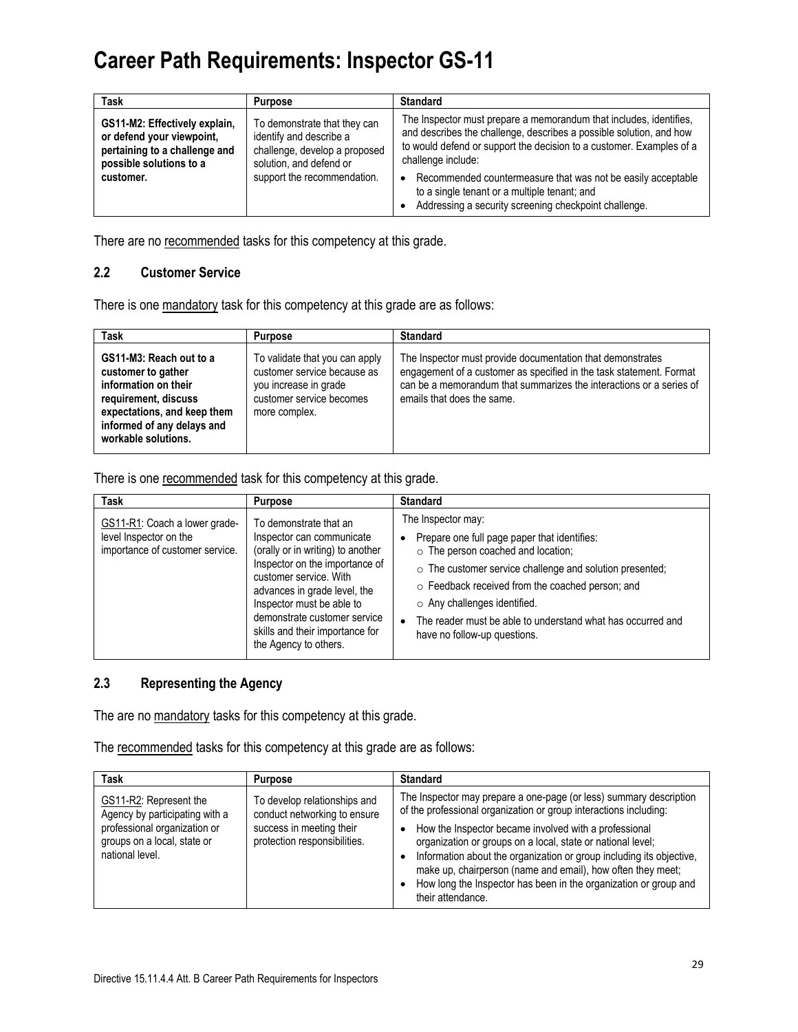# Career Path Requirements: Inspector GS-11

| Task | Purpose | Standard |
|---|---|---|
| **GS11-M2: Effectively explain, or defend your viewpoint, pertaining to a challenge and possible solutions to a customer.** | To demonstrate that they can identify and describe a challenge, develop a proposed solution, and defend or support the recommendation. | The Inspector must prepare a memorandum that includes, identifies, and describes the challenge, describes a possible solution, and how to would defend or support the decision to a customer. Examples of a challenge include: <br>• Recommended countermeasure that was not be easily acceptable to a single tenant or a multiple tenant; and <br>• Addressing a security screening checkpoint challenge. |

There are no <u>recommended</u> tasks for this competency at this grade.

### 2.2 Customer Service

There is one <u>mandatory</u> task for this competency at this grade are as follows:

| Task | Purpose | Standard |
|---|---|---|
| **GS11-M3: Reach out to a customer to gather information on their requirement, discuss expectations, and keep them informed of any delays and workable solutions.** | To validate that you can apply customer service because as you increase in grade customer service becomes more complex. | The Inspector must provide documentation that demonstrates engagement of a customer as specified in the task statement. Format can be a memorandum that summarizes the interactions or a series of emails that does the same. |

There is one <u>recommended</u> task for this competency at this grade.

| Task | Purpose | Standard |
|---|---|---|
| <u>GS11-R1</u>: Coach a lower grade-level Inspector on the importance of customer service. | To demonstrate that an Inspector can communicate (orally or in writing) to another Inspector on the importance of customer service. With advances in grade level, the Inspector must be able to demonstrate customer service skills and their importance for the Agency to others. | The Inspector may: <br>• Prepare one full page paper that identifies: <br>  ○ The person coached and location; <br>  ○ The customer service challenge and solution presented; <br>  ○ Feedback received from the coached person; and <br>  ○ Any challenges identified. <br>• The reader must be able to understand what has occurred and have no follow-up questions. |

### 2.3 Representing the Agency

The are no <u>mandatory</u> tasks for this competency at this grade.

The <u>recommended</u> tasks for this competency at this grade are as follows:

| Task | Purpose | Standard |
|---|---|---|
| <u>GS11-R2</u>: Represent the Agency by participating with a professional organization or groups on a local, state or national level. | To develop relationships and conduct networking to ensure success in meeting their protection responsibilities. | The Inspector may prepare a one-page (or less) summary description of the professional organization or group interactions including: <br>• How the Inspector became involved with a professional organization or groups on a local, state or national level; <br>• Information about the organization or group including its objective, make up, chairperson (name and email), how often they meet; <br>• How long the Inspector has been in the organization or group and their attendance. |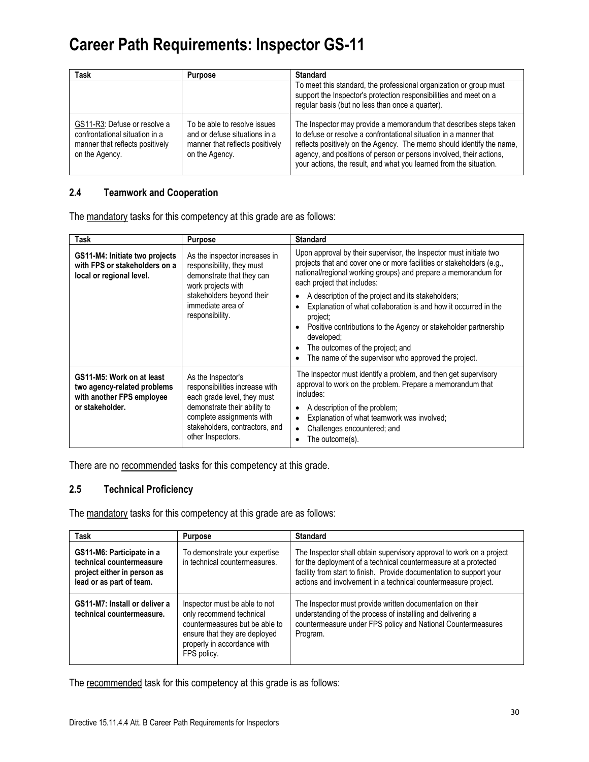# Career Path Requirements: Inspector GS-11

| Task | Purpose | Standard |
|---|---|---|
| | | To meet this standard, the professional organization or group must support the Inspector's protection responsibilities and meet on a regular basis (but no less than once a quarter). |
| GS11-R3: Defuse or resolve a confrontational situation in a manner that reflects positively on the Agency. | To be able to resolve issues and or defuse situations in a manner that reflects positively on the Agency. | The Inspector may provide a memorandum that describes steps taken to defuse or resolve a confrontational situation in a manner that reflects positively on the Agency. The memo should identify the name, agency, and positions of person or persons involved, their actions, your actions, the result, and what you learned from the situation. |

## 2.4 Teamwork and Cooperation

The mandatory tasks for this competency at this grade are as follows:

| Task | Purpose | Standard |
|---|---|---|
| **GS11-M4: Initiate two projects with FPS or stakeholders on a local or regional level.** | As the inspector increases in responsibility, they must demonstrate that they can work projects with stakeholders beyond their immediate area of responsibility. | Upon approval by their supervisor, the Inspector must initiate two projects that and cover one or more facilities or stakeholders (e.g., national/regional working groups) and prepare a memorandum for each project that includes:<br>• A description of the project and its stakeholders;<br>• Explanation of what collaboration is and how it occurred in the project;<br>• Positive contributions to the Agency or stakeholder partnership developed;<br>• The outcomes of the project; and<br>• The name of the supervisor who approved the project. |
| **GS11-M5: Work on at least two agency-related problems with another FPS employee or stakeholder.** | As the Inspector's responsibilities increase with each grade level, they must demonstrate their ability to complete assignments with stakeholders, contractors, and other Inspectors. | The Inspector must identify a problem, and then get supervisory approval to work on the problem. Prepare a memorandum that includes:<br>• A description of the problem;<br>• Explanation of what teamwork was involved;<br>• Challenges encountered; and<br>• The outcome(s). |

There are no recommended tasks for this competency at this grade.

## 2.5 Technical Proficiency

The mandatory tasks for this competency at this grade are as follows:

| Task | Purpose | Standard |
|---|---|---|
| **GS11-M6: Participate in a technical countermeasure project either in person as lead or as part of team.** | To demonstrate your expertise in technical countermeasures. | The Inspector shall obtain supervisory approval to work on a project for the deployment of a technical countermeasure at a protected facility from start to finish. Provide documentation to support your actions and involvement in a technical countermeasure project. |
| **GS11-M7: Install or deliver a technical countermeasure.** | Inspector must be able to not only recommend technical countermeasures but be able to ensure that they are deployed properly in accordance with FPS policy. | The Inspector must provide written documentation on their understanding of the process of installing and delivering a countermeasure under FPS policy and National Countermeasures Program. |

The recommended task for this competency at this grade is as follows: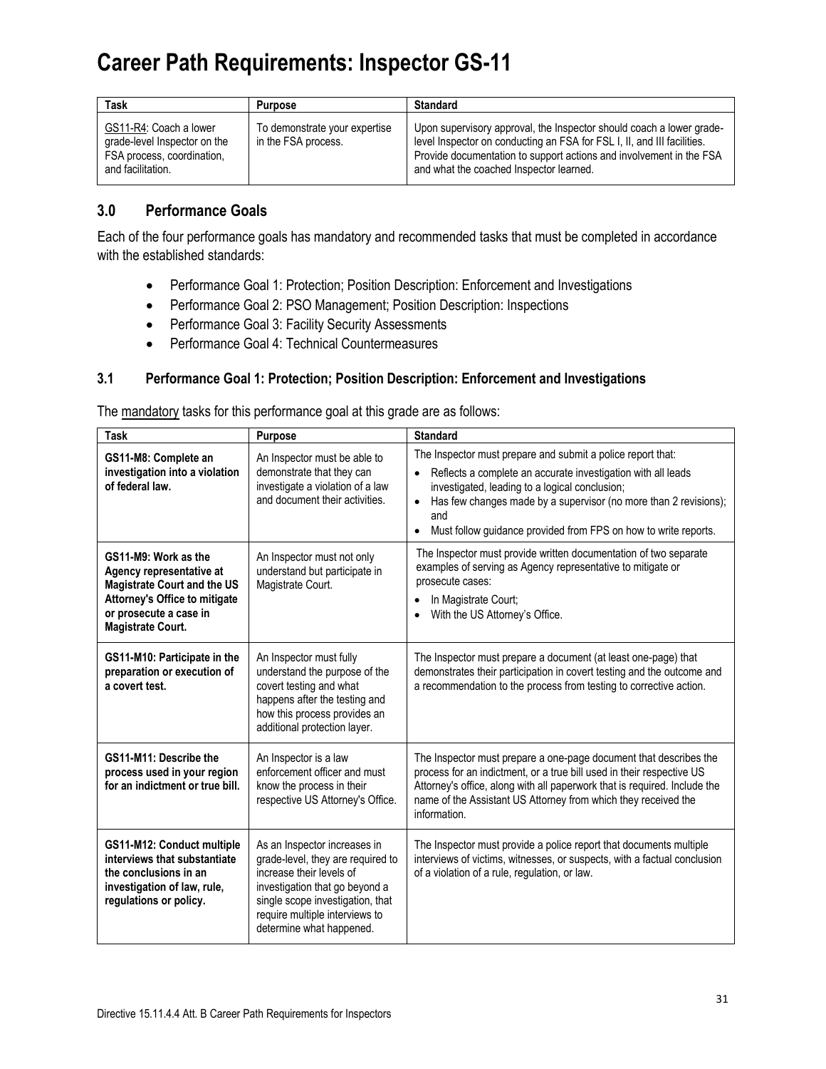# Career Path Requirements: Inspector GS-11

| Task | Purpose | Standard |
|---|---|---|
| GS11-R4: Coach a lower grade-level Inspector on the FSA process, coordination, and facilitation. | To demonstrate your expertise in the FSA process. | Upon supervisory approval, the Inspector should coach a lower grade-level Inspector on conducting an FSA for FSL I, II, and III facilities. Provide documentation to support actions and involvement in the FSA and what the coached Inspector learned. |

## 3.0 Performance Goals

Each of the four performance goals has mandatory and recommended tasks that must be completed in accordance with the established standards:

- Performance Goal 1: Protection; Position Description: Enforcement and Investigations
- Performance Goal 2: PSO Management; Position Description: Inspections
- Performance Goal 3: Facility Security Assessments
- Performance Goal 4: Technical Countermeasures

### 3.1 Performance Goal 1: Protection; Position Description: Enforcement and Investigations

The mandatory tasks for this performance goal at this grade are as follows:

| Task | Purpose | Standard |
|---|---|---|
| **GS11-M8: Complete an investigation into a violation of federal law.** | An Inspector must be able to demonstrate that they can investigate a violation of a law and document their activities. | The Inspector must prepare and submit a police report that: <br>• Reflects a complete an accurate investigation with all leads investigated, leading to a logical conclusion; <br>• Has few changes made by a supervisor (no more than 2 revisions); and <br>• Must follow guidance provided from FPS on how to write reports. |
| **GS11-M9: Work as the Agency representative at Magistrate Court and the US Attorney's Office to mitigate or prosecute a case in Magistrate Court.** | An Inspector must not only understand but participate in Magistrate Court. | The Inspector must provide written documentation of two separate examples of serving as Agency representative to mitigate or prosecute cases: <br>• In Magistrate Court; <br>• With the US Attorney's Office. |
| **GS11-M10: Participate in the preparation or execution of a covert test.** | An Inspector must fully understand the purpose of the covert testing and what happens after the testing and how this process provides an additional protection layer. | The Inspector must prepare a document (at least one-page) that demonstrates their participation in covert testing and the outcome and a recommendation to the process from testing to corrective action. |
| **GS11-M11: Describe the process used in your region for an indictment or true bill.** | An Inspector is a law enforcement officer and must know the process in their respective US Attorney's Office. | The Inspector must prepare a one-page document that describes the process for an indictment, or a true bill used in their respective US Attorney's office, along with all paperwork that is required. Include the name of the Assistant US Attorney from which they received the information. |
| **GS11-M12: Conduct multiple interviews that substantiate the conclusions in an investigation of law, rule, regulations or policy.** | As an Inspector increases in grade-level, they are required to increase their levels of investigation that go beyond a single scope investigation, that require multiple interviews to determine what happened. | The Inspector must provide a police report that documents multiple interviews of victims, witnesses, or suspects, with a factual conclusion of a violation of a rule, regulation, or law. |

Directive 15.11.4.4 Att. B Career Path Requirements for Inspectors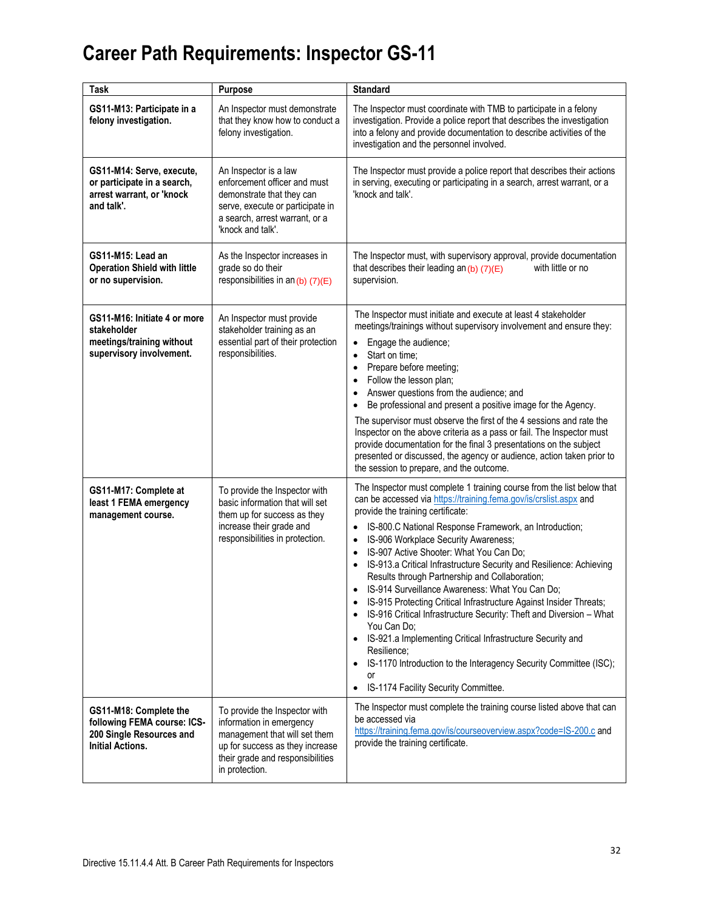# Career Path Requirements: Inspector GS-11

| Task | Purpose | Standard |
|---|---|---|
| **GS11-M13: Participate in a felony investigation.** | An Inspector must demonstrate that they know how to conduct a felony investigation. | The Inspector must coordinate with TMB to participate in a felony investigation. Provide a police report that describes the investigation into a felony and provide documentation to describe activities of the investigation and the personnel involved. |
| **GS11-M14: Serve, execute, or participate in a search, arrest warrant, or 'knock and talk'.** | An Inspector is a law enforcement officer and must demonstrate that they can serve, execute or participate in a search, arrest warrant, or a 'knock and talk'. | The Inspector must provide a police report that describes their actions in serving, executing or participating in a search, arrest warrant, or a 'knock and talk'. |
| **GS11-M15: Lead an Operation Shield with little or no supervision.** | As the Inspector increases in grade so do their responsibilities in an (b) (7)(E) | The Inspector must, with supervisory approval, provide documentation that describes their leading an (b) (7)(E) with little or no supervision. |
| **GS11-M16: Initiate 4 or more stakeholder meetings/training without supervisory involvement.** | An Inspector must provide stakeholder training as an essential part of their protection responsibilities. | The Inspector must initiate and execute at least 4 stakeholder meetings/trainings without supervisory involvement and ensure they:<br>• Engage the audience;<br>• Start on time;<br>• Prepare before meeting;<br>• Follow the lesson plan;<br>• Answer questions from the audience; and<br>• Be professional and present a positive image for the Agency.<br>The supervisor must observe the first of the 4 sessions and rate the Inspector on the above criteria as a pass or fail. The Inspector must provide documentation for the final 3 presentations on the subject presented or discussed, the agency or audience, action taken prior to the session to prepare, and the outcome. |
| **GS11-M17: Complete at least 1 FEMA emergency management course.** | To provide the Inspector with basic information that will set them up for success as they increase their grade and responsibilities in protection. | The Inspector must complete 1 training course from the list below that can be accessed via https://training.fema.gov/is/crslist.aspx and provide the training certificate:<br>• IS-800.C National Response Framework, an Introduction;<br>• IS-906 Workplace Security Awareness;<br>• IS-907 Active Shooter: What You Can Do;<br>• IS-913.a Critical Infrastructure Security and Resilience: Achieving Results through Partnership and Collaboration;<br>• IS-914 Surveillance Awareness: What You Can Do;<br>• IS-915 Protecting Critical Infrastructure Against Insider Threats;<br>• IS-916 Critical Infrastructure Security: Theft and Diversion – What You Can Do;<br>• IS-921.a Implementing Critical Infrastructure Security and Resilience;<br>• IS-1170 Introduction to the Interagency Security Committee (ISC); or<br>• IS-1174 Facility Security Committee. |
| **GS11-M18: Complete the following FEMA course: ICS-200 Single Resources and Initial Actions.** | To provide the Inspector with information in emergency management that will set them up for success as they increase their grade and responsibilities in protection. | The Inspector must complete the training course listed above that can be accessed via https://training.fema.gov/is/courseoverview.aspx?code=IS-200.c and provide the training certificate. |

Directive 15.11.4.4 Att. B Career Path Requirements for Inspectors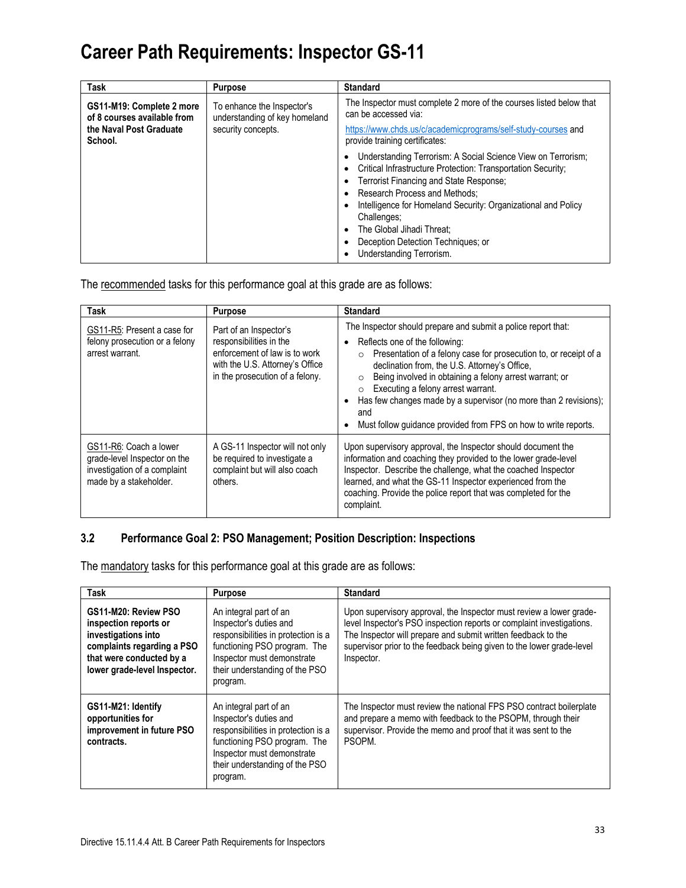# Career Path Requirements: Inspector GS-11

| Task | Purpose | Standard |
|---|---|---|
| **GS11-M19: Complete 2 more of 8 courses available from the Naval Post Graduate School.** | To enhance the Inspector's understanding of key homeland security concepts. | The Inspector must complete 2 more of the courses listed below that can be accessed via: https://www.chds.us/c/academicprograms/self-study-courses and provide training certificates: <br>• Understanding Terrorism: A Social Science View on Terrorism; <br>• Critical Infrastructure Protection: Transportation Security; <br>• Terrorist Financing and State Response; <br>• Research Process and Methods; <br>• Intelligence for Homeland Security: Organizational and Policy Challenges; <br>• The Global Jihadi Threat; <br>• Deception Detection Techniques; or <br>• Understanding Terrorism. |

The recommended tasks for this performance goal at this grade are as follows:

| Task | Purpose | Standard |
|---|---|---|
| GS11-R5: Present a case for felony prosecution or a felony arrest warrant. | Part of an Inspector's responsibilities in the enforcement of law is to work with the U.S. Attorney's Office in the prosecution of a felony. | The Inspector should prepare and submit a police report that: <br>• Reflects one of the following: <br>  ○ Presentation of a felony case for prosecution to, or receipt of a declination from, the U.S. Attorney's Office, <br>  ○ Being involved in obtaining a felony arrest warrant; or <br>  ○ Executing a felony arrest warrant. <br>• Has few changes made by a supervisor (no more than 2 revisions); and <br>• Must follow guidance provided from FPS on how to write reports. |
| GS11-R6: Coach a lower grade-level Inspector on the investigation of a complaint made by a stakeholder. | A GS-11 Inspector will not only be required to investigate a complaint but will also coach others. | Upon supervisory approval, the Inspector should document the information and coaching they provided to the lower grade-level Inspector. Describe the challenge, what the coached Inspector learned, and what the GS-11 Inspector experienced from the coaching. Provide the police report that was completed for the complaint. |

## 3.2 Performance Goal 2: PSO Management; Position Description: Inspections

The mandatory tasks for this performance goal at this grade are as follows:

| Task | Purpose | Standard |
|---|---|---|
| **GS11-M20: Review PSO inspection reports or investigations into complaints regarding a PSO that were conducted by a lower grade-level Inspector.** | An integral part of an Inspector's duties and responsibilities in protection is a functioning PSO program. The Inspector must demonstrate their understanding of the PSO program. | Upon supervisory approval, the Inspector must review a lower grade-level Inspector's PSO inspection reports or complaint investigations. The Inspector will prepare and submit written feedback to the supervisor prior to the feedback being given to the lower grade-level Inspector. |
| **GS11-M21: Identify opportunities for improvement in future PSO contracts.** | An integral part of an Inspector's duties and responsibilities in protection is a functioning PSO program. The Inspector must demonstrate their understanding of the PSO program. | The Inspector must review the national FPS PSO contract boilerplate and prepare a memo with feedback to the PSOPM, through their supervisor. Provide the memo and proof that it was sent to the PSOPM. |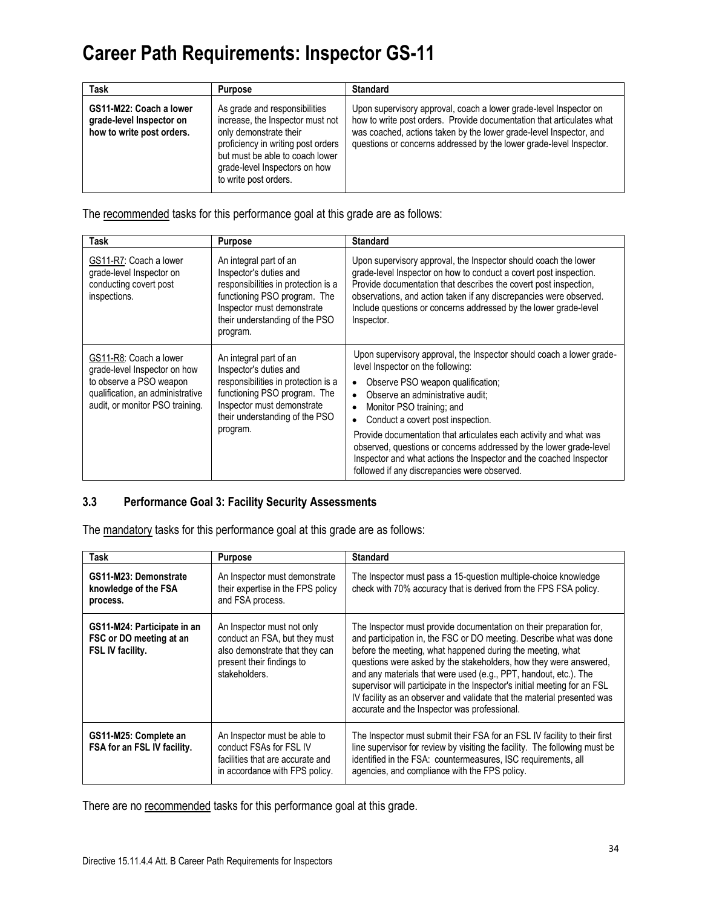# Career Path Requirements: Inspector GS-11

| Task | Purpose | Standard |
|---|---|---|
| **GS11-M22: Coach a lower grade-level Inspector on how to write post orders.** | As grade and responsibilities increase, the Inspector must not only demonstrate their proficiency in writing post orders but must be able to coach lower grade-level Inspectors on how to write post orders. | Upon supervisory approval, coach a lower grade-level Inspector on how to write post orders. Provide documentation that articulates what was coached, actions taken by the lower grade-level Inspector, and questions or concerns addressed by the lower grade-level Inspector. |

The recommended tasks for this performance goal at this grade are as follows:

| Task | Purpose | Standard |
|---|---|---|
| GS11-R7: Coach a lower grade-level Inspector on conducting covert post inspections. | An integral part of an Inspector's duties and responsibilities in protection is a functioning PSO program. The Inspector must demonstrate their understanding of the PSO program. | Upon supervisory approval, the Inspector should coach the lower grade-level Inspector on how to conduct a covert post inspection. Provide documentation that describes the covert post inspection, observations, and action taken if any discrepancies were observed. Include questions or concerns addressed by the lower grade-level Inspector. |
| GS11-R8: Coach a lower grade-level Inspector on how to observe a PSO weapon qualification, an administrative audit, or monitor PSO training. | An integral part of an Inspector's duties and responsibilities in protection is a functioning PSO program. The Inspector must demonstrate their understanding of the PSO program. | Upon supervisory approval, the Inspector should coach a lower grade-level Inspector on the following:<br>• Observe PSO weapon qualification;<br>• Observe an administrative audit;<br>• Monitor PSO training; and<br>• Conduct a covert post inspection.<br>Provide documentation that articulates each activity and what was observed, questions or concerns addressed by the lower grade-level Inspector and what actions the Inspector and the coached Inspector followed if any discrepancies were observed. |

### 3.3 Performance Goal 3: Facility Security Assessments

The mandatory tasks for this performance goal at this grade are as follows:

| Task | Purpose | Standard |
|---|---|---|
| **GS11-M23: Demonstrate knowledge of the FSA process.** | An Inspector must demonstrate their expertise in the FPS policy and FSA process. | The Inspector must pass a 15-question multiple-choice knowledge check with 70% accuracy that is derived from the FPS FSA policy. |
| **GS11-M24: Participate in an FSC or DO meeting at an FSL IV facility.** | An Inspector must not only conduct an FSA, but they must also demonstrate that they can present their findings to stakeholders. | The Inspector must provide documentation on their preparation for, and participation in, the FSC or DO meeting. Describe what was done before the meeting, what happened during the meeting, what questions were asked by the stakeholders, how they were answered, and any materials that were used (e.g., PPT, handout, etc.). The supervisor will participate in the Inspector's initial meeting for an FSL IV facility as an observer and validate that the material presented was accurate and the Inspector was professional. |
| **GS11-M25: Complete an FSA for an FSL IV facility.** | An Inspector must be able to conduct FSAs for FSL IV facilities that are accurate and in accordance with FPS policy. | The Inspector must submit their FSA for an FSL IV facility to their first line supervisor for review by visiting the facility. The following must be identified in the FSA: countermeasures, ISC requirements, all agencies, and compliance with the FPS policy. |

There are no recommended tasks for this performance goal at this grade.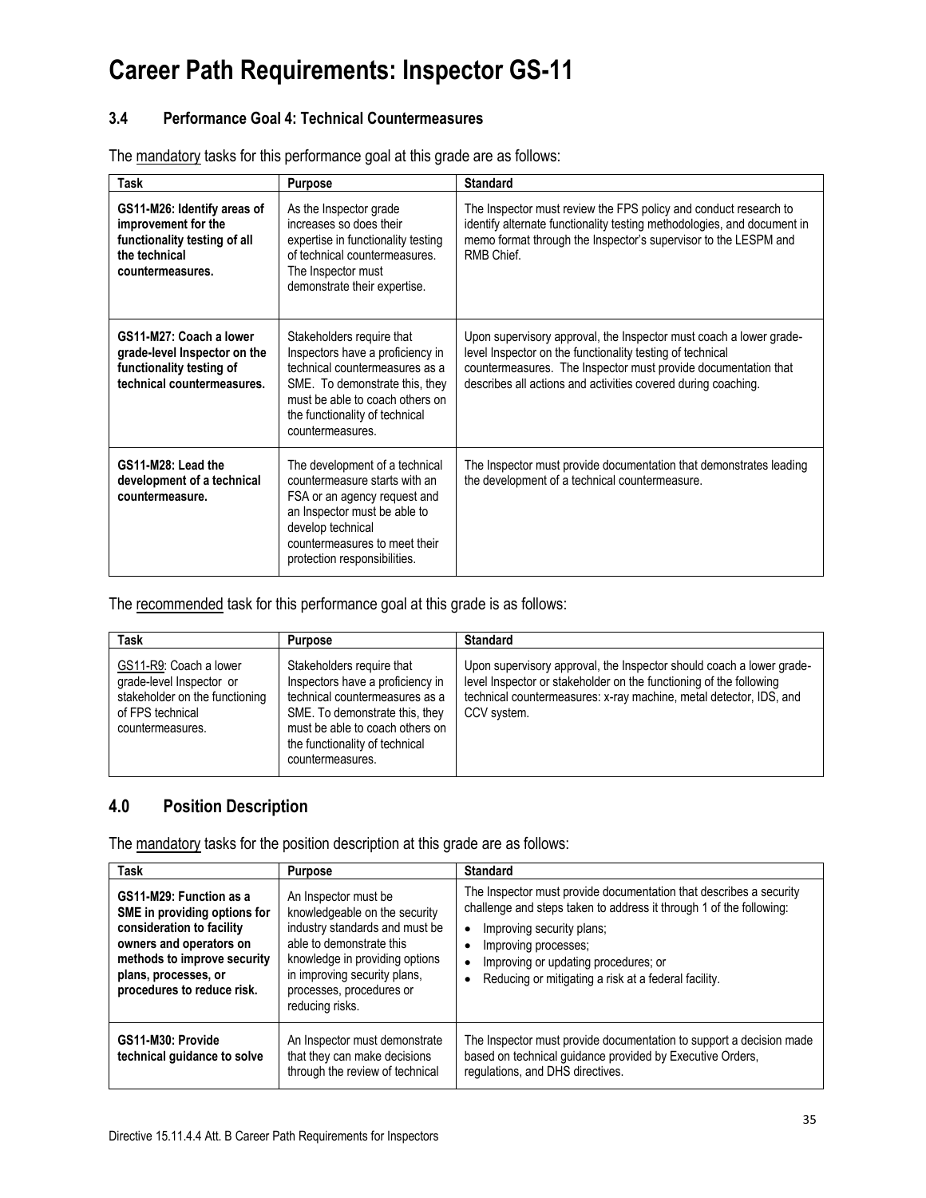# Career Path Requirements: Inspector GS-11

### 3.4 Performance Goal 4: Technical Countermeasures

The mandatory tasks for this performance goal at this grade are as follows:

| Task | Purpose | Standard |
|---|---|---|
| **GS11-M26: Identify areas of improvement for the functionality testing of all the technical countermeasures.** | As the Inspector grade increases so does their expertise in functionality testing of technical countermeasures. The Inspector must demonstrate their expertise. | The Inspector must review the FPS policy and conduct research to identify alternate functionality testing methodologies, and document in memo format through the Inspector's supervisor to the LESPM and RMB Chief. |
| **GS11-M27: Coach a lower grade-level Inspector on the functionality testing of technical countermeasures.** | Stakeholders require that Inspectors have a proficiency in technical countermeasures as a SME. To demonstrate this, they must be able to coach others on the functionality of technical countermeasures. | Upon supervisory approval, the Inspector must coach a lower grade-level Inspector on the functionality testing of technical countermeasures. The Inspector must provide documentation that describes all actions and activities covered during coaching. |
| **GS11-M28: Lead the development of a technical countermeasure.** | The development of a technical countermeasure starts with an FSA or an agency request and an Inspector must be able to develop technical countermeasures to meet their protection responsibilities. | The Inspector must provide documentation that demonstrates leading the development of a technical countermeasure. |

The recommended task for this performance goal at this grade is as follows:

| Task | Purpose | Standard |
|---|---|---|
| GS11-R9: Coach a lower grade-level Inspector or stakeholder on the functioning of FPS technical countermeasures. | Stakeholders require that Inspectors have a proficiency in technical countermeasures as a SME. To demonstrate this, they must be able to coach others on the functionality of technical countermeasures. | Upon supervisory approval, the Inspector should coach a lower grade-level Inspector or stakeholder on the functioning of the following technical countermeasures: x-ray machine, metal detector, IDS, and CCV system. |

## 4.0 Position Description

The mandatory tasks for the position description at this grade are as follows:

| Task | Purpose | Standard |
|---|---|---|
| **GS11-M29: Function as a SME in providing options for consideration to facility owners and operators on methods to improve security plans, processes, or procedures to reduce risk.** | An Inspector must be knowledgeable on the security industry standards and must be able to demonstrate this knowledge in providing options in improving security plans, processes, procedures or reducing risks. | The Inspector must provide documentation that describes a security challenge and steps taken to address it through 1 of the following:<br>• Improving security plans;<br>• Improving processes;<br>• Improving or updating procedures; or<br>• Reducing or mitigating a risk at a federal facility. |
| **GS11-M30: Provide technical guidance to solve** | An Inspector must demonstrate that they can make decisions through the review of technical | The Inspector must provide documentation to support a decision made based on technical guidance provided by Executive Orders, regulations, and DHS directives. |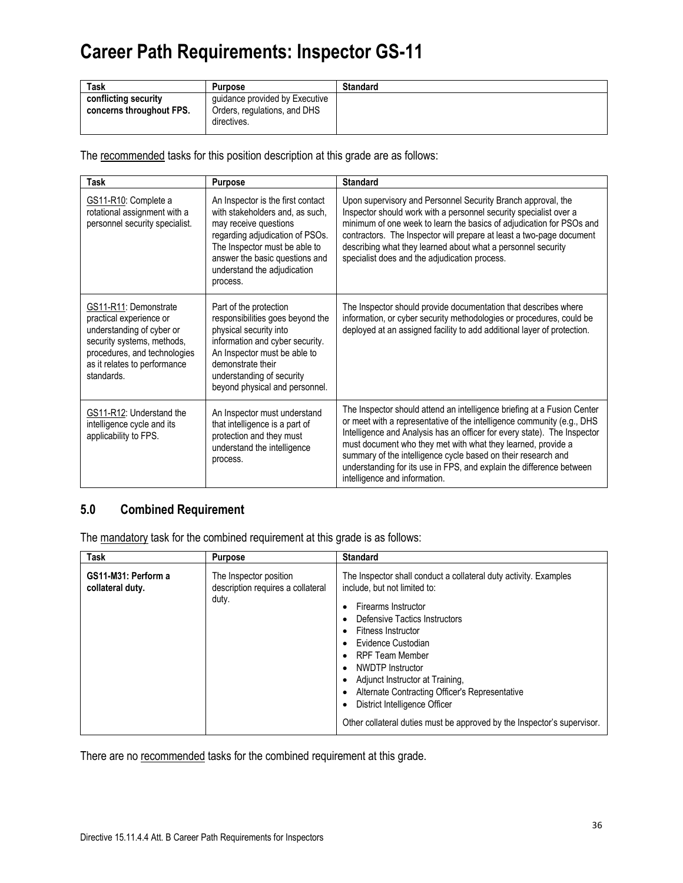# Career Path Requirements: Inspector GS-11

| Task | Purpose | Standard |
|---|---|---|
| **conflicting security concerns throughout FPS.** | guidance provided by Executive Orders, regulations, and DHS directives. | |

The recommended tasks for this position description at this grade are as follows:

| Task | Purpose | Standard |
|---|---|---|
| GS11-R10: Complete a rotational assignment with a personnel security specialist. | An Inspector is the first contact with stakeholders and, as such, may receive questions regarding adjudication of PSOs. The Inspector must be able to answer the basic questions and understand the adjudication process. | Upon supervisory and Personnel Security Branch approval, the Inspector should work with a personnel security specialist over a minimum of one week to learn the basics of adjudication for PSOs and contractors. The Inspector will prepare at least a two-page document describing what they learned about what a personnel security specialist does and the adjudication process. |
| GS11-R11: Demonstrate practical experience or understanding of cyber or security systems, methods, procedures, and technologies as it relates to performance standards. | Part of the protection responsibilities goes beyond the physical security into information and cyber security. An Inspector must be able to demonstrate their understanding of security beyond physical and personnel. | The Inspector should provide documentation that describes where information, or cyber security methodologies or procedures, could be deployed at an assigned facility to add additional layer of protection. |
| GS11-R12: Understand the intelligence cycle and its applicability to FPS. | An Inspector must understand that intelligence is a part of protection and they must understand the intelligence process. | The Inspector should attend an intelligence briefing at a Fusion Center or meet with a representative of the intelligence community (e.g., DHS Intelligence and Analysis has an officer for every state). The Inspector must document who they met with what they learned, provide a summary of the intelligence cycle based on their research and understanding for its use in FPS, and explain the difference between intelligence and information. |

## 5.0 Combined Requirement

The mandatory task for the combined requirement at this grade is as follows:

| Task | Purpose | Standard |
|---|---|---|
| **GS11-M31: Perform a collateral duty.** | The Inspector position description requires a collateral duty. | The Inspector shall conduct a collateral duty activity. Examples include, but not limited to: <br>• Firearms Instructor <br>• Defensive Tactics Instructors <br>• Fitness Instructor <br>• Evidence Custodian <br>• RPF Team Member <br>• NWDTP Instructor <br>• Adjunct Instructor at Training, <br>• Alternate Contracting Officer's Representative <br>• District Intelligence Officer <br><br>Other collateral duties must be approved by the Inspector's supervisor. |

There are no recommended tasks for the combined requirement at this grade.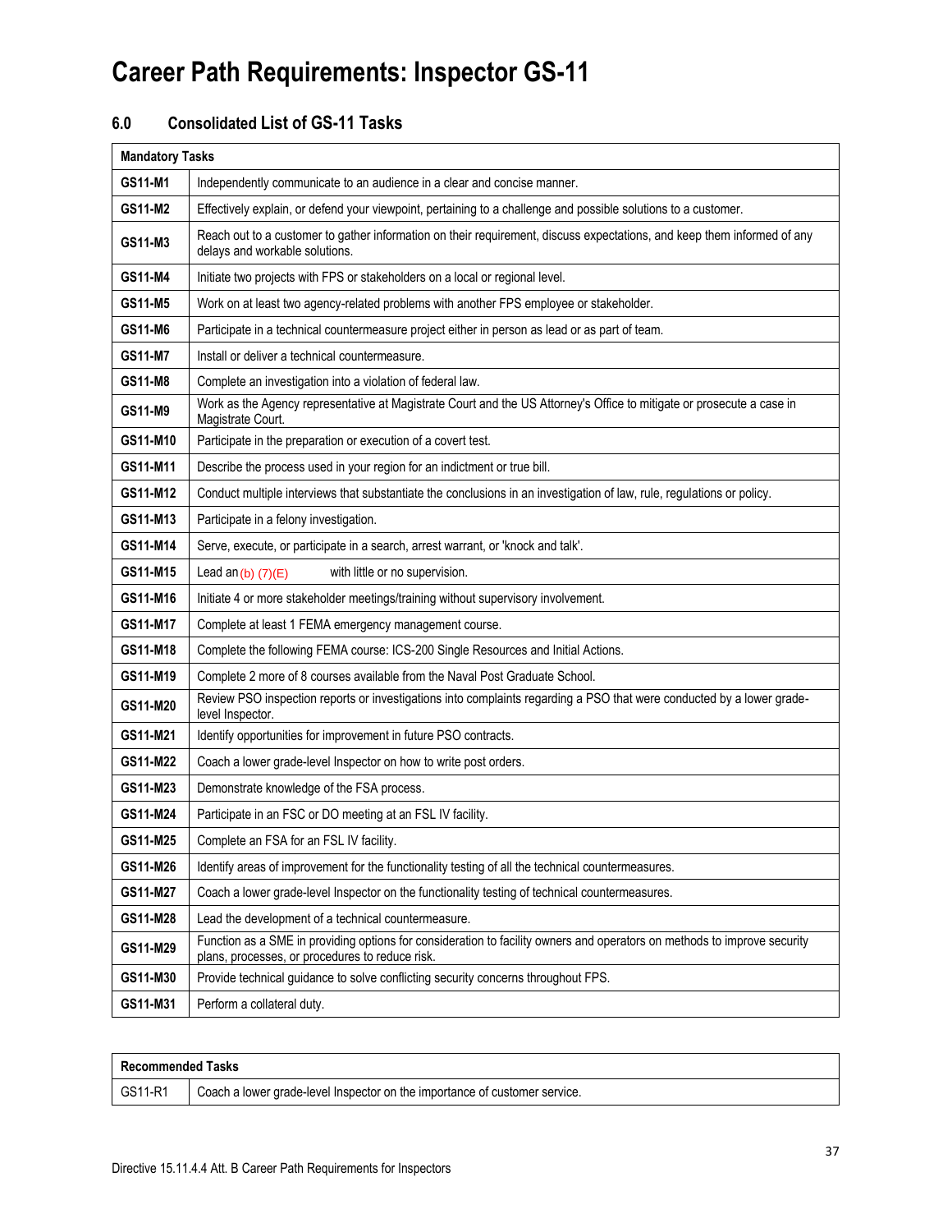# Career Path Requirements: Inspector GS-11

## 6.0 Consolidated List of GS-11 Tasks

| Mandatory Tasks | |
|---|---|
| **GS11-M1** | Independently communicate to an audience in a clear and concise manner. |
| **GS11-M2** | Effectively explain, or defend your viewpoint, pertaining to a challenge and possible solutions to a customer. |
| **GS11-M3** | Reach out to a customer to gather information on their requirement, discuss expectations, and keep them informed of any delays and workable solutions. |
| **GS11-M4** | Initiate two projects with FPS or stakeholders on a local or regional level. |
| **GS11-M5** | Work on at least two agency-related problems with another FPS employee or stakeholder. |
| **GS11-M6** | Participate in a technical countermeasure project either in person as lead or as part of team. |
| **GS11-M7** | Install or deliver a technical countermeasure. |
| **GS11-M8** | Complete an investigation into a violation of federal law. |
| **GS11-M9** | Work as the Agency representative at Magistrate Court and the US Attorney's Office to mitigate or prosecute a case in Magistrate Court. |
| **GS11-M10** | Participate in the preparation or execution of a covert test. |
| **GS11-M11** | Describe the process used in your region for an indictment or true bill. |
| **GS11-M12** | Conduct multiple interviews that substantiate the conclusions in an investigation of law, rule, regulations or policy. |
| **GS11-M13** | Participate in a felony investigation. |
| **GS11-M14** | Serve, execute, or participate in a search, arrest warrant, or 'knock and talk'. |
| **GS11-M15** | Lead an (b) (7)(E) with little or no supervision. |
| **GS11-M16** | Initiate 4 or more stakeholder meetings/training without supervisory involvement. |
| **GS11-M17** | Complete at least 1 FEMA emergency management course. |
| **GS11-M18** | Complete the following FEMA course: ICS-200 Single Resources and Initial Actions. |
| **GS11-M19** | Complete 2 more of 8 courses available from the Naval Post Graduate School. |
| **GS11-M20** | Review PSO inspection reports or investigations into complaints regarding a PSO that were conducted by a lower grade-level Inspector. |
| **GS11-M21** | Identify opportunities for improvement in future PSO contracts. |
| **GS11-M22** | Coach a lower grade-level Inspector on how to write post orders. |
| **GS11-M23** | Demonstrate knowledge of the FSA process. |
| **GS11-M24** | Participate in an FSC or DO meeting at an FSL IV facility. |
| **GS11-M25** | Complete an FSA for an FSL IV facility. |
| **GS11-M26** | Identify areas of improvement for the functionality testing of all the technical countermeasures. |
| **GS11-M27** | Coach a lower grade-level Inspector on the functionality testing of technical countermeasures. |
| **GS11-M28** | Lead the development of a technical countermeasure. |
| **GS11-M29** | Function as a SME in providing options for consideration to facility owners and operators on methods to improve security plans, processes, or procedures to reduce risk. |
| **GS11-M30** | Provide technical guidance to solve conflicting security concerns throughout FPS. |
| **GS11-M31** | Perform a collateral duty. |

| Recommended Tasks | |
|---|---|
| GS11-R1 | Coach a lower grade-level Inspector on the importance of customer service. |

Directive 15.11.4.4 Att. B Career Path Requirements for Inspectors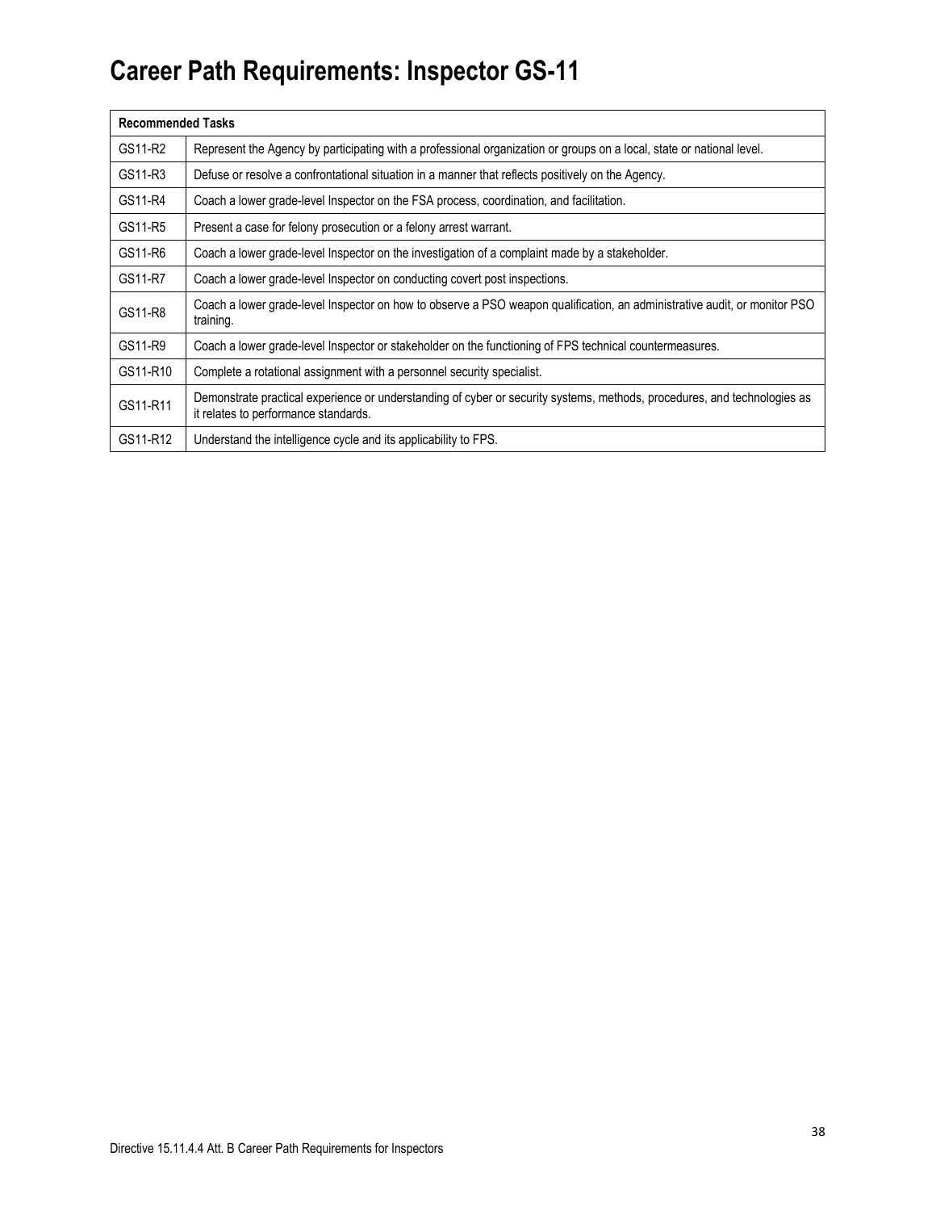# Career Path Requirements: Inspector GS-11

| Recommended Tasks | |
|---|---|
| GS11-R2 | Represent the Agency by participating with a professional organization or groups on a local, state or national level. |
| GS11-R3 | Defuse or resolve a confrontational situation in a manner that reflects positively on the Agency. |
| GS11-R4 | Coach a lower grade-level Inspector on the FSA process, coordination, and facilitation. |
| GS11-R5 | Present a case for felony prosecution or a felony arrest warrant. |
| GS11-R6 | Coach a lower grade-level Inspector on the investigation of a complaint made by a stakeholder. |
| GS11-R7 | Coach a lower grade-level Inspector on conducting covert post inspections. |
| GS11-R8 | Coach a lower grade-level Inspector on how to observe a PSO weapon qualification, an administrative audit, or monitor PSO training. |
| GS11-R9 | Coach a lower grade-level Inspector or stakeholder on the functioning of FPS technical countermeasures. |
| GS11-R10 | Complete a rotational assignment with a personnel security specialist. |
| GS11-R11 | Demonstrate practical experience or understanding of cyber or security systems, methods, procedures, and technologies as it relates to performance standards. |
| GS11-R12 | Understand the intelligence cycle and its applicability to FPS. |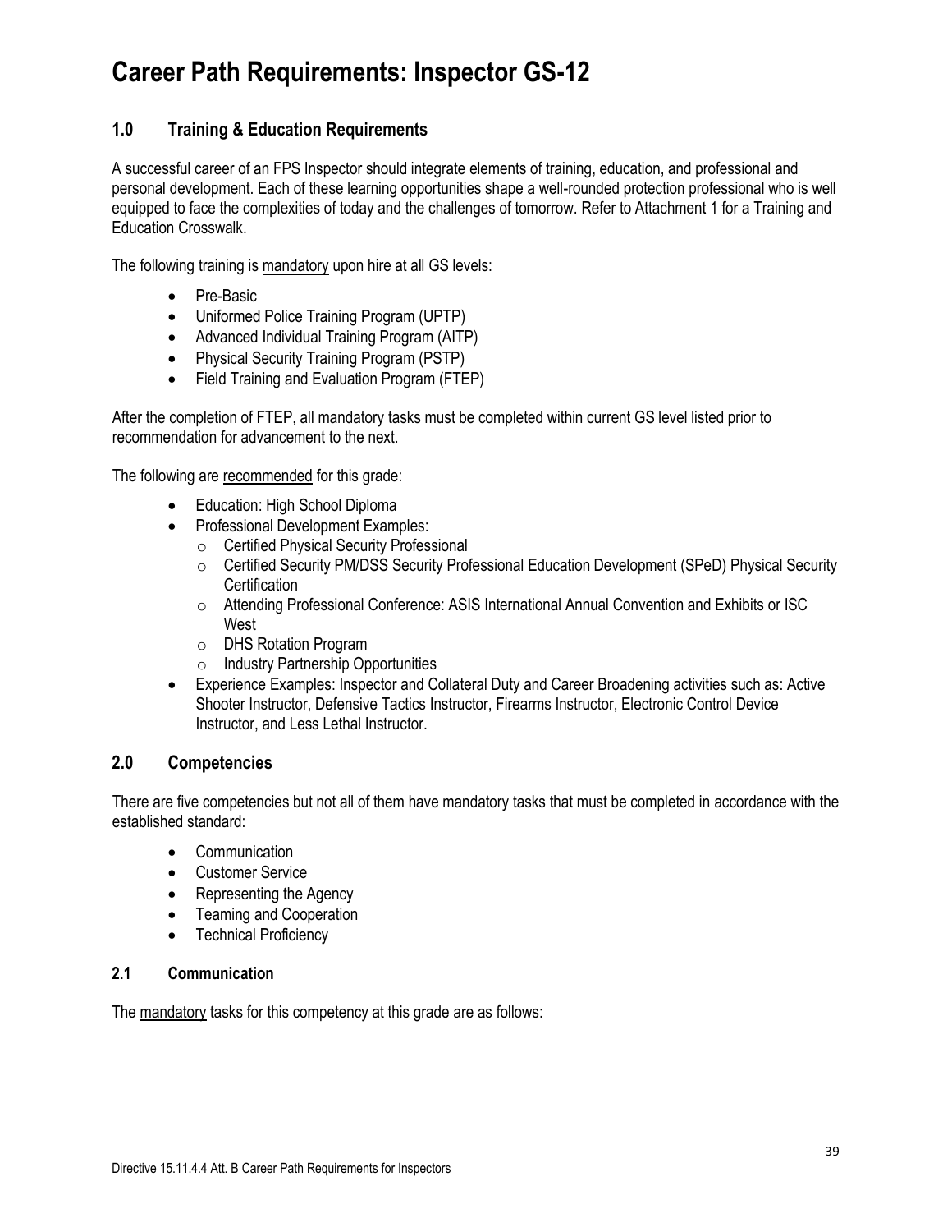# Career Path Requirements: Inspector GS-12

## 1.0 Training & Education Requirements

A successful career of an FPS Inspector should integrate elements of training, education, and professional and personal development. Each of these learning opportunities shape a well-rounded protection professional who is well equipped to face the complexities of today and the challenges of tomorrow. Refer to Attachment 1 for a Training and Education Crosswalk.

The following training is mandatory upon hire at all GS levels:

- Pre-Basic
- Uniformed Police Training Program (UPTP)
- Advanced Individual Training Program (AITP)
- Physical Security Training Program (PSTP)
- Field Training and Evaluation Program (FTEP)

After the completion of FTEP, all mandatory tasks must be completed within current GS level listed prior to recommendation for advancement to the next.

The following are recommended for this grade:

- Education: High School Diploma
- Professional Development Examples:
  - Certified Physical Security Professional
  - Certified Security PM/DSS Security Professional Education Development (SPeD) Physical Security Certification
  - Attending Professional Conference: ASIS International Annual Convention and Exhibits or ISC West
  - DHS Rotation Program
  - Industry Partnership Opportunities
- Experience Examples: Inspector and Collateral Duty and Career Broadening activities such as: Active Shooter Instructor, Defensive Tactics Instructor, Firearms Instructor, Electronic Control Device Instructor, and Less Lethal Instructor.

## 2.0 Competencies

There are five competencies but not all of them have mandatory tasks that must be completed in accordance with the established standard:

- Communication
- Customer Service
- Representing the Agency
- Teaming and Cooperation
- Technical Proficiency

### 2.1 Communication

The mandatory tasks for this competency at this grade are as follows: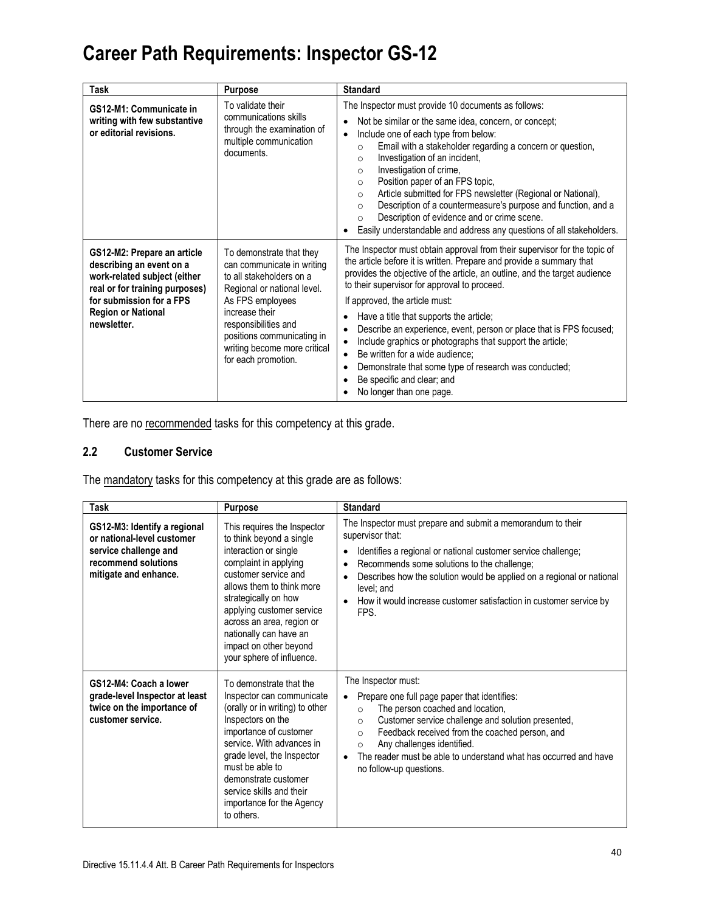# Career Path Requirements: Inspector GS-12

| Task | Purpose | Standard |
|---|---|---|
| **GS12-M1: Communicate in writing with few substantive or editorial revisions.** | To validate their communications skills through the examination of multiple communication documents. | The Inspector must provide 10 documents as follows:<br>• Not be similar or the same idea, concern, or concept;<br>• Include one of each type from below:<br>&nbsp;&nbsp;○ Email with a stakeholder regarding a concern or question,<br>&nbsp;&nbsp;○ Investigation of an incident,<br>&nbsp;&nbsp;○ Investigation of crime,<br>&nbsp;&nbsp;○ Position paper of an FPS topic,<br>&nbsp;&nbsp;○ Article submitted for FPS newsletter (Regional or National),<br>&nbsp;&nbsp;○ Description of a countermeasure's purpose and function, and a<br>&nbsp;&nbsp;○ Description of evidence and or crime scene.<br>• Easily understandable and address any questions of all stakeholders. |
| **GS12-M2: Prepare an article describing an event on a work-related subject (either real or for training purposes) for submission for a FPS Region or National newsletter.** | To demonstrate that they can communicate in writing to all stakeholders on a Regional or national level. As FPS employees increase their responsibilities and positions communicating in writing become more critical for each promotion. | The Inspector must obtain approval from their supervisor for the topic of the article before it is written. Prepare and provide a summary that provides the objective of the article, an outline, and the target audience to their supervisor for approval to proceed.<br>If approved, the article must:<br>• Have a title that supports the article;<br>• Describe an experience, event, person or place that is FPS focused;<br>• Include graphics or photographs that support the article;<br>• Be written for a wide audience;<br>• Demonstrate that some type of research was conducted;<br>• Be specific and clear; and<br>• No longer than one page. |

There are no recommended tasks for this competency at this grade.

## 2.2 Customer Service

The mandatory tasks for this competency at this grade are as follows:

| Task | Purpose | Standard |
|---|---|---|
| **GS12-M3: Identify a regional or national-level customer service challenge and recommend solutions mitigate and enhance.** | This requires the Inspector to think beyond a single interaction or single complaint in applying customer service and allows them to think more strategically on how applying customer service across an area, region or nationally can have an impact on other beyond your sphere of influence. | The Inspector must prepare and submit a memorandum to their supervisor that:<br>• Identifies a regional or national customer service challenge;<br>• Recommends some solutions to the challenge;<br>• Describes how the solution would be applied on a regional or national level; and<br>• How it would increase customer satisfaction in customer service by FPS. |
| **GS12-M4: Coach a lower grade-level Inspector at least twice on the importance of customer service.** | To demonstrate that the Inspector can communicate (orally or in writing) to other Inspectors on the importance of customer service. With advances in grade level, the Inspector must be able to demonstrate customer service skills and their importance for the Agency to others. | The Inspector must:<br>• Prepare one full page paper that identifies:<br>&nbsp;&nbsp;○ The person coached and location,<br>&nbsp;&nbsp;○ Customer service challenge and solution presented,<br>&nbsp;&nbsp;○ Feedback received from the coached person, and<br>&nbsp;&nbsp;○ Any challenges identified.<br>• The reader must be able to understand what has occurred and have no follow-up questions. |

Directive 15.11.4.4 Att. B Career Path Requirements for Inspectors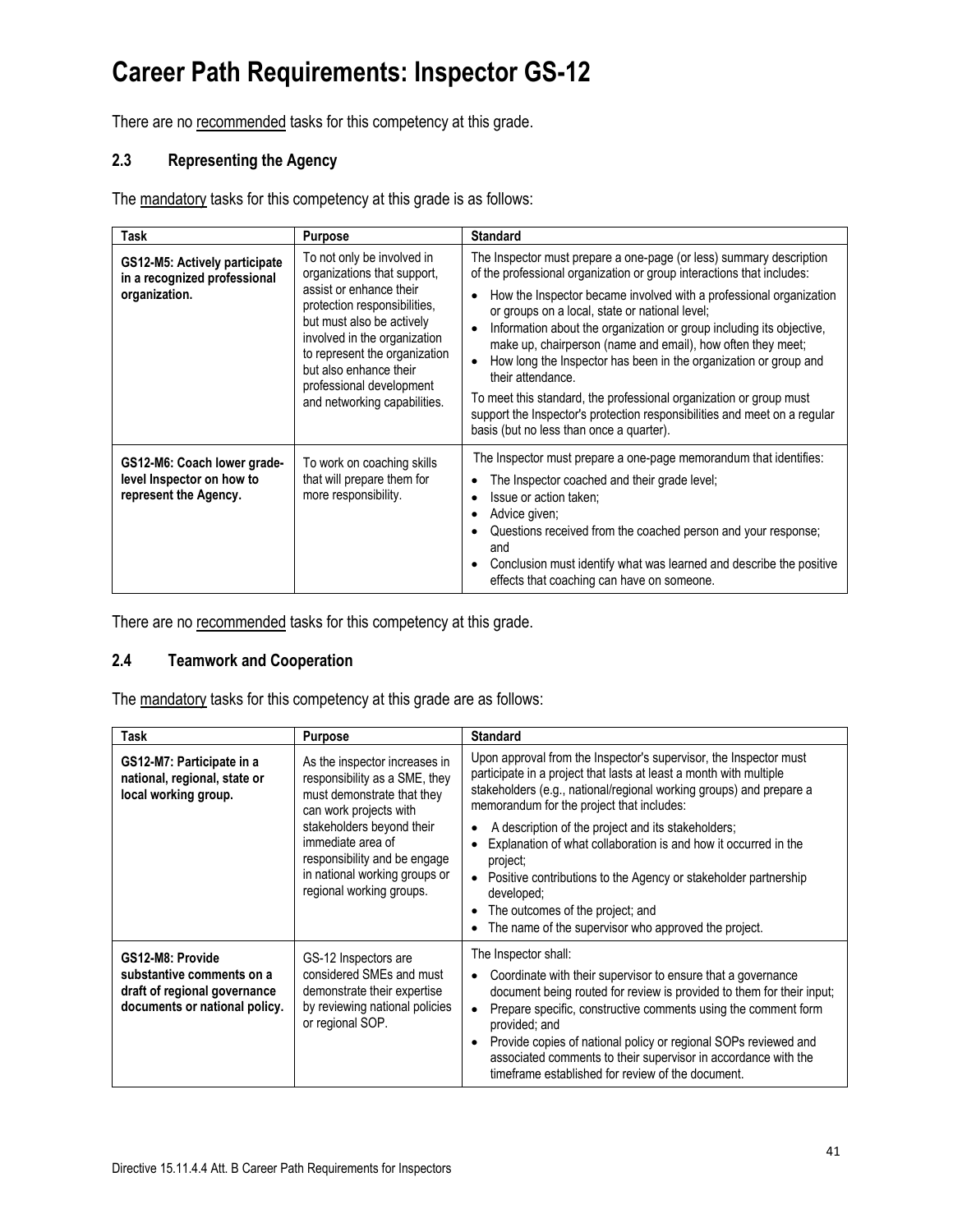# Career Path Requirements: Inspector GS-12

There are no recommended tasks for this competency at this grade.

### 2.3 Representing the Agency

The mandatory tasks for this competency at this grade is as follows:

| Task | Purpose | Standard |
|---|---|---|
| **GS12-M5: Actively participate in a recognized professional organization.** | To not only be involved in organizations that support, assist or enhance their protection responsibilities, but must also be actively involved in the organization to represent the organization but also enhance their professional development and networking capabilities. | The Inspector must prepare a one-page (or less) summary description of the professional organization or group interactions that includes: <br>• How the Inspector became involved with a professional organization or groups on a local, state or national level; <br>• Information about the organization or group including its objective, make up, chairperson (name and email), how often they meet; <br>• How long the Inspector has been in the organization or group and their attendance. <br>To meet this standard, the professional organization or group must support the Inspector's protection responsibilities and meet on a regular basis (but no less than once a quarter). |
| **GS12-M6: Coach lower grade-level Inspector on how to represent the Agency.** | To work on coaching skills that will prepare them for more responsibility. | The Inspector must prepare a one-page memorandum that identifies: <br>• The Inspector coached and their grade level; <br>• Issue or action taken; <br>• Advice given; <br>• Questions received from the coached person and your response; and <br>• Conclusion must identify what was learned and describe the positive effects that coaching can have on someone. |

There are no recommended tasks for this competency at this grade.

### 2.4 Teamwork and Cooperation

The mandatory tasks for this competency at this grade are as follows:

| Task | Purpose | Standard |
|---|---|---|
| **GS12-M7: Participate in a national, regional, state or local working group.** | As the inspector increases in responsibility as a SME, they must demonstrate that they can work projects with stakeholders beyond their immediate area of responsibility and be engage in national working groups or regional working groups. | Upon approval from the Inspector's supervisor, the Inspector must participate in a project that lasts at least a month with multiple stakeholders (e.g., national/regional working groups) and prepare a memorandum for the project that includes: <br>• A description of the project and its stakeholders; <br>• Explanation of what collaboration is and how it occurred in the project; <br>• Positive contributions to the Agency or stakeholder partnership developed; <br>• The outcomes of the project; and <br>• The name of the supervisor who approved the project. |
| **GS12-M8: Provide substantive comments on a draft of regional governance documents or national policy.** | GS-12 Inspectors are considered SMEs and must demonstrate their expertise by reviewing national policies or regional SOP. | The Inspector shall: <br>• Coordinate with their supervisor to ensure that a governance document being routed for review is provided to them for their input; <br>• Prepare specific, constructive comments using the comment form provided; and <br>• Provide copies of national policy or regional SOPs reviewed and associated comments to their supervisor in accordance with the timeframe established for review of the document. |

Directive 15.11.4.4 Att. B Career Path Requirements for Inspectors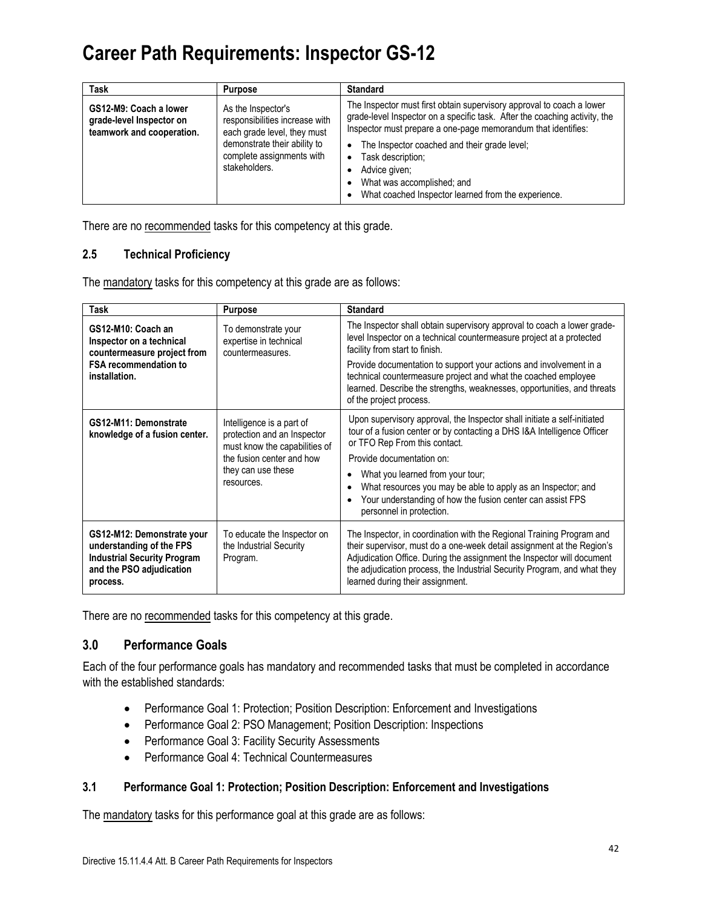# Career Path Requirements: Inspector GS-12

| Task | Purpose | Standard |
|---|---|---|
| **GS12-M9: Coach a lower grade-level Inspector on teamwork and cooperation.** | As the Inspector's responsibilities increase with each grade level, they must demonstrate their ability to complete assignments with stakeholders. | The Inspector must first obtain supervisory approval to coach a lower grade-level Inspector on a specific task. After the coaching activity, the Inspector must prepare a one-page memorandum that identifies:<br>• The Inspector coached and their grade level;<br>• Task description;<br>• Advice given;<br>• What was accomplished; and<br>• What coached Inspector learned from the experience. |

There are no recommended tasks for this competency at this grade.

### 2.5 Technical Proficiency

The mandatory tasks for this competency at this grade are as follows:

| Task | Purpose | Standard |
|---|---|---|
| **GS12-M10: Coach an Inspector on a technical countermeasure project from FSA recommendation to installation.** | To demonstrate your expertise in technical countermeasures. | The Inspector shall obtain supervisory approval to coach a lower grade-level Inspector on a technical countermeasure project at a protected facility from start to finish.<br>Provide documentation to support your actions and involvement in a technical countermeasure project and what the coached employee learned. Describe the strengths, weaknesses, opportunities, and threats of the project process. |
| **GS12-M11: Demonstrate knowledge of a fusion center.** | Intelligence is a part of protection and an Inspector must know the capabilities of the fusion center and how they can use these resources. | Upon supervisory approval, the Inspector shall initiate a self-initiated tour of a fusion center or by contacting a DHS I&A Intelligence Officer or TFO Rep From this contact.<br>Provide documentation on:<br>• What you learned from your tour;<br>• What resources you may be able to apply as an Inspector; and<br>• Your understanding of how the fusion center can assist FPS personnel in protection. |
| **GS12-M12: Demonstrate your understanding of the FPS Industrial Security Program and the PSO adjudication process.** | To educate the Inspector on the Industrial Security Program. | The Inspector, in coordination with the Regional Training Program and their supervisor, must do a one-week detail assignment at the Region's Adjudication Office. During the assignment the Inspector will document the adjudication process, the Industrial Security Program, and what they learned during their assignment. |

There are no recommended tasks for this competency at this grade.

## 3.0 Performance Goals

Each of the four performance goals has mandatory and recommended tasks that must be completed in accordance with the established standards:

- Performance Goal 1: Protection; Position Description: Enforcement and Investigations
- Performance Goal 2: PSO Management; Position Description: Inspections
- Performance Goal 3: Facility Security Assessments
- Performance Goal 4: Technical Countermeasures

### 3.1 Performance Goal 1: Protection; Position Description: Enforcement and Investigations

The mandatory tasks for this performance goal at this grade are as follows: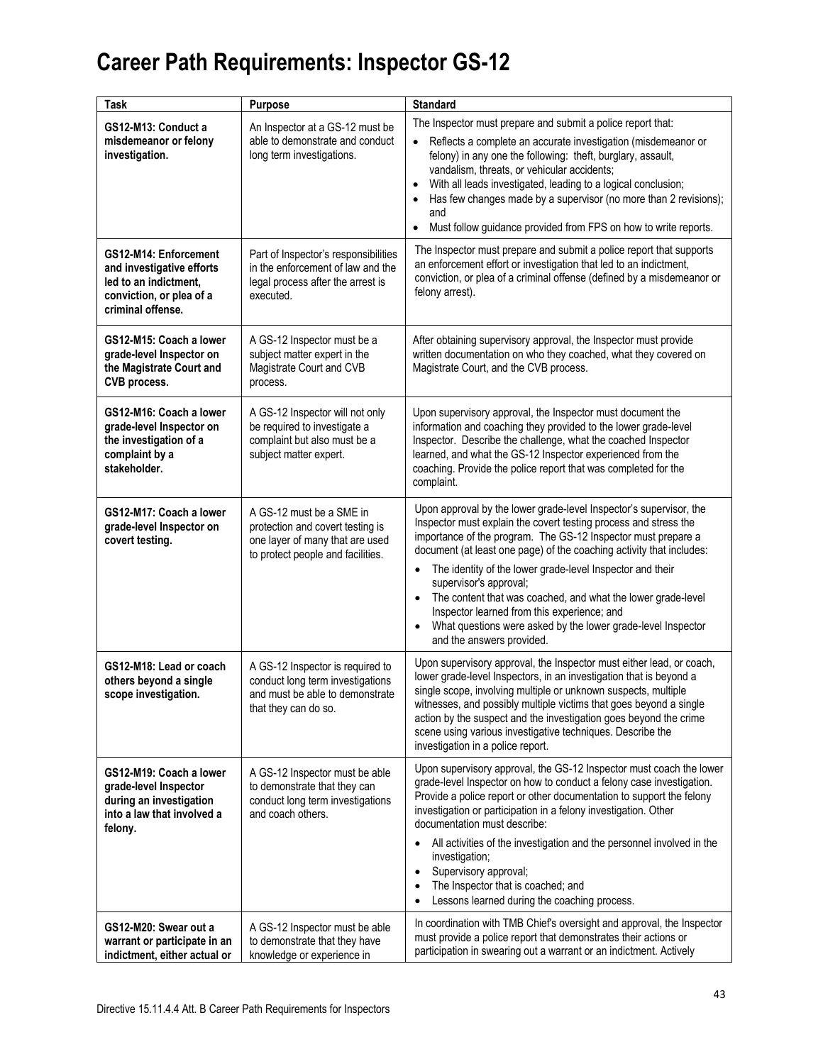# Career Path Requirements: Inspector GS-12

| Task | Purpose | Standard |
|---|---|---|
| **GS12-M13: Conduct a misdemeanor or felony investigation.** | An Inspector at a GS-12 must be able to demonstrate and conduct long term investigations. | The Inspector must prepare and submit a police report that: <br>• Reflects a complete an accurate investigation (misdemeanor or felony) in any one the following: theft, burglary, assault, vandalism, threats, or vehicular accidents; <br>• With all leads investigated, leading to a logical conclusion; <br>• Has few changes made by a supervisor (no more than 2 revisions); and <br>• Must follow guidance provided from FPS on how to write reports. |
| **GS12-M14: Enforcement and investigative efforts led to an indictment, conviction, or plea of a criminal offense.** | Part of Inspector's responsibilities in the enforcement of law and the legal process after the arrest is executed. | The Inspector must prepare and submit a police report that supports an enforcement effort or investigation that led to an indictment, conviction, or plea of a criminal offense (defined by a misdemeanor or felony arrest). |
| **GS12-M15: Coach a lower grade-level Inspector on the Magistrate Court and CVB process.** | A GS-12 Inspector must be a subject matter expert in the Magistrate Court and CVB process. | After obtaining supervisory approval, the Inspector must provide written documentation on who they coached, what they covered on Magistrate Court, and the CVB process. |
| **GS12-M16: Coach a lower grade-level Inspector on the investigation of a complaint by a stakeholder.** | A GS-12 Inspector will not only be required to investigate a complaint but also must be a subject matter expert. | Upon supervisory approval, the Inspector must document the information and coaching they provided to the lower grade-level Inspector. Describe the challenge, what the coached Inspector learned, and what the GS-12 Inspector experienced from the coaching. Provide the police report that was completed for the complaint. |
| **GS12-M17: Coach a lower grade-level Inspector on covert testing.** | A GS-12 must be a SME in protection and covert testing is one layer of many that are used to protect people and facilities. | Upon approval by the lower grade-level Inspector's supervisor, the Inspector must explain the covert testing process and stress the importance of the program. The GS-12 Inspector must prepare a document (at least one page) of the coaching activity that includes: <br>• The identity of the lower grade-level Inspector and their supervisor's approval; <br>• The content that was coached, and what the lower grade-level Inspector learned from this experience; and <br>• What questions were asked by the lower grade-level Inspector and the answers provided. |
| **GS12-M18: Lead or coach others beyond a single scope investigation.** | A GS-12 Inspector is required to conduct long term investigations and must be able to demonstrate that they can do so. | Upon supervisory approval, the Inspector must either lead, or coach, lower grade-level Inspectors, in an investigation that is beyond a single scope, involving multiple or unknown suspects, multiple witnesses, and possibly multiple victims that goes beyond a single action by the suspect and the investigation goes beyond the crime scene using various investigative techniques. Describe the investigation in a police report. |
| **GS12-M19: Coach a lower grade-level Inspector during an investigation into a law that involved a felony.** | A GS-12 Inspector must be able to demonstrate that they can conduct long term investigations and coach others. | Upon supervisory approval, the GS-12 Inspector must coach the lower grade-level Inspector on how to conduct a felony case investigation. Provide a police report or other documentation to support the felony investigation or participation in a felony investigation. Other documentation must describe: <br>• All activities of the investigation and the personnel involved in the investigation; <br>• Supervisory approval; <br>• The Inspector that is coached; and <br>• Lessons learned during the coaching process. |
| **GS12-M20: Swear out a warrant or participate in an indictment, either actual or** | A GS-12 Inspector must be able to demonstrate that they have knowledge or experience in | In coordination with TMB Chief's oversight and approval, the Inspector must provide a police report that demonstrates their actions or participation in swearing out a warrant or an indictment. Actively |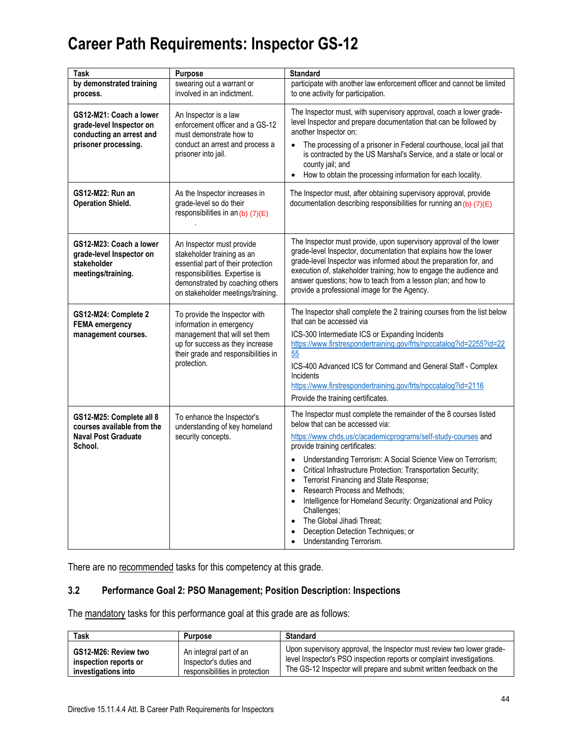# Career Path Requirements: Inspector GS-12

| Task | Purpose | Standard |
|---|---|---|
| **by demonstrated training process.** | swearing out a warrant or involved in an indictment. | participate with another law enforcement officer and cannot be limited to one activity for participation. |
| **GS12-M21: Coach a lower grade-level Inspector on conducting an arrest and prisoner processing.** | An Inspector is a law enforcement officer and a GS-12 must demonstrate how to conduct an arrest and process a prisoner into jail. | The Inspector must, with supervisory approval, coach a lower grade-level Inspector and prepare documentation that can be followed by another Inspector on:<br>• The processing of a prisoner in Federal courthouse, local jail that is contracted by the US Marshal's Service, and a state or local or county jail; and<br>• How to obtain the processing information for each locality. |
| **GS12-M22: Run an Operation Shield.** | As the Inspector increases in grade-level so do their responsibilities in an (b) (7)(E) . | The Inspector must, after obtaining supervisory approval, provide documentation describing responsibilities for running an (b) (7)(E) |
| **GS12-M23: Coach a lower grade-level Inspector on stakeholder meetings/training.** | An Inspector must provide stakeholder training as an essential part of their protection responsibilities. Expertise is demonstrated by coaching others on stakeholder meetings/training. | The Inspector must provide, upon supervisory approval of the lower grade-level Inspector, documentation that explains how the lower grade-level Inspector was informed about the preparation for, and execution of, stakeholder training; how to engage the audience and answer questions; how to teach from a lesson plan; and how to provide a professional image for the Agency. |
| **GS12-M24: Complete 2 FEMA emergency management courses.** | To provide the Inspector with information in emergency management that will set them up for success as they increase their grade and responsibilities in protection. | The Inspector shall complete the 2 training courses from the list below that can be accessed via<br>ICS-300 Intermediate ICS or Expanding Incidents<br>https://www.firstrespondertraining.gov/frts/npccatalog?id=2255?id=2255<br>ICS-400 Advanced ICS for Command and General Staff - Complex Incidents<br>https://www.firstrespondertraining.gov/frts/npccatalog?id=2116<br>Provide the training certificates. |
| **GS12-M25: Complete all 8 courses available from the Naval Post Graduate School.** | To enhance the Inspector's understanding of key homeland security concepts. | The Inspector must complete the remainder of the 8 courses listed below that can be accessed via:<br>https://www.chds.us/c/academicprograms/self-study-courses and provide training certificates:<br>• Understanding Terrorism: A Social Science View on Terrorism;<br>• Critical Infrastructure Protection: Transportation Security;<br>• Terrorist Financing and State Response;<br>• Research Process and Methods;<br>• Intelligence for Homeland Security: Organizational and Policy Challenges;<br>• The Global Jihadi Threat;<br>• Deception Detection Techniques; or<br>• Understanding Terrorism. |

There are no recommended tasks for this competency at this grade.

### 3.2 Performance Goal 2: PSO Management; Position Description: Inspections

The mandatory tasks for this performance goal at this grade are as follows:

| Task | Purpose | Standard |
|---|---|---|
| **GS12-M26: Review two inspection reports or investigations into** | An integral part of an Inspector's duties and responsibilities in protection | Upon supervisory approval, the Inspector must review two lower grade-level Inspector's PSO inspection reports or complaint investigations. The GS-12 Inspector will prepare and submit written feedback on the |

Directive 15.11.4.4 Att. B Career Path Requirements for Inspectors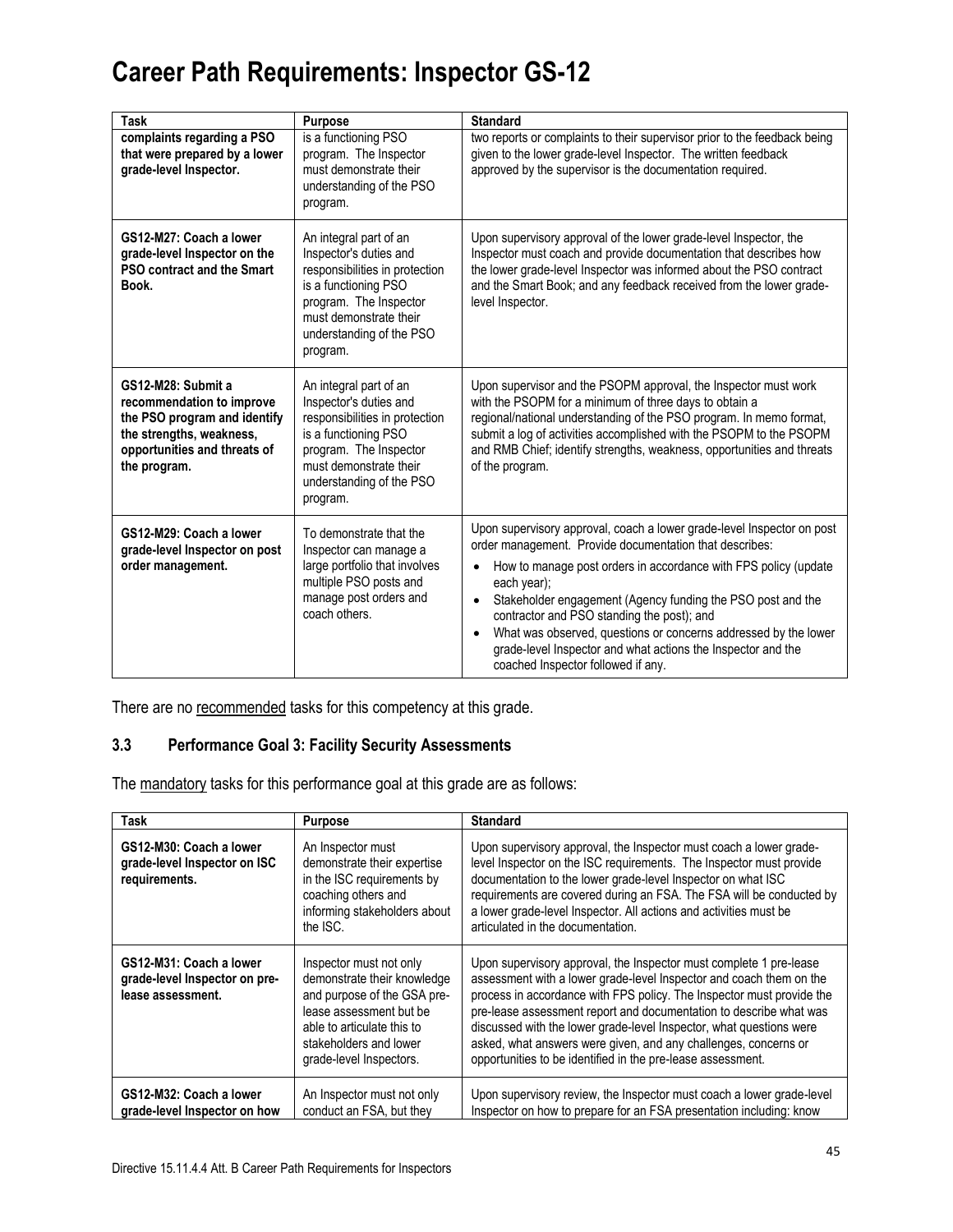# Career Path Requirements: Inspector GS-12

| Task | Purpose | Standard |
|---|---|---|
| **complaints regarding a PSO that were prepared by a lower grade-level Inspector.** | is a functioning PSO program. The Inspector must demonstrate their understanding of the PSO program. | two reports or complaints to their supervisor prior to the feedback being given to the lower grade-level Inspector. The written feedback approved by the supervisor is the documentation required. |
| **GS12-M27: Coach a lower grade-level Inspector on the PSO contract and the Smart Book.** | An integral part of an Inspector's duties and responsibilities in protection is a functioning PSO program. The Inspector must demonstrate their understanding of the PSO program. | Upon supervisory approval of the lower grade-level Inspector, the Inspector must coach and provide documentation that describes how the lower grade-level Inspector was informed about the PSO contract and the Smart Book; and any feedback received from the lower grade-level Inspector. |
| **GS12-M28: Submit a recommendation to improve the PSO program and identify the strengths, weakness, opportunities and threats of the program.** | An integral part of an Inspector's duties and responsibilities in protection is a functioning PSO program. The Inspector must demonstrate their understanding of the PSO program. | Upon supervisor and the PSOPM approval, the Inspector must work with the PSOPM for a minimum of three days to obtain a regional/national understanding of the PSO program. In memo format, submit a log of activities accomplished with the PSOPM to the PSOPM and RMB Chief; identify strengths, weakness, opportunities and threats of the program. |
| **GS12-M29: Coach a lower grade-level Inspector on post order management.** | To demonstrate that the Inspector can manage a large portfolio that involves multiple PSO posts and manage post orders and coach others. | Upon supervisory approval, coach a lower grade-level Inspector on post order management. Provide documentation that describes: <br>• How to manage post orders in accordance with FPS policy (update each year); <br>• Stakeholder engagement (Agency funding the PSO post and the contractor and PSO standing the post); and <br>• What was observed, questions or concerns addressed by the lower grade-level Inspector and what actions the Inspector and the coached Inspector followed if any. |

There are no recommended tasks for this competency at this grade.

### 3.3 Performance Goal 3: Facility Security Assessments

The mandatory tasks for this performance goal at this grade are as follows:

| Task | Purpose | Standard |
|---|---|---|
| **GS12-M30: Coach a lower grade-level Inspector on ISC requirements.** | An Inspector must demonstrate their expertise in the ISC requirements by coaching others and informing stakeholders about the ISC. | Upon supervisory approval, the Inspector must coach a lower grade-level Inspector on the ISC requirements. The Inspector must provide documentation to the lower grade-level Inspector on what ISC requirements are covered during an FSA. The FSA will be conducted by a lower grade-level Inspector. All actions and activities must be articulated in the documentation. |
| **GS12-M31: Coach a lower grade-level Inspector on pre-lease assessment.** | Inspector must not only demonstrate their knowledge and purpose of the GSA pre-lease assessment but be able to articulate this to stakeholders and lower grade-level Inspectors. | Upon supervisory approval, the Inspector must complete 1 pre-lease assessment with a lower grade-level Inspector and coach them on the process in accordance with FPS policy. The Inspector must provide the pre-lease assessment report and documentation to describe what was discussed with the lower grade-level Inspector, what questions were asked, what answers were given, and any challenges, concerns or opportunities to be identified in the pre-lease assessment. |
| **GS12-M32: Coach a lower grade-level Inspector on how** | An Inspector must not only conduct an FSA, but they | Upon supervisory review, the Inspector must coach a lower grade-level Inspector on how to prepare for an FSA presentation including: know |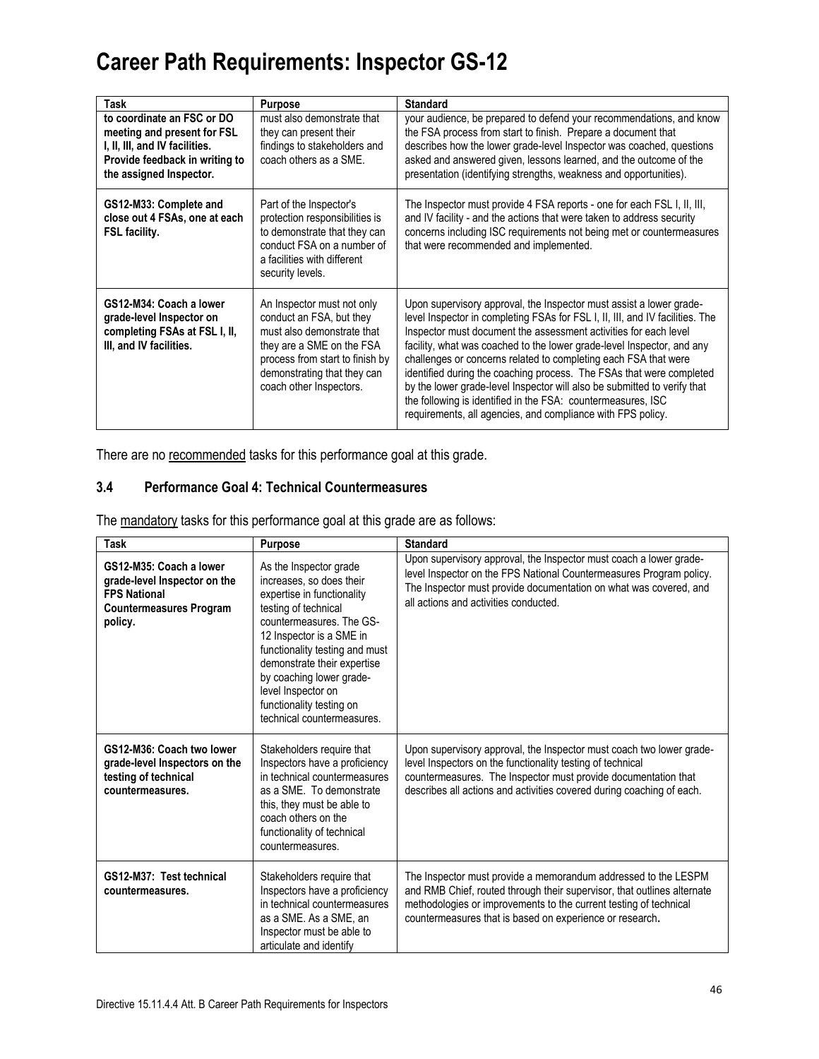# Career Path Requirements: Inspector GS-12

| Task | Purpose | Standard |
|---|---|---|
| **to coordinate an FSC or DO meeting and present for FSL I, II, III, and IV facilities. Provide feedback in writing to the assigned Inspector.** | must also demonstrate that they can present their findings to stakeholders and coach others as a SME. | your audience, be prepared to defend your recommendations, and know the FSA process from start to finish. Prepare a document that describes how the lower grade-level Inspector was coached, questions asked and answered given, lessons learned, and the outcome of the presentation (identifying strengths, weakness and opportunities). |
| **GS12-M33: Complete and close out 4 FSAs, one at each FSL facility.** | Part of the Inspector's protection responsibilities is to demonstrate that they can conduct FSA on a number of a facilities with different security levels. | The Inspector must provide 4 FSA reports - one for each FSL I, II, III, and IV facility - and the actions that were taken to address security concerns including ISC requirements not being met or countermeasures that were recommended and implemented. |
| **GS12-M34: Coach a lower grade-level Inspector on completing FSAs at FSL I, II, III, and IV facilities.** | An Inspector must not only conduct an FSA, but they must also demonstrate that they are a SME on the FSA process from start to finish by demonstrating that they can coach other Inspectors. | Upon supervisory approval, the Inspector must assist a lower grade-level Inspector in completing FSAs for FSL I, II, III, and IV facilities. The Inspector must document the assessment activities for each level facility, what was coached to the lower grade-level Inspector, and any challenges or concerns related to completing each FSA that were identified during the coaching process. The FSAs that were completed by the lower grade-level Inspector will also be submitted to verify that the following is identified in the FSA: countermeasures, ISC requirements, all agencies, and compliance with FPS policy. |

There are no recommended tasks for this performance goal at this grade.

### 3.4 Performance Goal 4: Technical Countermeasures

The mandatory tasks for this performance goal at this grade are as follows:

| Task | Purpose | Standard |
|---|---|---|
| **GS12-M35: Coach a lower grade-level Inspector on the FPS National Countermeasures Program policy.** | As the Inspector grade increases, so does their expertise in functionality testing of technical countermeasures. The GS-12 Inspector is a SME in functionality testing and must demonstrate their expertise by coaching lower grade-level Inspector on functionality testing on technical countermeasures. | Upon supervisory approval, the Inspector must coach a lower grade-level Inspector on the FPS National Countermeasures Program policy. The Inspector must provide documentation on what was covered, and all actions and activities conducted. |
| **GS12-M36: Coach two lower grade-level Inspectors on the testing of technical countermeasures.** | Stakeholders require that Inspectors have a proficiency in technical countermeasures as a SME. To demonstrate this, they must be able to coach others on the functionality of technical countermeasures. | Upon supervisory approval, the Inspector must coach two lower grade-level Inspectors on the functionality testing of technical countermeasures. The Inspector must provide documentation that describes all actions and activities covered during coaching of each. |
| **GS12-M37: Test technical countermeasures.** | Stakeholders require that Inspectors have a proficiency in technical countermeasures as a SME. As a SME, an Inspector must be able to articulate and identify | The Inspector must provide a memorandum addressed to the LESPM and RMB Chief, routed through their supervisor, that outlines alternate methodologies or improvements to the current testing of technical countermeasures that is based on experience or research. |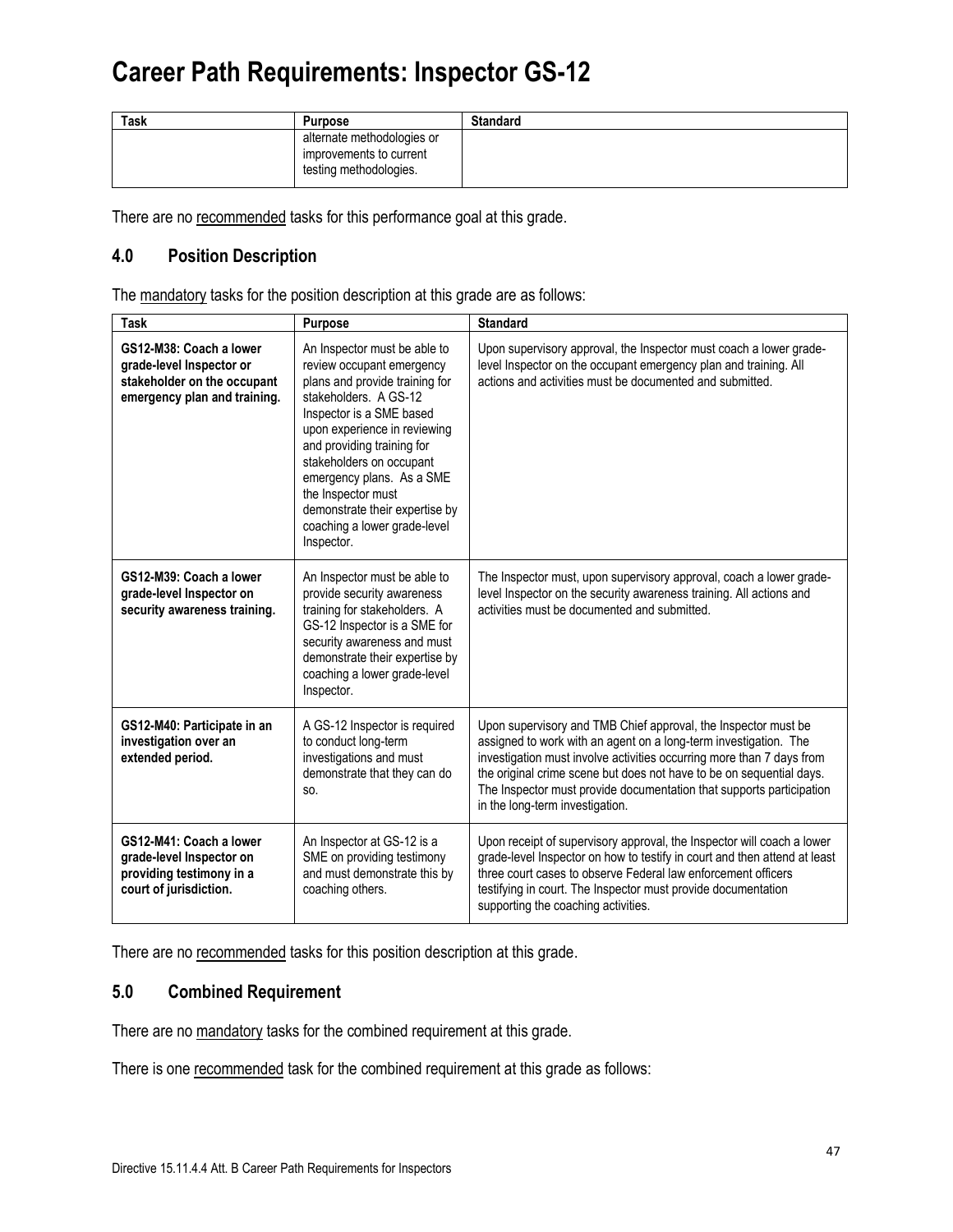# Career Path Requirements: Inspector GS-12

| Task | Purpose | Standard |
|---|---|---|
| | alternate methodologies or improvements to current testing methodologies. | |

There are no recommended tasks for this performance goal at this grade.

## 4.0 Position Description

The mandatory tasks for the position description at this grade are as follows:

| Task | Purpose | Standard |
|---|---|---|
| **GS12-M38: Coach a lower grade-level Inspector or stakeholder on the occupant emergency plan and training.** | An Inspector must be able to review occupant emergency plans and provide training for stakeholders. A GS-12 Inspector is a SME based upon experience in reviewing and providing training for stakeholders on occupant emergency plans. As a SME the Inspector must demonstrate their expertise by coaching a lower grade-level Inspector. | Upon supervisory approval, the Inspector must coach a lower grade-level Inspector on the occupant emergency plan and training. All actions and activities must be documented and submitted. |
| **GS12-M39: Coach a lower grade-level Inspector on security awareness training.** | An Inspector must be able to provide security awareness training for stakeholders. A GS-12 Inspector is a SME for security awareness and must demonstrate their expertise by coaching a lower grade-level Inspector. | The Inspector must, upon supervisory approval, coach a lower grade-level Inspector on the security awareness training. All actions and activities must be documented and submitted. |
| **GS12-M40: Participate in an investigation over an extended period.** | A GS-12 Inspector is required to conduct long-term investigations and must demonstrate that they can do so. | Upon supervisory and TMB Chief approval, the Inspector must be assigned to work with an agent on a long-term investigation. The investigation must involve activities occurring more than 7 days from the original crime scene but does not have to be on sequential days. The Inspector must provide documentation that supports participation in the long-term investigation. |
| **GS12-M41: Coach a lower grade-level Inspector on providing testimony in a court of jurisdiction.** | An Inspector at GS-12 is a SME on providing testimony and must demonstrate this by coaching others. | Upon receipt of supervisory approval, the Inspector will coach a lower grade-level Inspector on how to testify in court and then attend at least three court cases to observe Federal law enforcement officers testifying in court. The Inspector must provide documentation supporting the coaching activities. |

There are no recommended tasks for this position description at this grade.

## 5.0 Combined Requirement

There are no mandatory tasks for the combined requirement at this grade.

There is one recommended task for the combined requirement at this grade as follows: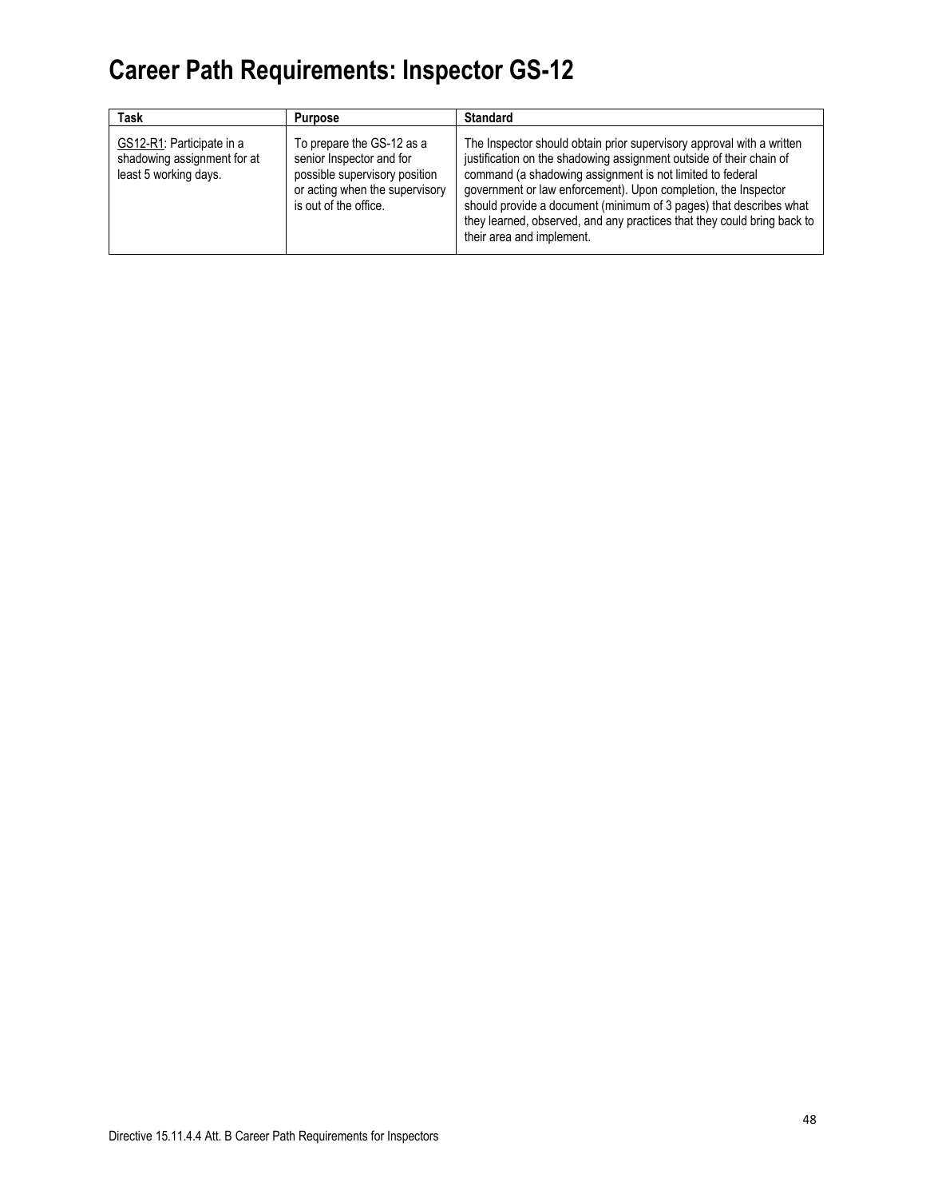# Career Path Requirements: Inspector GS-12

| Task | Purpose | Standard |
| --- | --- | --- |
| GS12-R1: Participate in a shadowing assignment for at least 5 working days. | To prepare the GS-12 as a senior Inspector and for possible supervisory position or acting when the supervisory is out of the office. | The Inspector should obtain prior supervisory approval with a written justification on the shadowing assignment outside of their chain of command (a shadowing assignment is not limited to federal government or law enforcement). Upon completion, the Inspector should provide a document (minimum of 3 pages) that describes what they learned, observed, and any practices that they could bring back to their area and implement. |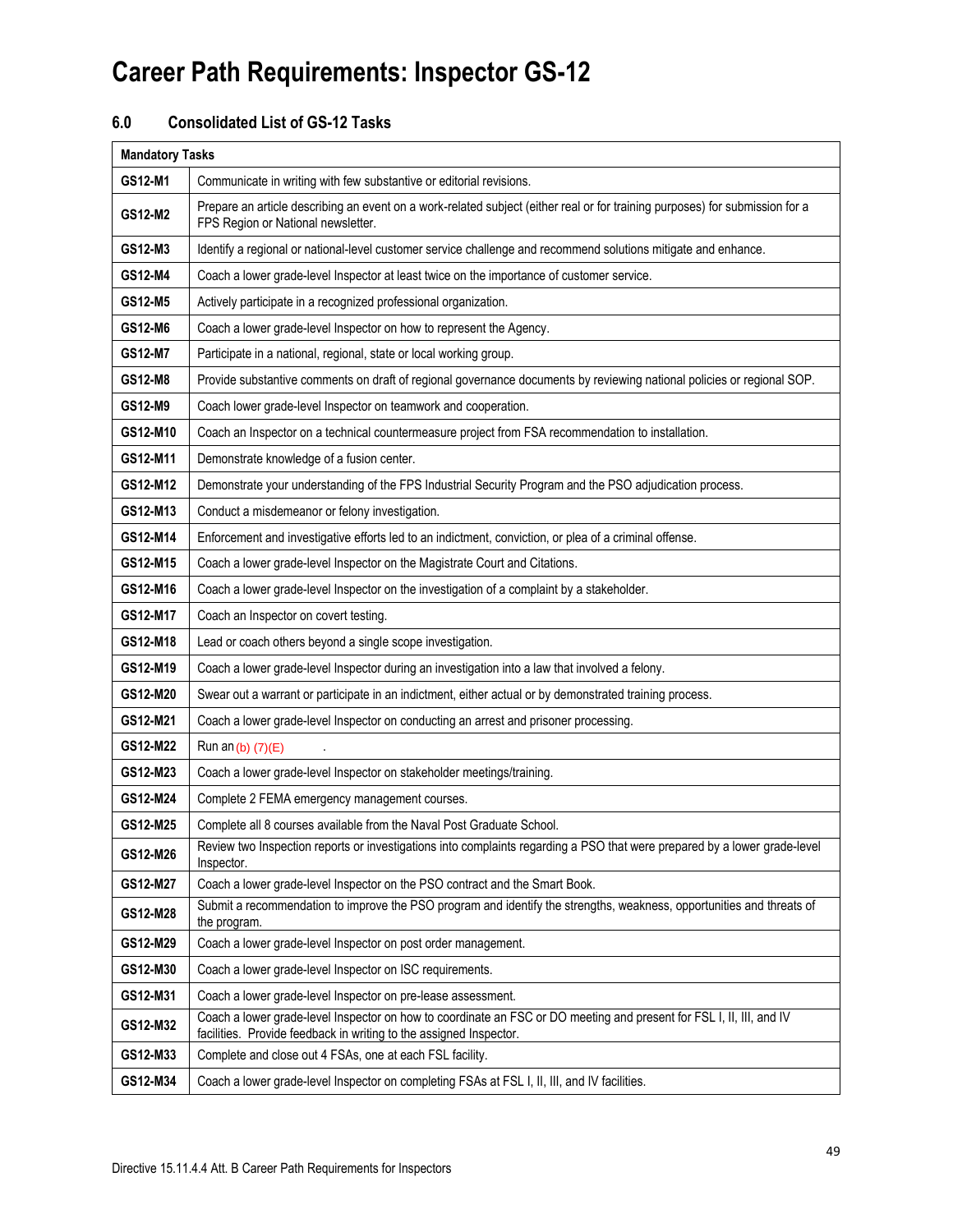# Career Path Requirements: Inspector GS-12

## 6.0 Consolidated List of GS-12 Tasks

| Mandatory Tasks | |
|---|---|
| **GS12-M1** | Communicate in writing with few substantive or editorial revisions. |
| **GS12-M2** | Prepare an article describing an event on a work-related subject (either real or for training purposes) for submission for a FPS Region or National newsletter. |
| **GS12-M3** | Identify a regional or national-level customer service challenge and recommend solutions mitigate and enhance. |
| **GS12-M4** | Coach a lower grade-level Inspector at least twice on the importance of customer service. |
| **GS12-M5** | Actively participate in a recognized professional organization. |
| **GS12-M6** | Coach a lower grade-level Inspector on how to represent the Agency. |
| **GS12-M7** | Participate in a national, regional, state or local working group. |
| **GS12-M8** | Provide substantive comments on draft of regional governance documents by reviewing national policies or regional SOP. |
| **GS12-M9** | Coach lower grade-level Inspector on teamwork and cooperation. |
| **GS12-M10** | Coach an Inspector on a technical countermeasure project from FSA recommendation to installation. |
| **GS12-M11** | Demonstrate knowledge of a fusion center. |
| **GS12-M12** | Demonstrate your understanding of the FPS Industrial Security Program and the PSO adjudication process. |
| **GS12-M13** | Conduct a misdemeanor or felony investigation. |
| **GS12-M14** | Enforcement and investigative efforts led to an indictment, conviction, or plea of a criminal offense. |
| **GS12-M15** | Coach a lower grade-level Inspector on the Magistrate Court and Citations. |
| **GS12-M16** | Coach a lower grade-level Inspector on the investigation of a complaint by a stakeholder. |
| **GS12-M17** | Coach an Inspector on covert testing. |
| **GS12-M18** | Lead or coach others beyond a single scope investigation. |
| **GS12-M19** | Coach a lower grade-level Inspector during an investigation into a law that involved a felony. |
| **GS12-M20** | Swear out a warrant or participate in an indictment, either actual or by demonstrated training process. |
| **GS12-M21** | Coach a lower grade-level Inspector on conducting an arrest and prisoner processing. |
| **GS12-M22** | Run an (b) (7)(E) . |
| **GS12-M23** | Coach a lower grade-level Inspector on stakeholder meetings/training. |
| **GS12-M24** | Complete 2 FEMA emergency management courses. |
| **GS12-M25** | Complete all 8 courses available from the Naval Post Graduate School. |
| **GS12-M26** | Review two Inspection reports or investigations into complaints regarding a PSO that were prepared by a lower grade-level Inspector. |
| **GS12-M27** | Coach a lower grade-level Inspector on the PSO contract and the Smart Book. |
| **GS12-M28** | Submit a recommendation to improve the PSO program and identify the strengths, weakness, opportunities and threats of the program. |
| **GS12-M29** | Coach a lower grade-level Inspector on post order management. |
| **GS12-M30** | Coach a lower grade-level Inspector on ISC requirements. |
| **GS12-M31** | Coach a lower grade-level Inspector on pre-lease assessment. |
| **GS12-M32** | Coach a lower grade-level Inspector on how to coordinate an FSC or DO meeting and present for FSL I, II, III, and IV facilities. Provide feedback in writing to the assigned Inspector. |
| **GS12-M33** | Complete and close out 4 FSAs, one at each FSL facility. |
| **GS12-M34** | Coach a lower grade-level Inspector on completing FSAs at FSL I, II, III, and IV facilities. |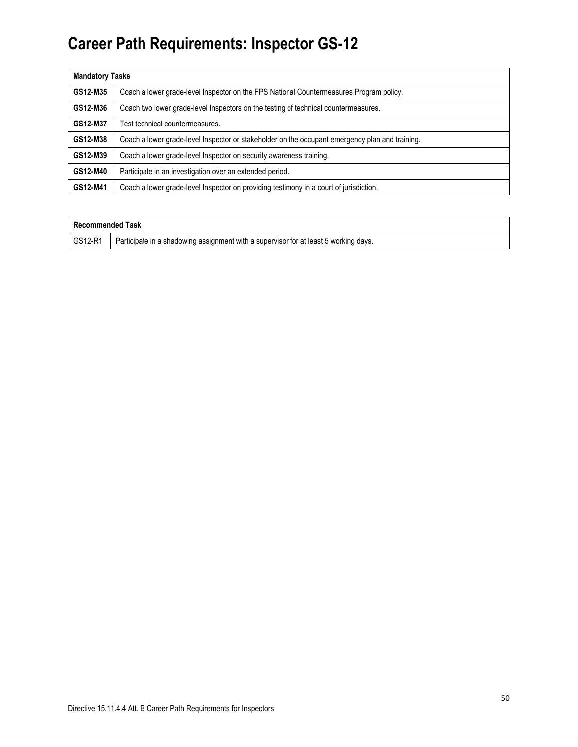# Career Path Requirements: Inspector GS-12

| Mandatory Tasks | |
|---|---|
| **GS12-M35** | Coach a lower grade-level Inspector on the FPS National Countermeasures Program policy. |
| **GS12-M36** | Coach two lower grade-level Inspectors on the testing of technical countermeasures. |
| **GS12-M37** | Test technical countermeasures. |
| **GS12-M38** | Coach a lower grade-level Inspector or stakeholder on the occupant emergency plan and training. |
| **GS12-M39** | Coach a lower grade-level Inspector on security awareness training. |
| **GS12-M40** | Participate in an investigation over an extended period. |
| **GS12-M41** | Coach a lower grade-level Inspector on providing testimony in a court of jurisdiction. |

| Recommended Task | |
|---|---|
| GS12-R1 | Participate in a shadowing assignment with a supervisor for at least 5 working days. |

Directive 15.11.4.4 Att. B Career Path Requirements for Inspectors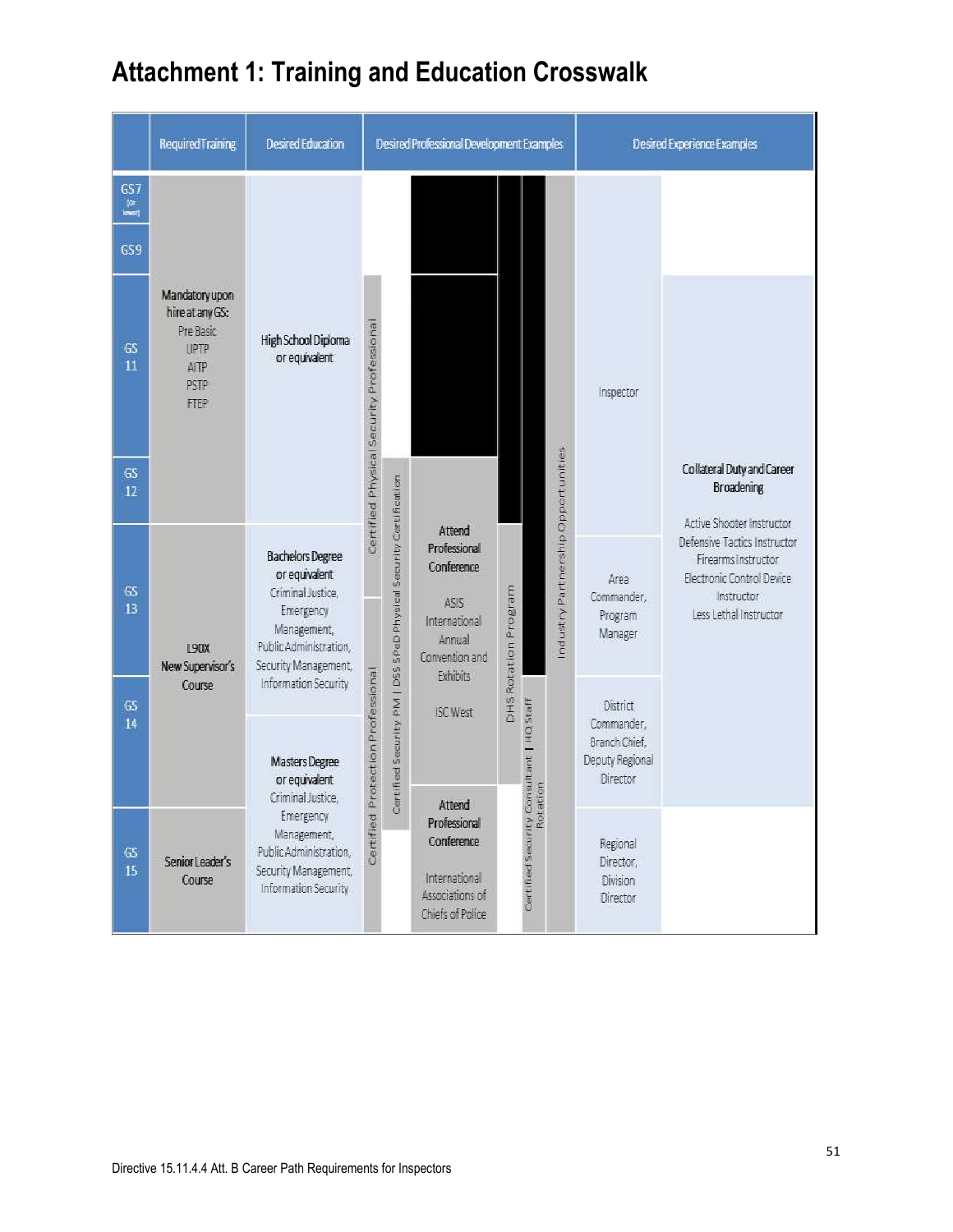# Attachment 1: Training and Education Crosswalk

| | Required Training | Desired Education | Desired Professional Development Examples | Desired Experience Examples | |
|---|---|---|---|---|---|
| GS7 (or lower) | Mandatory upon hire at any GS: Pre Basic, UPTP, AITP, PSTP, FTEP | High School Diploma or equivalent | | Inspector | |
| GS9 | | | | | |
| GS 11 | | | Certified Physical Security Professional | | Collateral Duty and Career Broadening: Active Shooter Instructor, Defensive Tactics Instructor, Firearms Instructor, Electronic Control Device Instructor, Less Lethal Instructor |
| GS 12 | | | Certified Physical Security Professional; Certified Security PM \| DSS SPeD Physical Security Certification; Attend Professional Conference: ASIS International Annual Convention and Exhibits, ISC West; Industry Partnership Opportunities | | |
| GS 13 | L90X New Supervisor's Course | Bachelors Degree or equivalent: Criminal Justice, Emergency Management, Public Administration, Security Management, Information Security | Certified Protection Professional; Certified Security PM \| DSS SPeD Physical Security Certification; Attend Professional Conference: ASIS International Annual Convention and Exhibits, ISC West; DHS Rotation Program; Industry Partnership Opportunities | Area Commander, Program Manager | |
| GS 14 | | Masters Degree or equivalent: Criminal Justice, Emergency Management, Public Administration, Security Management, Information Security | Certified Protection Professional; Certified Security PM \| DSS SPeD Physical Security Certification; Attend Professional Conference: ASIS International Annual Convention and Exhibits, ISC West; DHS Rotation Program; Certified Security Consultant \| HQ Staff Rotation; Industry Partnership Opportunities | District Commander, Branch Chief, Deputy Regional Director | |
| GS 15 | Senior Leader's Course | | Certified Protection Professional; Attend Professional Conference: International Associations of Chiefs of Police; Certified Security Consultant \| HQ Staff Rotation; Industry Partnership Opportunities | Regional Director, Division Director | |

Directive 15.11.4.4 Att. B Career Path Requirements for Inspectors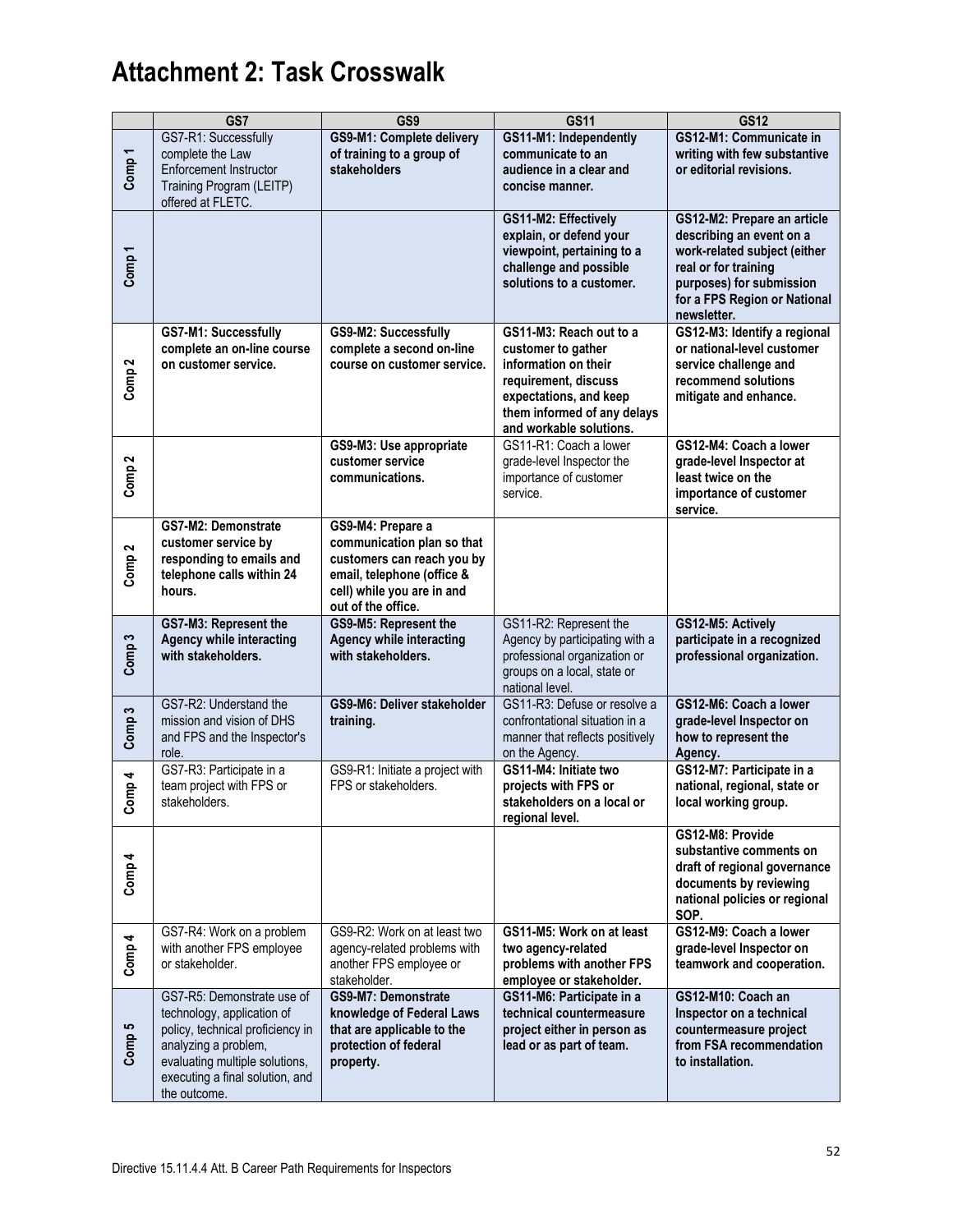# Attachment 2: Task Crosswalk

| | GS7 | GS9 | GS11 | GS12 |
|---|---|---|---|---|
| Comp 1 | GS7-R1: Successfully complete the Law Enforcement Instructor Training Program (LEITP) offered at FLETC. | **GS9-M1: Complete delivery of training to a group of stakeholders** | **GS11-M1: Independently communicate to an audience in a clear and concise manner.** | **GS12-M1: Communicate in writing with few substantive or editorial revisions.** |
| Comp 1 | | | **GS11-M2: Effectively explain, or defend your viewpoint, pertaining to a challenge and possible solutions to a customer.** | **GS12-M2: Prepare an article describing an event on a work-related subject (either real or for training purposes) for submission for a FPS Region or National newsletter.** |
| Comp 2 | **GS7-M1: Successfully complete an on-line course on customer service.** | **GS9-M2: Successfully complete a second on-line course on customer service.** | **GS11-M3: Reach out to a customer to gather information on their requirement, discuss expectations, and keep them informed of any delays and workable solutions.** | **GS12-M3: Identify a regional or national-level customer service challenge and recommend solutions mitigate and enhance.** |
| Comp 2 | | **GS9-M3: Use appropriate customer service communications.** | GS11-R1: Coach a lower grade-level Inspector the importance of customer service. | **GS12-M4: Coach a lower grade-level Inspector at least twice on the importance of customer service.** |
| Comp 2 | **GS7-M2: Demonstrate customer service by responding to emails and telephone calls within 24 hours.** | **GS9-M4: Prepare a communication plan so that customers can reach you by email, telephone (office & cell) while you are in and out of the office.** | | |
| Comp 3 | **GS7-M3: Represent the Agency while interacting with stakeholders.** | **GS9-M5: Represent the Agency while interacting with stakeholders.** | GS11-R2: Represent the Agency by participating with a professional organization or groups on a local, state or national level. | **GS12-M5: Actively participate in a recognized professional organization.** |
| Comp 3 | GS7-R2: Understand the mission and vision of DHS and FPS and the Inspector's role. | **GS9-M6: Deliver stakeholder training.** | GS11-R3: Defuse or resolve a confrontational situation in a manner that reflects positively on the Agency. | **GS12-M6: Coach a lower grade-level Inspector on how to represent the Agency.** |
| Comp 4 | GS7-R3: Participate in a team project with FPS or stakeholders. | GS9-R1: Initiate a project with FPS or stakeholders. | **GS11-M4: Initiate two projects with FPS or stakeholders on a local or regional level.** | **GS12-M7: Participate in a national, regional, state or local working group.** |
| Comp 4 | | | | **GS12-M8: Provide substantive comments on draft of regional governance documents by reviewing national policies or regional SOP.** |
| Comp 4 | GS7-R4: Work on a problem with another FPS employee or stakeholder. | GS9-R2: Work on at least two agency-related problems with another FPS employee or stakeholder. | **GS11-M5: Work on at least two agency-related problems with another FPS employee or stakeholder.** | **GS12-M9: Coach a lower grade-level Inspector on teamwork and cooperation.** |
| Comp 5 | GS7-R5: Demonstrate use of technology, application of policy, technical proficiency in analyzing a problem, evaluating multiple solutions, executing a final solution, and the outcome. | **GS9-M7: Demonstrate knowledge of Federal Laws that are applicable to the protection of federal property.** | **GS11-M6: Participate in a technical countermeasure project either in person as lead or as part of team.** | **GS12-M10: Coach an Inspector on a technical countermeasure project from FSA recommendation to installation.** |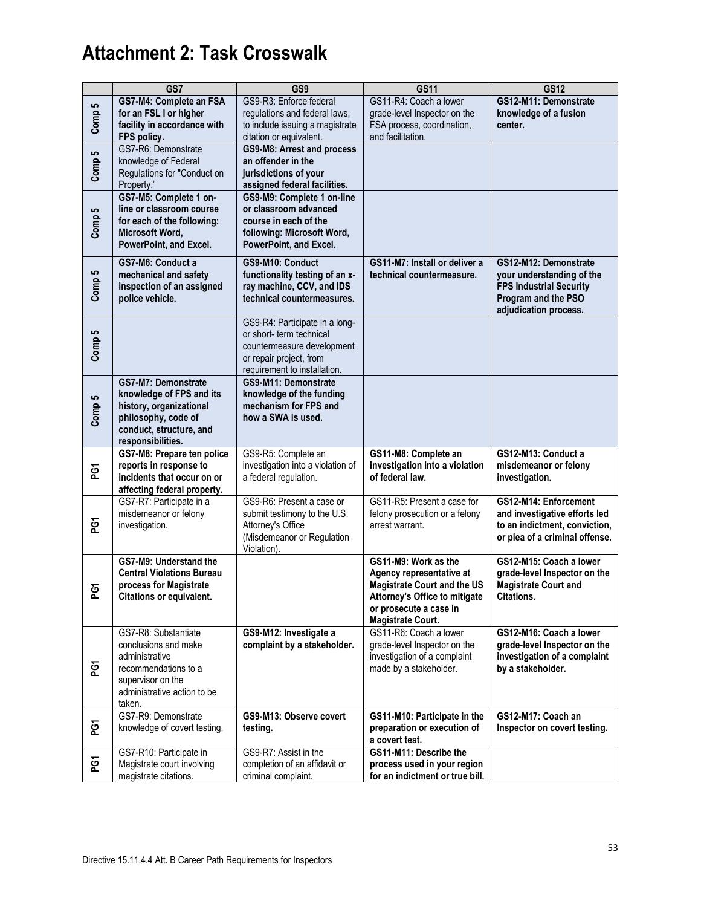# Attachment 2: Task Crosswalk

| | GS7 | GS9 | GS11 | GS12 |
|---|---|---|---|---|
| Comp 5 | **GS7-M4: Complete an FSA for an FSL I or higher facility in accordance with FPS policy.** | GS9-R3: Enforce federal regulations and federal laws, to include issuing a magistrate citation or equivalent. | GS11-R4: Coach a lower grade-level Inspector on the FSA process, coordination, and facilitation. | **GS12-M11: Demonstrate knowledge of a fusion center.** |
| Comp 5 | GS7-R6: Demonstrate knowledge of Federal Regulations for "Conduct on Property." | **GS9-M8: Arrest and process an offender in the jurisdictions of your assigned federal facilities.** | | |
| Comp 5 | **GS7-M5: Complete 1 on-line or classroom course for each of the following: Microsoft Word, PowerPoint, and Excel.** | **GS9-M9: Complete 1 on-line or classroom advanced course in each of the following: Microsoft Word, PowerPoint, and Excel.** | | |
| Comp 5 | **GS7-M6: Conduct a mechanical and safety inspection of an assigned police vehicle.** | **GS9-M10: Conduct functionality testing of an x-ray machine, CCV, and IDS technical countermeasures.** | **GS11-M7: Install or deliver a technical countermeasure.** | **GS12-M12: Demonstrate your understanding of the FPS Industrial Security Program and the PSO adjudication process.** |
| Comp 5 | | GS9-R4: Participate in a long- or short- term technical countermeasure development or repair project, from requirement to installation. | | |
| Comp 5 | **GS7-M7: Demonstrate knowledge of FPS and its history, organizational philosophy, code of conduct, structure, and responsibilities.** | **GS9-M11: Demonstrate knowledge of the funding mechanism for FPS and how a SWA is used.** | | |
| PG1 | **GS7-M8: Prepare ten police reports in response to incidents that occur on or affecting federal property.** | GS9-R5: Complete an investigation into a violation of a federal regulation. | **GS11-M8: Complete an investigation into a violation of federal law.** | **GS12-M13: Conduct a misdemeanor or felony investigation.** |
| PG1 | GS7-R7: Participate in a misdemeanor or felony investigation. | GS9-R6: Present a case or submit testimony to the U.S. Attorney's Office (Misdemeanor or Regulation Violation). | GS11-R5: Present a case for felony prosecution or a felony arrest warrant. | **GS12-M14: Enforcement and investigative efforts led to an indictment, conviction, or plea of a criminal offense.** |
| PG1 | **GS7-M9: Understand the Central Violations Bureau process for Magistrate Citations or equivalent.** | | **GS11-M9: Work as the Agency representative at Magistrate Court and the US Attorney's Office to mitigate or prosecute a case in Magistrate Court.** | **GS12-M15: Coach a lower grade-level Inspector on the Magistrate Court and Citations.** |
| PG1 | GS7-R8: Substantiate conclusions and make administrative recommendations to a supervisor on the administrative action to be taken. | **GS9-M12: Investigate a complaint by a stakeholder.** | GS11-R6: Coach a lower grade-level Inspector on the investigation of a complaint made by a stakeholder. | **GS12-M16: Coach a lower grade-level Inspector on the investigation of a complaint by a stakeholder.** |
| PG1 | GS7-R9: Demonstrate knowledge of covert testing. | **GS9-M13: Observe covert testing.** | **GS11-M10: Participate in the preparation or execution of a covert test.** | **GS12-M17: Coach an Inspector on covert testing.** |
| PG1 | GS7-R10: Participate in Magistrate court involving magistrate citations. | GS9-R7: Assist in the completion of an affidavit or criminal complaint. | **GS11-M11: Describe the process used in your region for an indictment or true bill.** | |

Directive 15.11.4.4 Att. B Career Path Requirements for Inspectors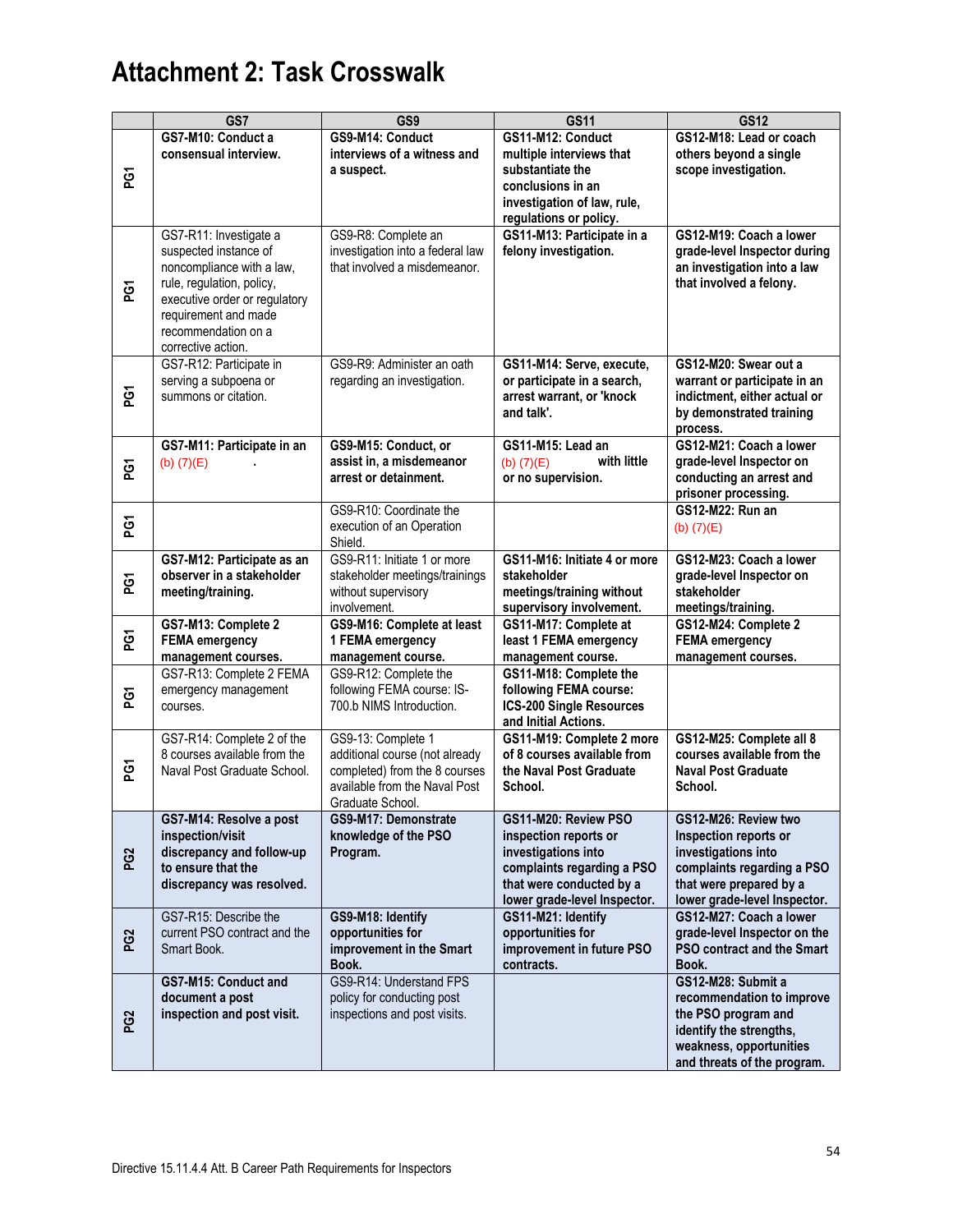# Attachment 2: Task Crosswalk

| | GS7 | GS9 | GS11 | GS12 |
|---|---|---|---|---|
| PG1 | **GS7-M10: Conduct a consensual interview.** | **GS9-M14: Conduct interviews of a witness and a suspect.** | **GS11-M12: Conduct multiple interviews that substantiate the conclusions in an investigation of law, rule, regulations or policy.** | **GS12-M18: Lead or coach others beyond a single scope investigation.** |
| PG1 | GS7-R11: Investigate a suspected instance of noncompliance with a law, rule, regulation, policy, executive order or regulatory requirement and made recommendation on a corrective action. | GS9-R8: Complete an investigation into a federal law that involved a misdemeanor. | **GS11-M13: Participate in a felony investigation.** | **GS12-M19: Coach a lower grade-level Inspector during an investigation into a law that involved a felony.** |
| PG1 | GS7-R12: Participate in serving a subpoena or summons or citation. | GS9-R9: Administer an oath regarding an investigation. | **GS11-M14: Serve, execute, or participate in a search, arrest warrant, or 'knock and talk'.** | **GS12-M20: Swear out a warrant or participate in an indictment, either actual or by demonstrated training process.** |
| PG1 | **GS7-M11: Participate in an** (b) (7)(E) **.** | **GS9-M15: Conduct, or assist in, a misdemeanor arrest or detainment.** | **GS11-M15: Lead an** (b) (7)(E) **with little or no supervision.** | **GS12-M21: Coach a lower grade-level Inspector on conducting an arrest and prisoner processing.** |
| PG1 | | GS9-R10: Coordinate the execution of an Operation Shield. | | **GS12-M22: Run an** (b) (7)(E) |
| PG1 | **GS7-M12: Participate as an observer in a stakeholder meeting/training.** | GS9-R11: Initiate 1 or more stakeholder meetings/trainings without supervisory involvement. | **GS11-M16: Initiate 4 or more stakeholder meetings/training without supervisory involvement.** | **GS12-M23: Coach a lower grade-level Inspector on stakeholder meetings/training.** |
| PG1 | **GS7-M13: Complete 2 FEMA emergency management courses.** | **GS9-M16: Complete at least 1 FEMA emergency management course.** | **GS11-M17: Complete at least 1 FEMA emergency management course.** | **GS12-M24: Complete 2 FEMA emergency management courses.** |
| PG1 | GS7-R13: Complete 2 FEMA emergency management courses. | GS9-R12: Complete the following FEMA course: IS-700.b NIMS Introduction. | **GS11-M18: Complete the following FEMA course: ICS-200 Single Resources and Initial Actions.** | |
| PG1 | GS7-R14: Complete 2 of the 8 courses available from the Naval Post Graduate School. | GS9-13: Complete 1 additional course (not already completed) from the 8 courses available from the Naval Post Graduate School. | **GS11-M19: Complete 2 more of 8 courses available from the Naval Post Graduate School.** | **GS12-M25: Complete all 8 courses available from the Naval Post Graduate School.** |
| PG2 | **GS7-M14: Resolve a post inspection/visit discrepancy and follow-up to ensure that the discrepancy was resolved.** | **GS9-M17: Demonstrate knowledge of the PSO Program.** | **GS11-M20: Review PSO inspection reports or investigations into complaints regarding a PSO that were conducted by a lower grade-level Inspector.** | **GS12-M26: Review two Inspection reports or investigations into complaints regarding a PSO that were prepared by a lower grade-level Inspector.** |
| PG2 | GS7-R15: Describe the current PSO contract and the Smart Book. | **GS9-M18: Identify opportunities for improvement in the Smart Book.** | **GS11-M21: Identify opportunities for improvement in future PSO contracts.** | **GS12-M27: Coach a lower grade-level Inspector on the PSO contract and the Smart Book.** |
| PG2 | **GS7-M15: Conduct and document a post inspection and post visit.** | GS9-R14: Understand FPS policy for conducting post inspections and post visits. | | **GS12-M28: Submit a recommendation to improve the PSO program and identify the strengths, weakness, opportunities and threats of the program.** |

Directive 15.11.4.4 Att. B Career Path Requirements for Inspectors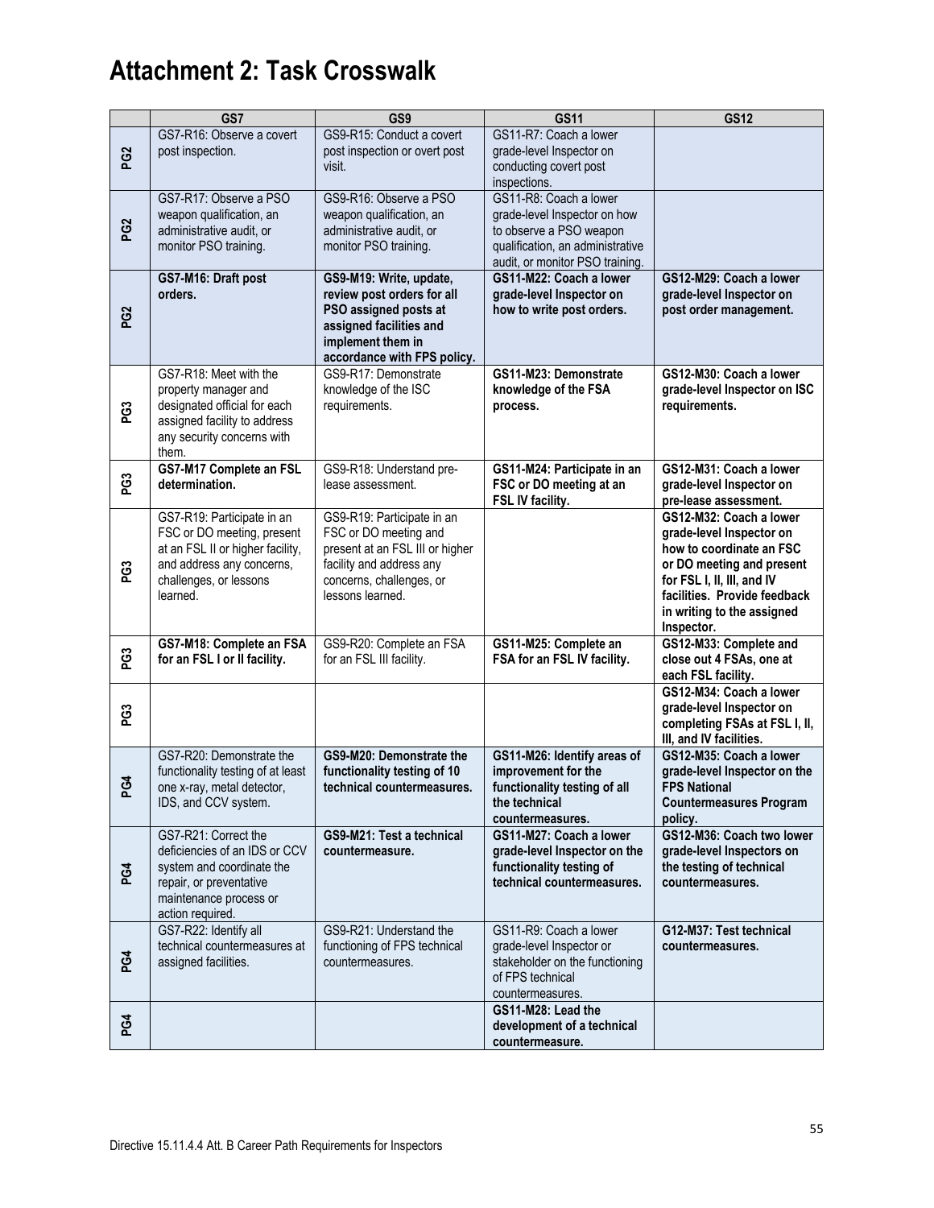# Attachment 2: Task Crosswalk

| | GS7 | GS9 | GS11 | GS12 |
|---|---|---|---|---|
| PG2 | GS7-R16: Observe a covert post inspection. | GS9-R15: Conduct a covert post inspection or overt post visit. | GS11-R7: Coach a lower grade-level Inspector on conducting covert post inspections. | |
| PG2 | GS7-R17: Observe a PSO weapon qualification, an administrative audit, or monitor PSO training. | GS9-R16: Observe a PSO weapon qualification, an administrative audit, or monitor PSO training. | GS11-R8: Coach a lower grade-level Inspector on how to observe a PSO weapon qualification, an administrative audit, or monitor PSO training. | |
| PG2 | **GS7-M16: Draft post orders.** | **GS9-M19: Write, update, review post orders for all PSO assigned posts at assigned facilities and implement them in accordance with FPS policy.** | **GS11-M22: Coach a lower grade-level Inspector on how to write post orders.** | **GS12-M29: Coach a lower grade-level Inspector on post order management.** |
| PG3 | GS7-R18: Meet with the property manager and designated official for each assigned facility to address any security concerns with them. | GS9-R17: Demonstrate knowledge of the ISC requirements. | **GS11-M23: Demonstrate knowledge of the FSA process.** | **GS12-M30: Coach a lower grade-level Inspector on ISC requirements.** |
| PG3 | **GS7-M17 Complete an FSL determination.** | GS9-R18: Understand pre-lease assessment. | **GS11-M24: Participate in an FSC or DO meeting at an FSL IV facility.** | **GS12-M31: Coach a lower grade-level Inspector on pre-lease assessment.** |
| PG3 | GS7-R19: Participate in an FSC or DO meeting, present at an FSL II or higher facility, and address any concerns, challenges, or lessons learned. | GS9-R19: Participate in an FSC or DO meeting and present at an FSL III or higher facility and address any concerns, challenges, or lessons learned. | | **GS12-M32: Coach a lower grade-level Inspector on how to coordinate an FSC or DO meeting and present for FSL I, II, III, and IV facilities. Provide feedback in writing to the assigned Inspector.** |
| PG3 | **GS7-M18: Complete an FSA for an FSL I or II facility.** | GS9-R20: Complete an FSA for an FSL III facility. | **GS11-M25: Complete an FSA for an FSL IV facility.** | **GS12-M33: Complete and close out 4 FSAs, one at each FSL facility.** |
| PG3 | | | | **GS12-M34: Coach a lower grade-level Inspector on completing FSAs at FSL I, II, III, and IV facilities.** |
| PG4 | GS7-R20: Demonstrate the functionality testing of at least one x-ray, metal detector, IDS, and CCV system. | **GS9-M20: Demonstrate the functionality testing of 10 technical countermeasures.** | **GS11-M26: Identify areas of improvement for the functionality testing of all the technical countermeasures.** | **GS12-M35: Coach a lower grade-level Inspector on the FPS National Countermeasures Program policy.** |
| PG4 | GS7-R21: Correct the deficiencies of an IDS or CCV system and coordinate the repair, or preventative maintenance process or action required. | **GS9-M21: Test a technical countermeasure.** | **GS11-M27: Coach a lower grade-level Inspector on the functionality testing of technical countermeasures.** | **GS12-M36: Coach two lower grade-level Inspectors on the testing of technical countermeasures.** |
| PG4 | GS7-R22: Identify all technical countermeasures at assigned facilities. | GS9-R21: Understand the functioning of FPS technical countermeasures. | GS11-R9: Coach a lower grade-level Inspector or stakeholder on the functioning of FPS technical countermeasures. | **G12-M37: Test technical countermeasures.** |
| PG4 | | | **GS11-M28: Lead the development of a technical countermeasure.** | |

Directive 15.11.4.4 Att. B Career Path Requirements for Inspectors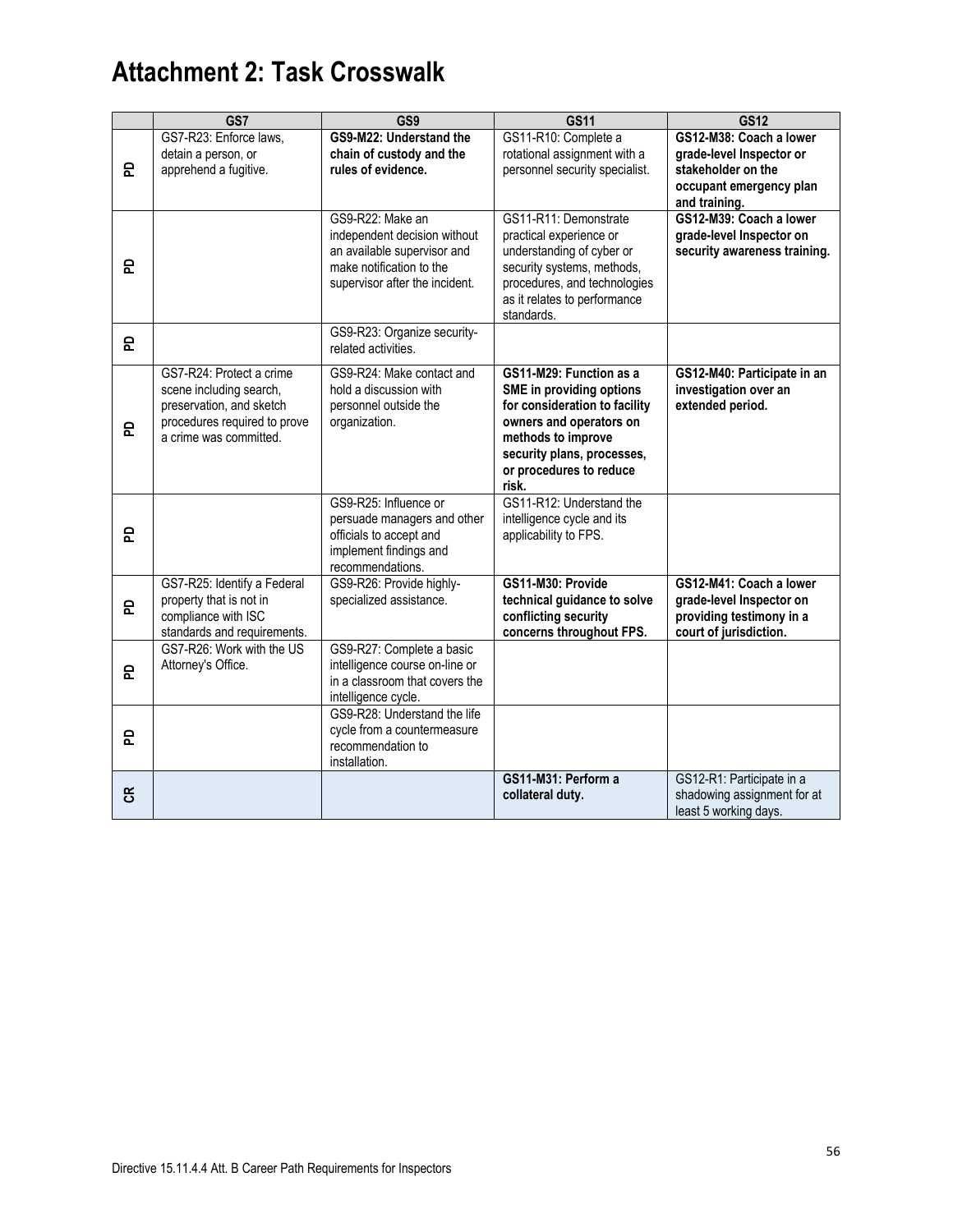# Attachment 2: Task Crosswalk

| | GS7 | GS9 | GS11 | GS12 |
|---|---|---|---|---|
| PD | GS7-R23: Enforce laws, detain a person, or apprehend a fugitive. | **GS9-M22: Understand the chain of custody and the rules of evidence.** | GS11-R10: Complete a rotational assignment with a personnel security specialist. | **GS12-M38: Coach a lower grade-level Inspector or stakeholder on the occupant emergency plan and training.** |
| PD | | GS9-R22: Make an independent decision without an available supervisor and make notification to the supervisor after the incident. | GS11-R11: Demonstrate practical experience or understanding of cyber or security systems, methods, procedures, and technologies as it relates to performance standards. | **GS12-M39: Coach a lower grade-level Inspector on security awareness training.** |
| PD | | GS9-R23: Organize security-related activities. | | |
| PD | GS7-R24: Protect a crime scene including search, preservation, and sketch procedures required to prove a crime was committed. | GS9-R24: Make contact and hold a discussion with personnel outside the organization. | **GS11-M29: Function as a SME in providing options for consideration to facility owners and operators on methods to improve security plans, processes, or procedures to reduce risk.** | **GS12-M40: Participate in an investigation over an extended period.** |
| PD | | GS9-R25: Influence or persuade managers and other officials to accept and implement findings and recommendations. | GS11-R12: Understand the intelligence cycle and its applicability to FPS. | |
| PD | GS7-R25: Identify a Federal property that is not in compliance with ISC standards and requirements. | GS9-R26: Provide highly-specialized assistance. | **GS11-M30: Provide technical guidance to solve conflicting security concerns throughout FPS.** | **GS12-M41: Coach a lower grade-level Inspector on providing testimony in a court of jurisdiction.** |
| PD | GS7-R26: Work with the US Attorney's Office. | GS9-R27: Complete a basic intelligence course on-line or in a classroom that covers the intelligence cycle. | | |
| PD | | GS9-R28: Understand the life cycle from a countermeasure recommendation to installation. | | |
| CR | | | **GS11-M31: Perform a collateral duty.** | GS12-R1: Participate in a shadowing assignment for at least 5 working days. |

Directive 15.11.4.4 Att. B Career Path Requirements for Inspectors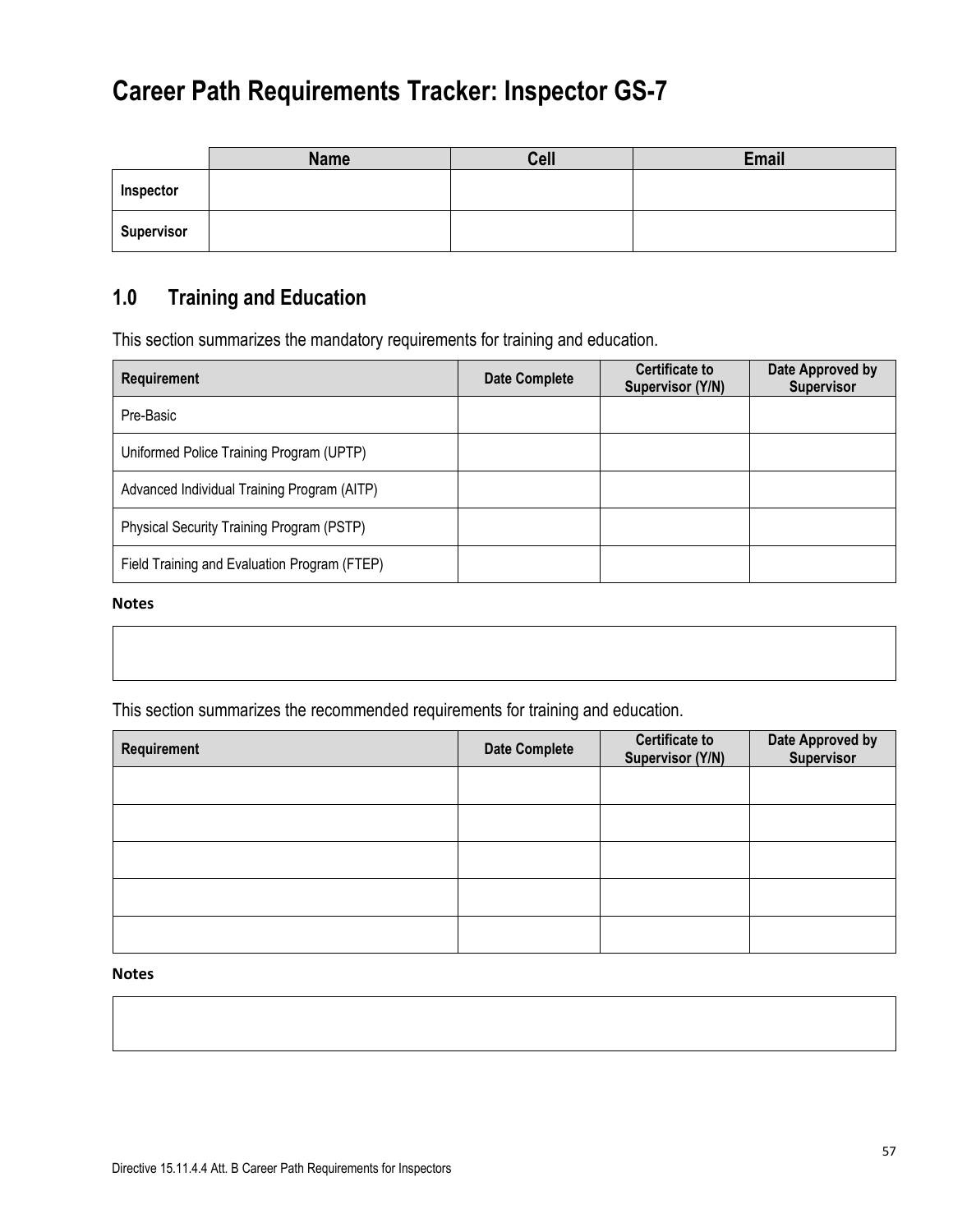# Career Path Requirements Tracker: Inspector GS-7

| | Name | Cell | Email |
|---|---|---|---|
| **Inspector** | | | |
| **Supervisor** | | | |

## 1.0 Training and Education

This section summarizes the mandatory requirements for training and education.

| Requirement | Date Complete | Certificate to Supervisor (Y/N) | Date Approved by Supervisor |
|---|---|---|---|
| Pre-Basic | | | |
| Uniformed Police Training Program (UPTP) | | | |
| Advanced Individual Training Program (AITP) | | | |
| Physical Security Training Program (PSTP) | | | |
| Field Training and Evaluation Program (FTEP) | | | |

**Notes**

This section summarizes the recommended requirements for training and education.

| Requirement | Date Complete | Certificate to Supervisor (Y/N) | Date Approved by Supervisor |
|---|---|---|---|
| | | | |
| | | | |
| | | | |
| | | | |
| | | | |

**Notes**

Directive 15.11.4.4 Att. B Career Path Requirements for Inspectors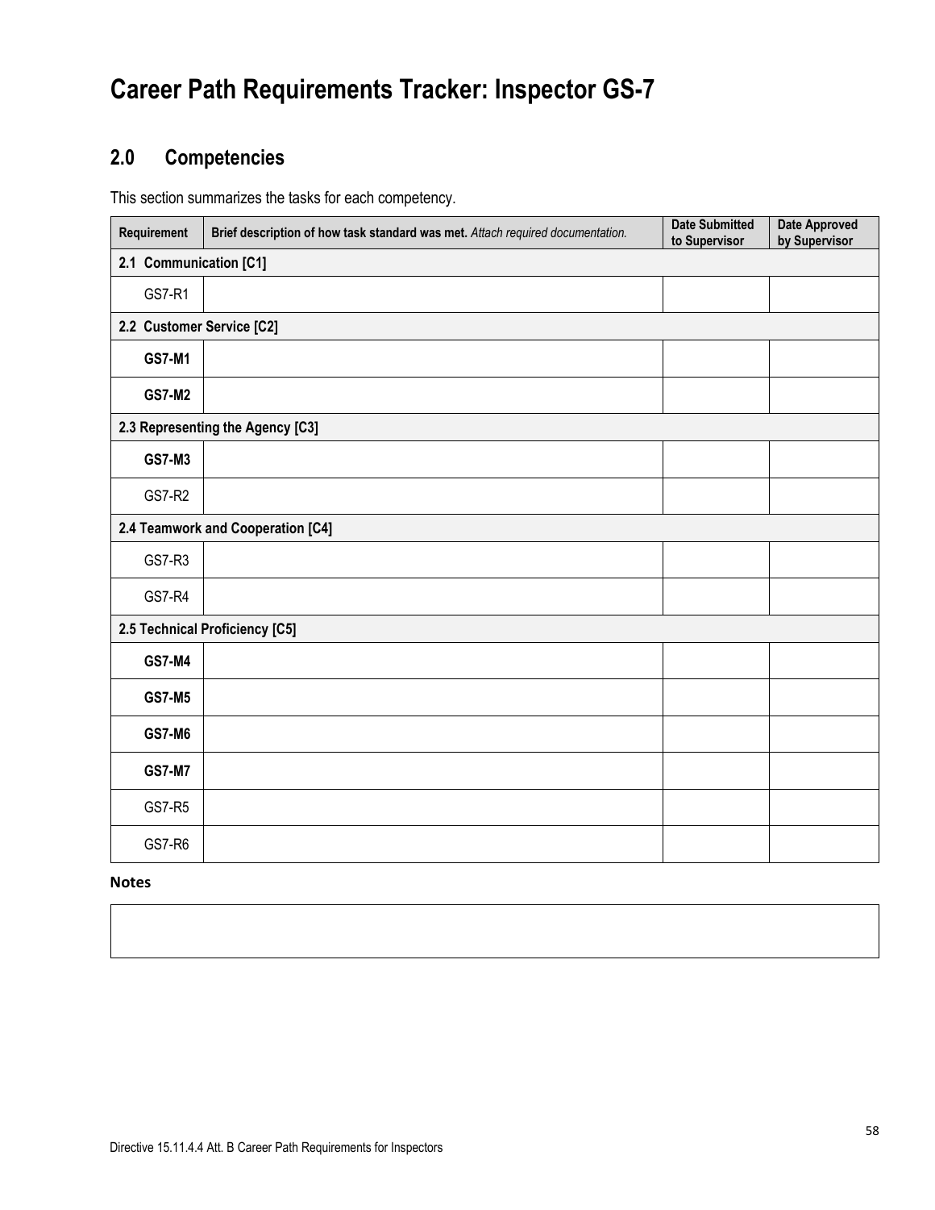# Career Path Requirements Tracker: Inspector GS-7

## 2.0 Competencies

This section summarizes the tasks for each competency.

| Requirement | **Brief description of how task standard was met.** *Attach required documentation.* | Date Submitted to Supervisor | Date Approved by Supervisor |
|---|---|---|---|
| **2.1 Communication [C1]** | | | |
| GS7-R1 | | | |
| **2.2 Customer Service [C2]** | | | |
| **GS7-M1** | | | |
| **GS7-M2** | | | |
| **2.3 Representing the Agency [C3]** | | | |
| **GS7-M3** | | | |
| GS7-R2 | | | |
| **2.4 Teamwork and Cooperation [C4]** | | | |
| GS7-R3 | | | |
| GS7-R4 | | | |
| **2.5 Technical Proficiency [C5]** | | | |
| **GS7-M4** | | | |
| **GS7-M5** | | | |
| **GS7-M6** | | | |
| **GS7-M7** | | | |
| GS7-R5 | | | |
| GS7-R6 | | | |

**Notes**

Directive 15.11.4.4 Att. B Career Path Requirements for Inspectors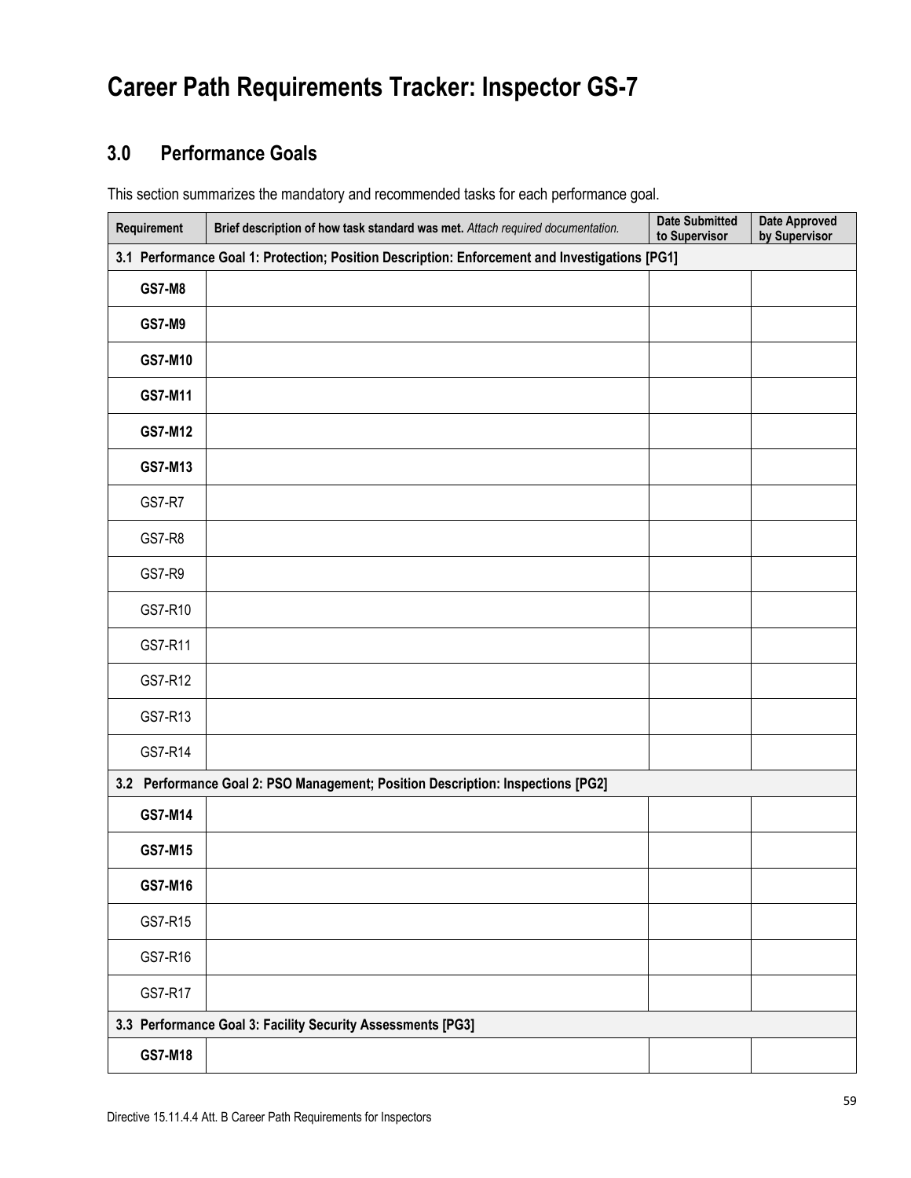# Career Path Requirements Tracker: Inspector GS-7

## 3.0 Performance Goals

This section summarizes the mandatory and recommended tasks for each performance goal.

| Requirement | **Brief description of how task standard was met.** *Attach required documentation.* | Date Submitted to Supervisor | Date Approved by Supervisor |
|---|---|---|---|
| **3.1 Performance Goal 1: Protection; Position Description: Enforcement and Investigations [PG1]** | | | |
| **GS7-M8** | | | |
| **GS7-M9** | | | |
| **GS7-M10** | | | |
| **GS7-M11** | | | |
| **GS7-M12** | | | |
| **GS7-M13** | | | |
| GS7-R7 | | | |
| GS7-R8 | | | |
| GS7-R9 | | | |
| GS7-R10 | | | |
| GS7-R11 | | | |
| GS7-R12 | | | |
| GS7-R13 | | | |
| GS7-R14 | | | |
| **3.2 Performance Goal 2: PSO Management; Position Description: Inspections [PG2]** | | | |
| **GS7-M14** | | | |
| **GS7-M15** | | | |
| **GS7-M16** | | | |
| GS7-R15 | | | |
| GS7-R16 | | | |
| GS7-R17 | | | |
| **3.3 Performance Goal 3: Facility Security Assessments [PG3]** | | | |
| **GS7-M18** | | | |

Directive 15.11.4.4 Att. B Career Path Requirements for Inspectors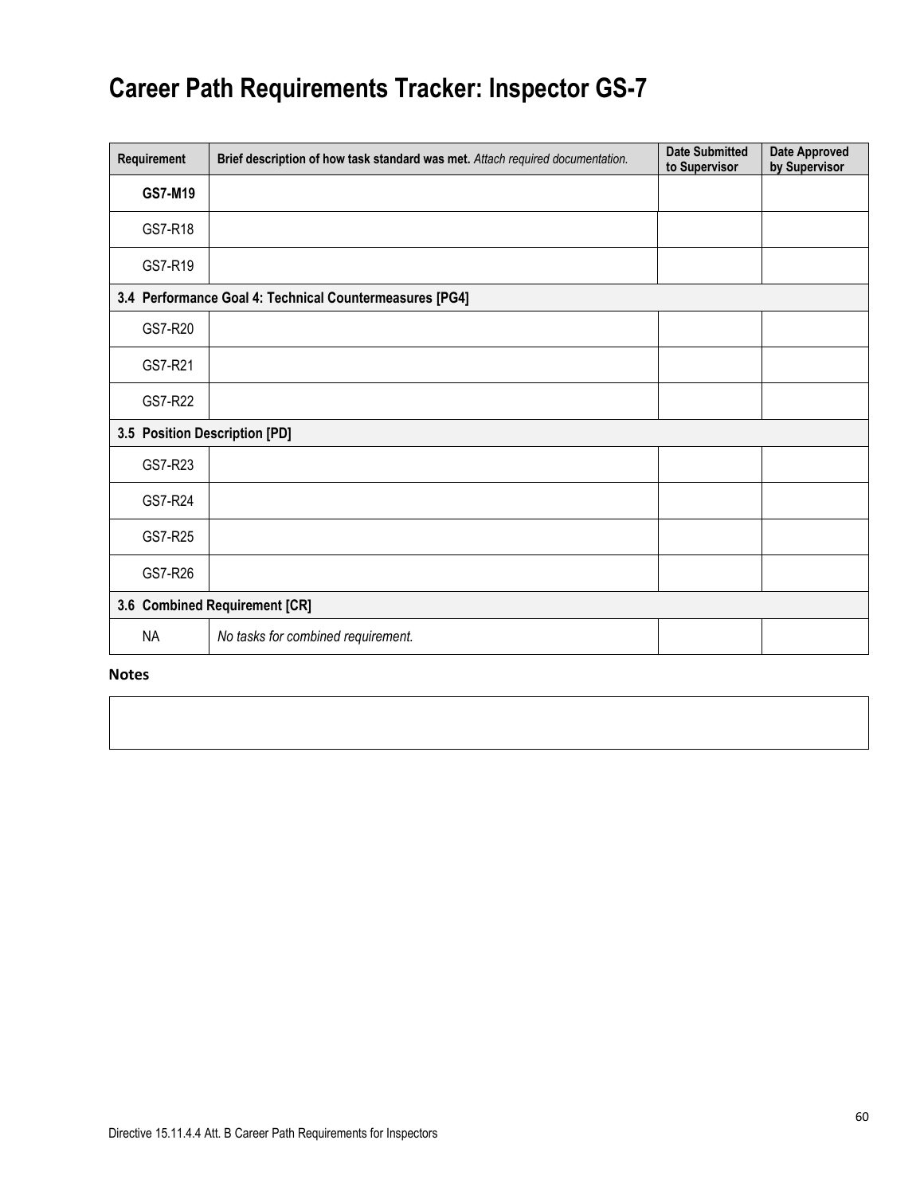# Career Path Requirements Tracker: Inspector GS-7

| Requirement | **Brief description of how task standard was met.** *Attach required documentation.* | Date Submitted to Supervisor | Date Approved by Supervisor |
|---|---|---|---|
| **GS7-M19** | | | |
| GS7-R18 | | | |
| GS7-R19 | | | |
| **3.4 Performance Goal 4: Technical Countermeasures [PG4]** | | | |
| GS7-R20 | | | |
| GS7-R21 | | | |
| GS7-R22 | | | |
| **3.5 Position Description [PD]** | | | |
| GS7-R23 | | | |
| GS7-R24 | | | |
| GS7-R25 | | | |
| GS7-R26 | | | |
| **3.6 Combined Requirement [CR]** | | | |
| NA | *No tasks for combined requirement.* | | |

**Notes**

| |
|---|
| |

Directive 15.11.4.4 Att. B Career Path Requirements for Inspectors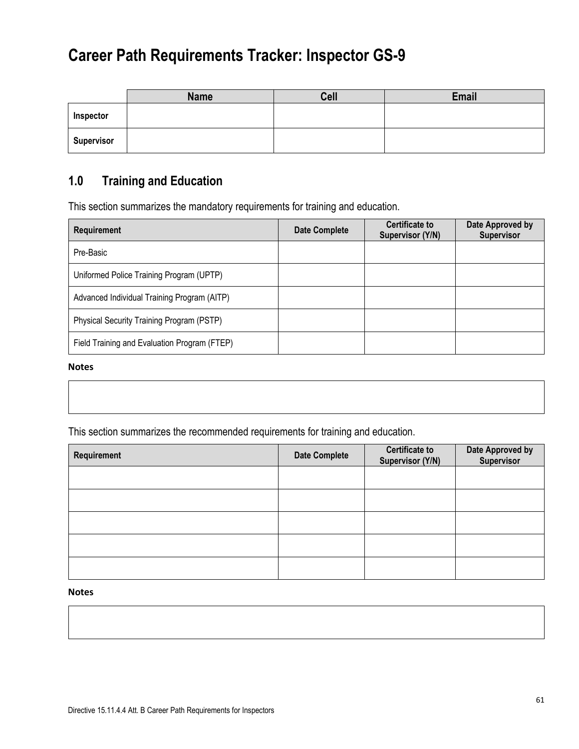# Career Path Requirements Tracker: Inspector GS-9

| | Name | Cell | Email |
|---|---|---|---|
| **Inspector** | | | |
| **Supervisor** | | | |

## 1.0 Training and Education

This section summarizes the mandatory requirements for training and education.

| Requirement | Date Complete | Certificate to Supervisor (Y/N) | Date Approved by Supervisor |
|---|---|---|---|
| Pre-Basic | | | |
| Uniformed Police Training Program (UPTP) | | | |
| Advanced Individual Training Program (AITP) | | | |
| Physical Security Training Program (PSTP) | | | |
| Field Training and Evaluation Program (FTEP) | | | |

**Notes**

| |
|---|
| |

This section summarizes the recommended requirements for training and education.

| Requirement | Date Complete | Certificate to Supervisor (Y/N) | Date Approved by Supervisor |
|---|---|---|---|
| | | | |
| | | | |
| | | | |
| | | | |
| | | | |

**Notes**

| |
|---|
| |

Directive 15.11.4.4 Att. B Career Path Requirements for Inspectors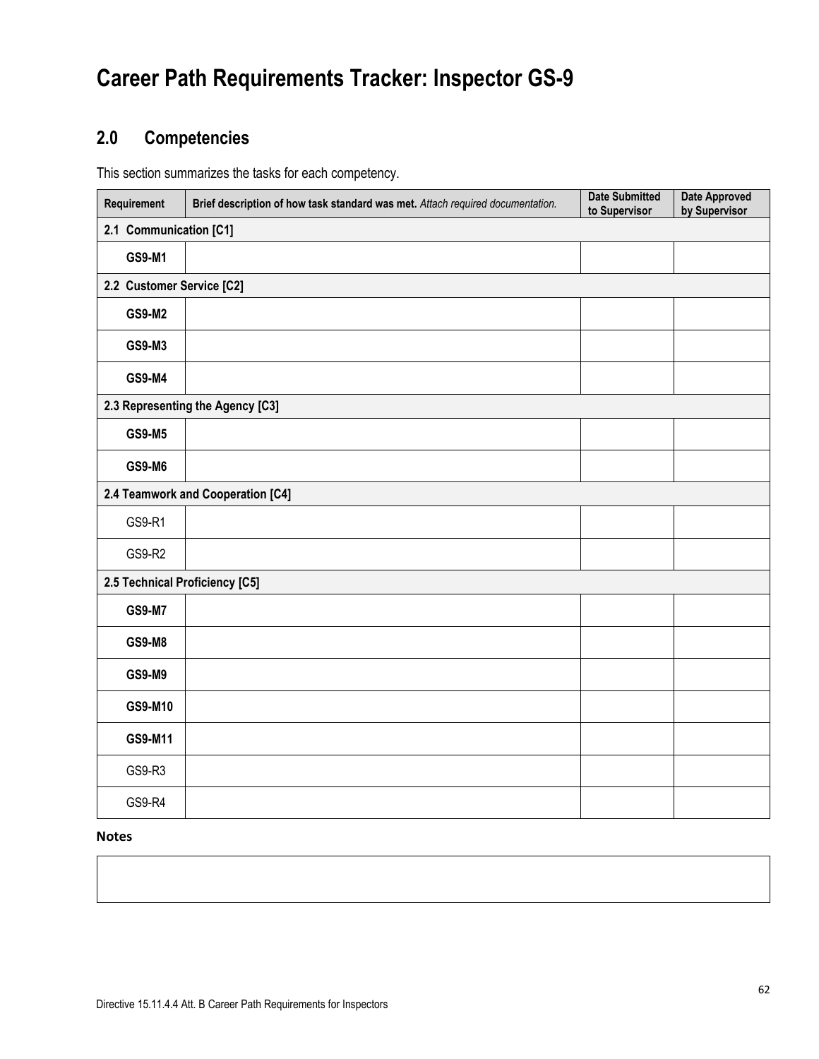# Career Path Requirements Tracker: Inspector GS-9

## 2.0 Competencies

This section summarizes the tasks for each competency.

| Requirement | **Brief description of how task standard was met.** *Attach required documentation.* | Date Submitted to Supervisor | Date Approved by Supervisor |
|---|---|---|---|
| **2.1 Communication [C1]** | | | |
| **GS9-M1** | | | |
| **2.2 Customer Service [C2]** | | | |
| **GS9-M2** | | | |
| **GS9-M3** | | | |
| **GS9-M4** | | | |
| **2.3 Representing the Agency [C3]** | | | |
| **GS9-M5** | | | |
| **GS9-M6** | | | |
| **2.4 Teamwork and Cooperation [C4]** | | | |
| GS9-R1 | | | |
| GS9-R2 | | | |
| **2.5 Technical Proficiency [C5]** | | | |
| **GS9-M7** | | | |
| **GS9-M8** | | | |
| **GS9-M9** | | | |
| **GS9-M10** | | | |
| **GS9-M11** | | | |
| GS9-R3 | | | |
| GS9-R4 | | | |

**Notes**

Directive 15.11.4.4 Att. B Career Path Requirements for Inspectors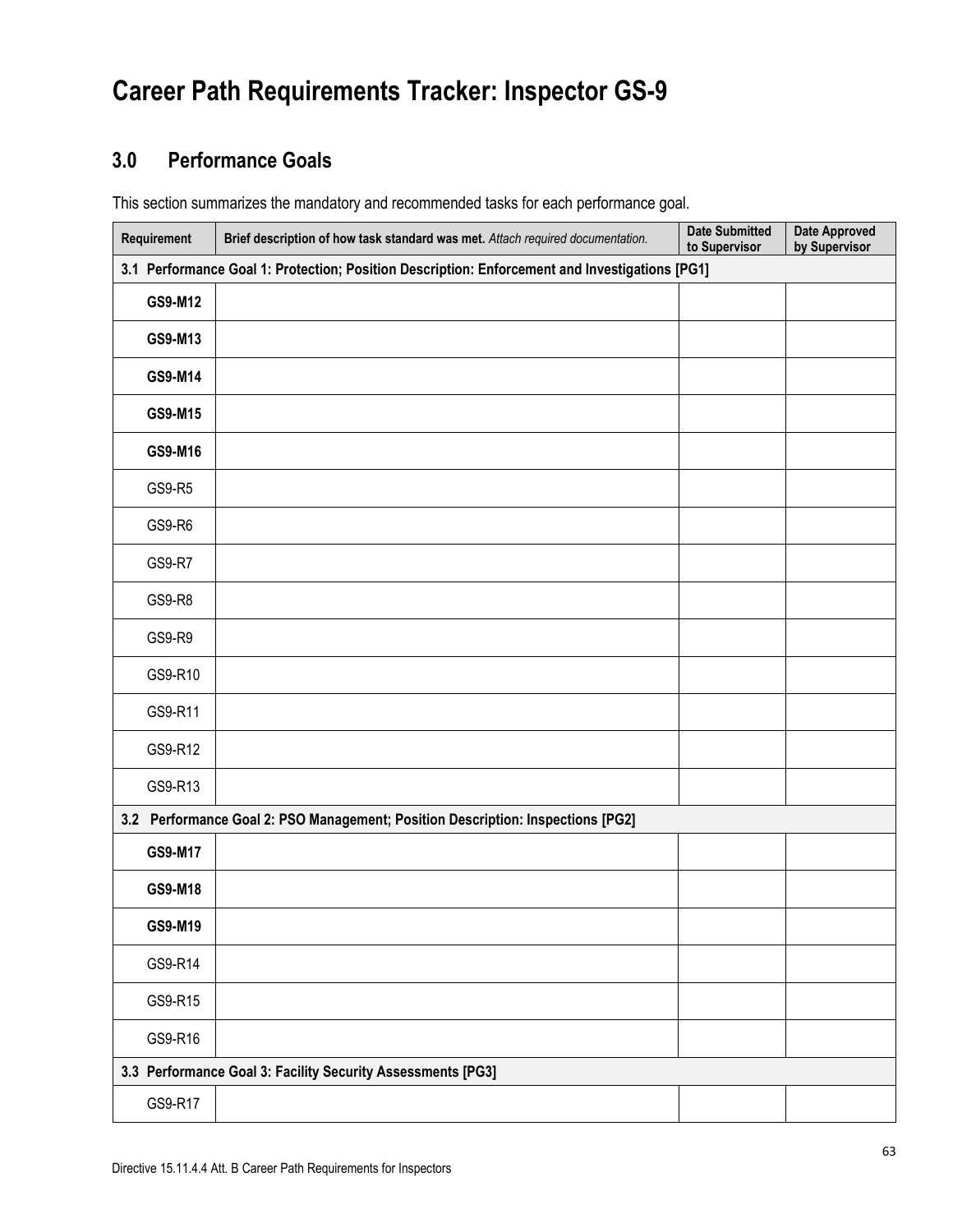# Career Path Requirements Tracker: Inspector GS-9

## 3.0 Performance Goals

This section summarizes the mandatory and recommended tasks for each performance goal.

| Requirement | **Brief description of how task standard was met.** *Attach required documentation.* | Date Submitted to Supervisor | Date Approved by Supervisor |
|---|---|---|---|
| **3.1 Performance Goal 1: Protection; Position Description: Enforcement and Investigations [PG1]** | | | |
| **GS9-M12** | | | |
| **GS9-M13** | | | |
| **GS9-M14** | | | |
| **GS9-M15** | | | |
| **GS9-M16** | | | |
| GS9-R5 | | | |
| GS9-R6 | | | |
| GS9-R7 | | | |
| GS9-R8 | | | |
| GS9-R9 | | | |
| GS9-R10 | | | |
| GS9-R11 | | | |
| GS9-R12 | | | |
| GS9-R13 | | | |
| **3.2 Performance Goal 2: PSO Management; Position Description: Inspections [PG2]** | | | |
| **GS9-M17** | | | |
| **GS9-M18** | | | |
| **GS9-M19** | | | |
| GS9-R14 | | | |
| GS9-R15 | | | |
| GS9-R16 | | | |
| **3.3 Performance Goal 3: Facility Security Assessments [PG3]** | | | |
| GS9-R17 | | | |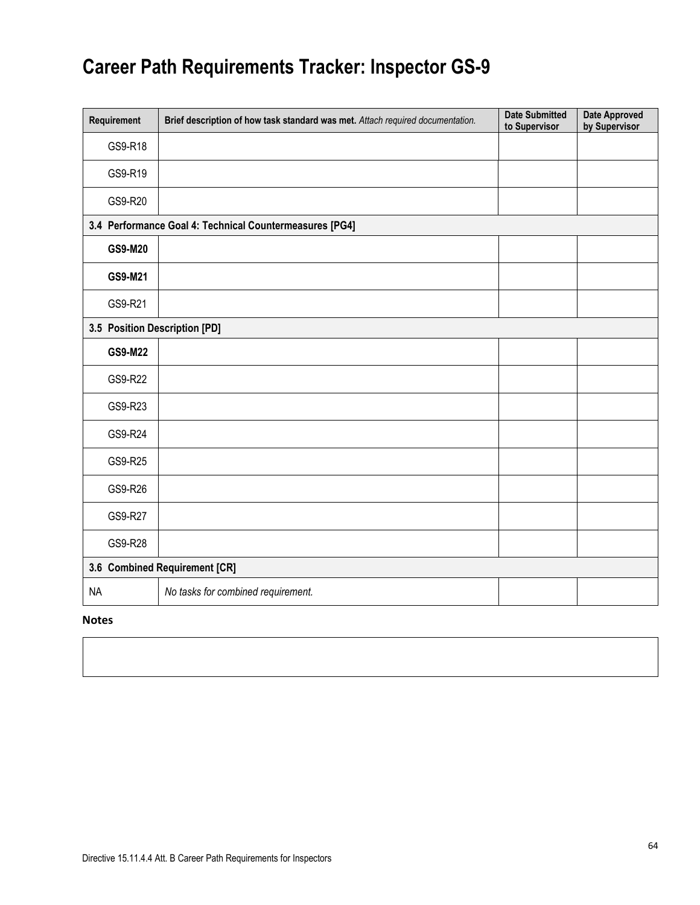# Career Path Requirements Tracker: Inspector GS-9

| Requirement | **Brief description of how task standard was met.** *Attach required documentation.* | Date Submitted to Supervisor | Date Approved by Supervisor |
|---|---|---|---|
| GS9-R18 | | | |
| GS9-R19 | | | |
| GS9-R20 | | | |
| **3.4 Performance Goal 4: Technical Countermeasures [PG4]** | | | |
| **GS9-M20** | | | |
| **GS9-M21** | | | |
| GS9-R21 | | | |
| **3.5 Position Description [PD]** | | | |
| **GS9-M22** | | | |
| GS9-R22 | | | |
| GS9-R23 | | | |
| GS9-R24 | | | |
| GS9-R25 | | | |
| GS9-R26 | | | |
| GS9-R27 | | | |
| GS9-R28 | | | |
| **3.6 Combined Requirement [CR]** | | | |
| NA | *No tasks for combined requirement.* | | |

**Notes**

| |
|---|
| |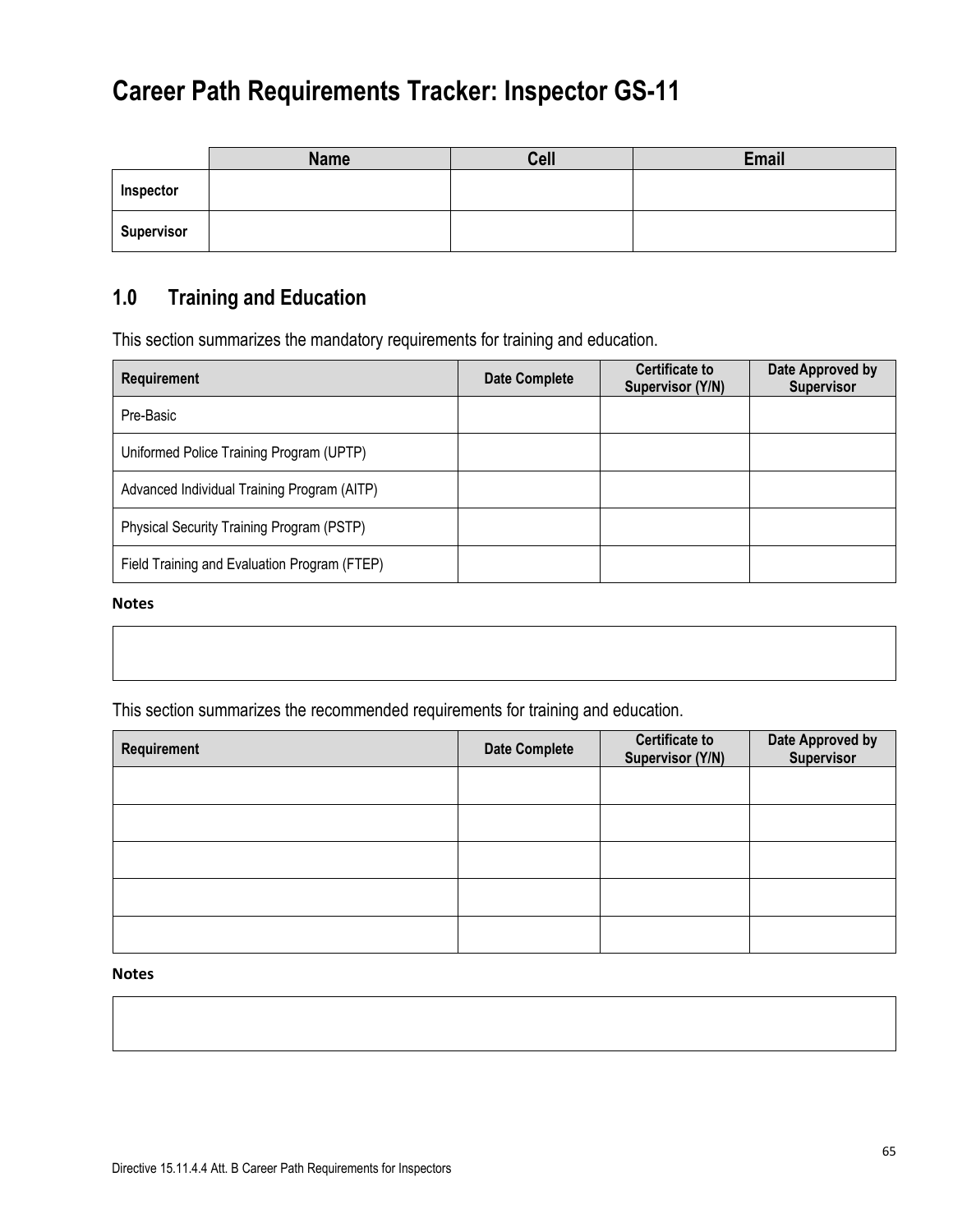# Career Path Requirements Tracker: Inspector GS-11

| | Name | Cell | Email |
|---|---|---|---|
| **Inspector** | | | |
| **Supervisor** | | | |

## 1.0 Training and Education

This section summarizes the mandatory requirements for training and education.

| Requirement | Date Complete | Certificate to Supervisor (Y/N) | Date Approved by Supervisor |
|---|---|---|---|
| Pre-Basic | | | |
| Uniformed Police Training Program (UPTP) | | | |
| Advanced Individual Training Program (AITP) | | | |
| Physical Security Training Program (PSTP) | | | |
| Field Training and Evaluation Program (FTEP) | | | |

**Notes**

This section summarizes the recommended requirements for training and education.

| Requirement | Date Complete | Certificate to Supervisor (Y/N) | Date Approved by Supervisor |
|---|---|---|---|
| | | | |
| | | | |
| | | | |
| | | | |
| | | | |

**Notes**

Directive 15.11.4.4 Att. B Career Path Requirements for Inspectors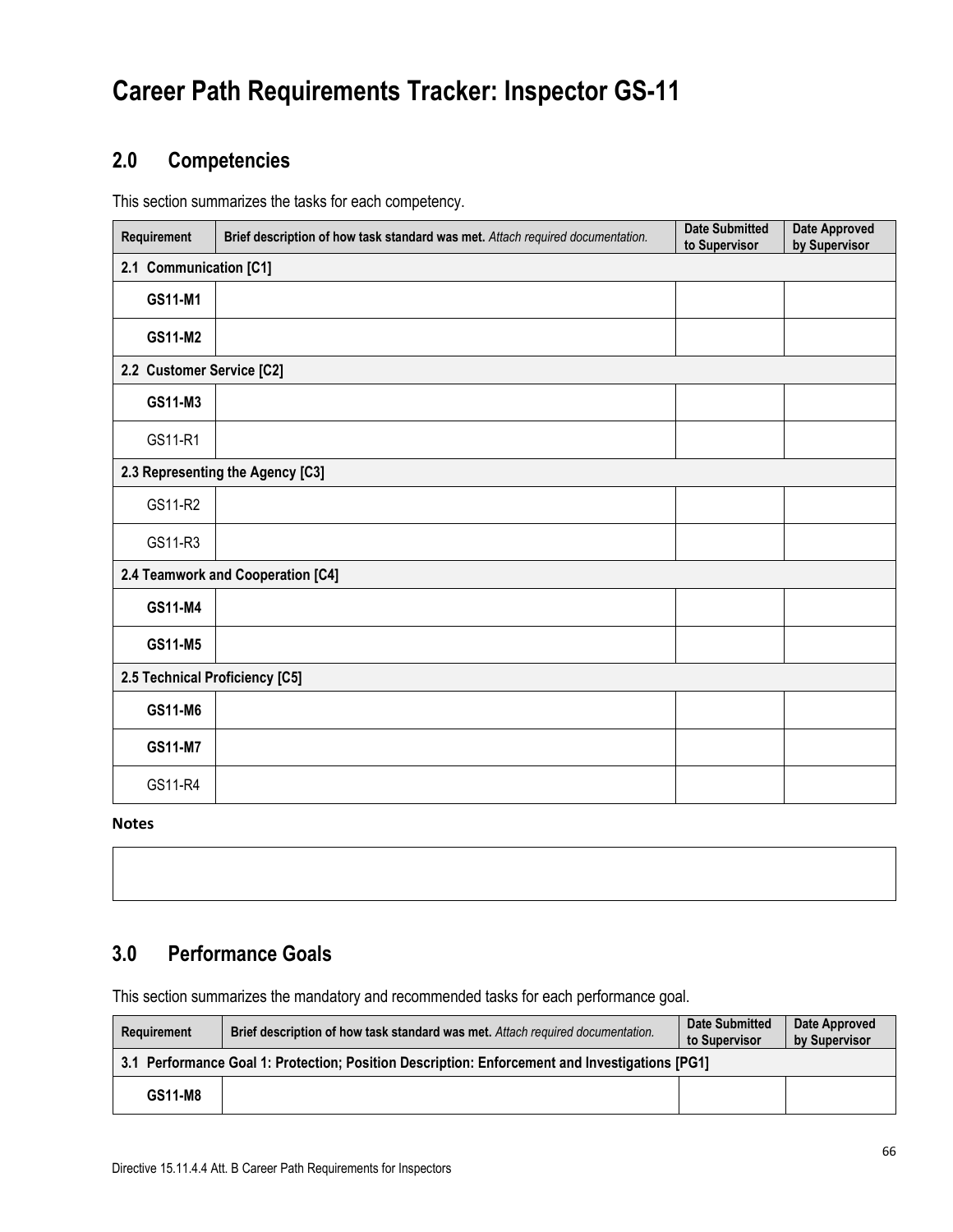# Career Path Requirements Tracker: Inspector GS-11

## 2.0 Competencies

This section summarizes the tasks for each competency.

| Requirement | **Brief description of how task standard was met.** *Attach required documentation.* | Date Submitted to Supervisor | Date Approved by Supervisor |
|---|---|---|---|
| **2.1 Communication [C1]** | | | |
| **GS11-M1** | | | |
| **GS11-M2** | | | |
| **2.2 Customer Service [C2]** | | | |
| **GS11-M3** | | | |
| GS11-R1 | | | |
| **2.3 Representing the Agency [C3]** | | | |
| GS11-R2 | | | |
| GS11-R3 | | | |
| **2.4 Teamwork and Cooperation [C4]** | | | |
| **GS11-M4** | | | |
| **GS11-M5** | | | |
| **2.5 Technical Proficiency [C5]** | | | |
| **GS11-M6** | | | |
| **GS11-M7** | | | |
| GS11-R4 | | | |

**Notes**

| |
|---|
| |

## 3.0 Performance Goals

This section summarizes the mandatory and recommended tasks for each performance goal.

| Requirement | **Brief description of how task standard was met.** *Attach required documentation.* | Date Submitted to Supervisor | Date Approved by Supervisor |
|---|---|---|---|
| **3.1 Performance Goal 1: Protection; Position Description: Enforcement and Investigations [PG1]** | | | |
| **GS11-M8** | | | |

Directive 15.11.4.4 Att. B Career Path Requirements for Inspectors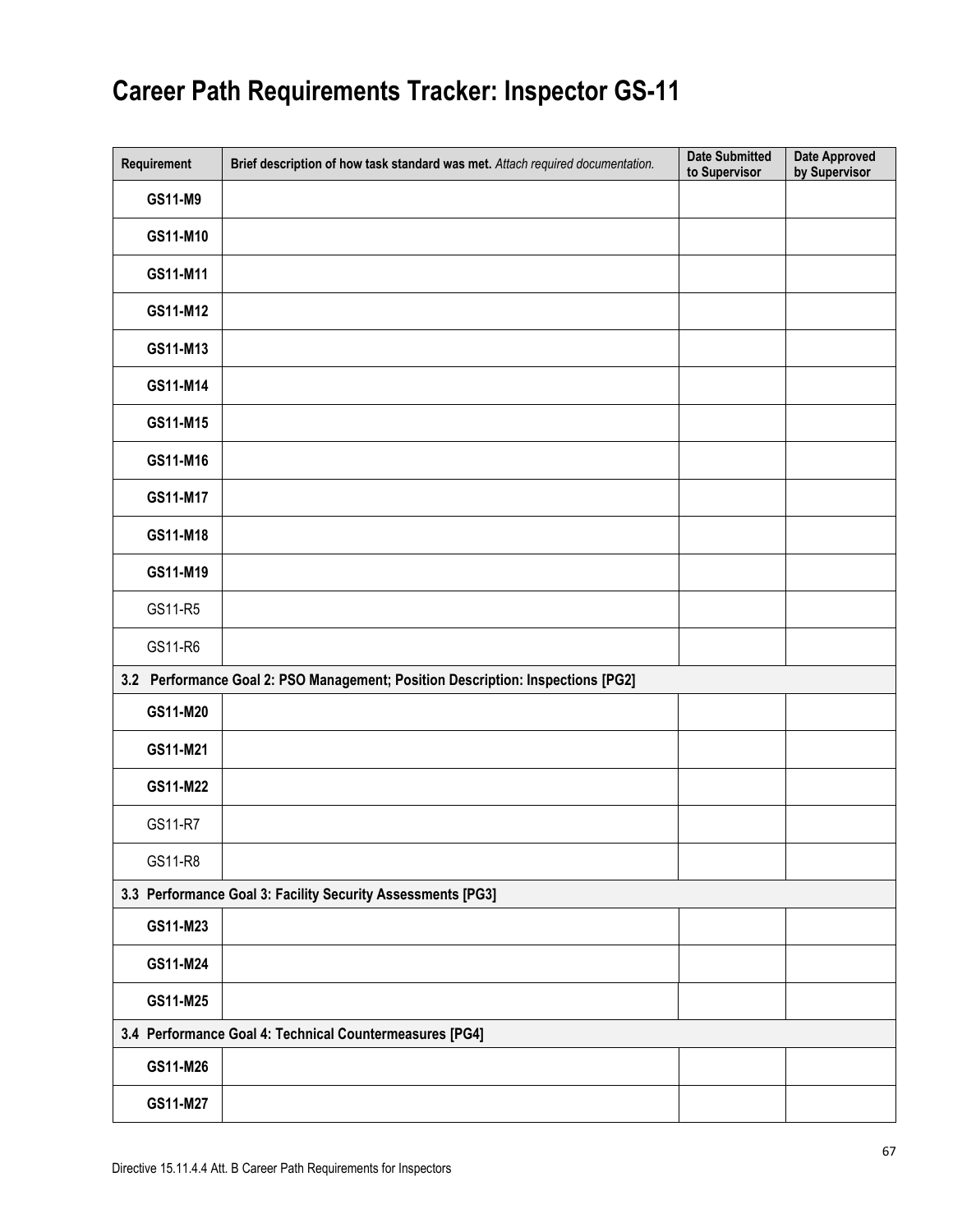# Career Path Requirements Tracker: Inspector GS-11

| Requirement | Brief description of how task standard was met. *Attach required documentation.* | Date Submitted to Supervisor | Date Approved by Supervisor |
|---|---|---|---|
| **GS11-M9** | | | |
| **GS11-M10** | | | |
| **GS11-M11** | | | |
| **GS11-M12** | | | |
| **GS11-M13** | | | |
| **GS11-M14** | | | |
| **GS11-M15** | | | |
| **GS11-M16** | | | |
| **GS11-M17** | | | |
| **GS11-M18** | | | |
| **GS11-M19** | | | |
| GS11-R5 | | | |
| GS11-R6 | | | |
| **3.2 Performance Goal 2: PSO Management; Position Description: Inspections [PG2]** | | | |
| **GS11-M20** | | | |
| **GS11-M21** | | | |
| **GS11-M22** | | | |
| GS11-R7 | | | |
| GS11-R8 | | | |
| **3.3 Performance Goal 3: Facility Security Assessments [PG3]** | | | |
| **GS11-M23** | | | |
| **GS11-M24** | | | |
| **GS11-M25** | | | |
| **3.4 Performance Goal 4: Technical Countermeasures [PG4]** | | | |
| **GS11-M26** | | | |
| **GS11-M27** | | | |

Directive 15.11.4.4 Att. B Career Path Requirements for Inspectors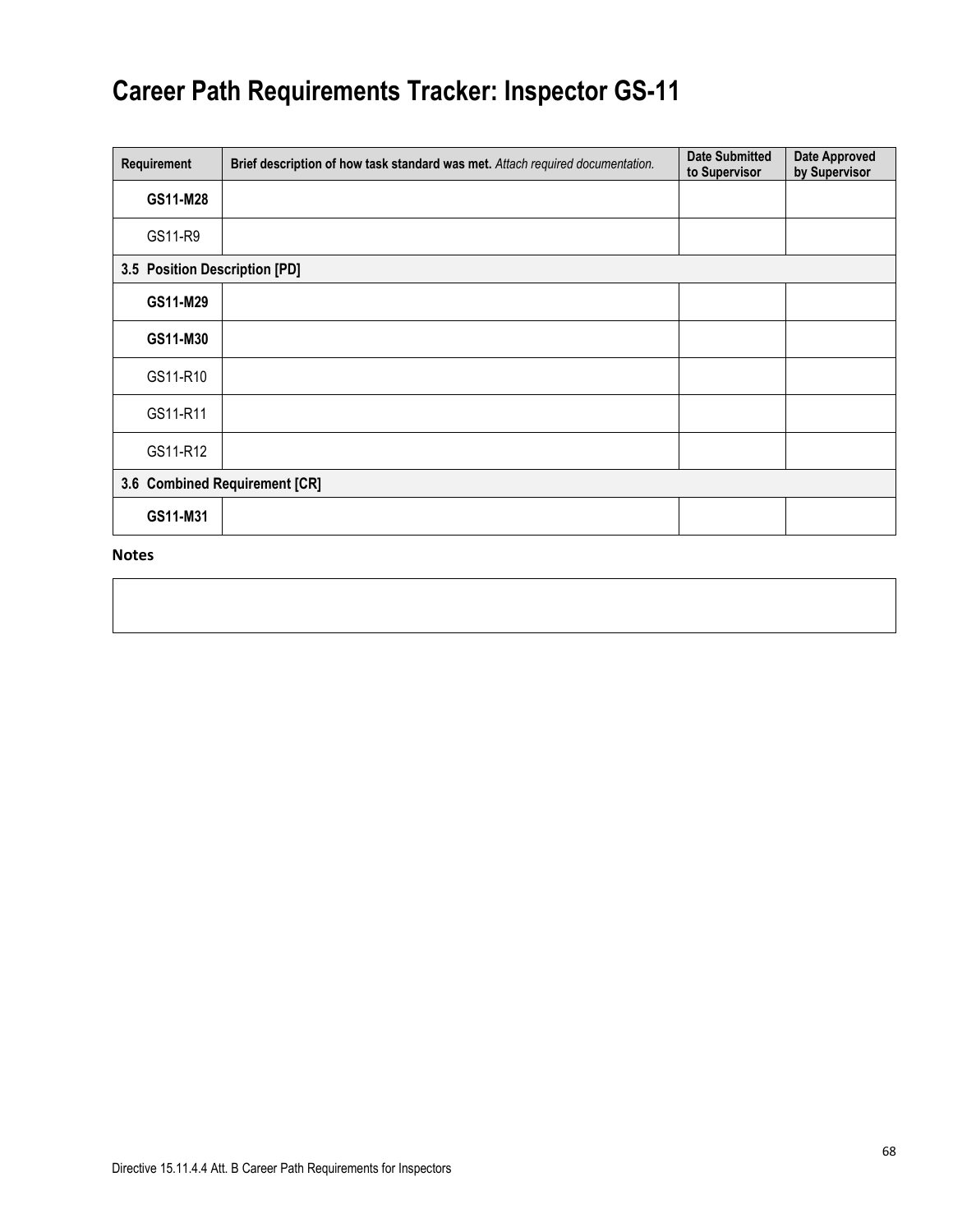# Career Path Requirements Tracker: Inspector GS-11

| Requirement | **Brief description of how task standard was met.** *Attach required documentation.* | Date Submitted to Supervisor | Date Approved by Supervisor |
|---|---|---|---|
| **GS11-M28** | | | |
| GS11-R9 | | | |
| **3.5 Position Description [PD]** | | | |
| **GS11-M29** | | | |
| **GS11-M30** | | | |
| GS11-R10 | | | |
| GS11-R11 | | | |
| GS11-R12 | | | |
| **3.6 Combined Requirement [CR]** | | | |
| **GS11-M31** | | | |

**Notes**

Directive 15.11.4.4 Att. B Career Path Requirements for Inspectors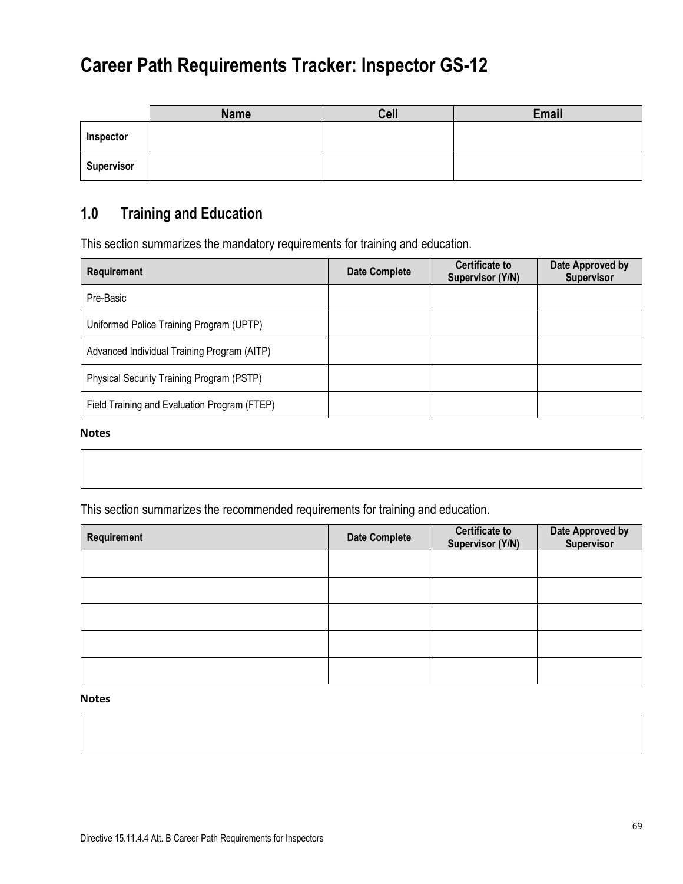# Career Path Requirements Tracker: Inspector GS-12

| | Name | Cell | Email |
|---|---|---|---|
| **Inspector** | | | |
| **Supervisor** | | | |

## 1.0 Training and Education

This section summarizes the mandatory requirements for training and education.

| Requirement | Date Complete | Certificate to Supervisor (Y/N) | Date Approved by Supervisor |
|---|---|---|---|
| Pre-Basic | | | |
| Uniformed Police Training Program (UPTP) | | | |
| Advanced Individual Training Program (AITP) | | | |
| Physical Security Training Program (PSTP) | | | |
| Field Training and Evaluation Program (FTEP) | | | |

**Notes**

| |
|---|
| |

This section summarizes the recommended requirements for training and education.

| Requirement | Date Complete | Certificate to Supervisor (Y/N) | Date Approved by Supervisor |
|---|---|---|---|
| | | | |
| | | | |
| | | | |
| | | | |
| | | | |

**Notes**

| |
|---|
| |

Directive 15.11.4.4 Att. B Career Path Requirements for Inspectors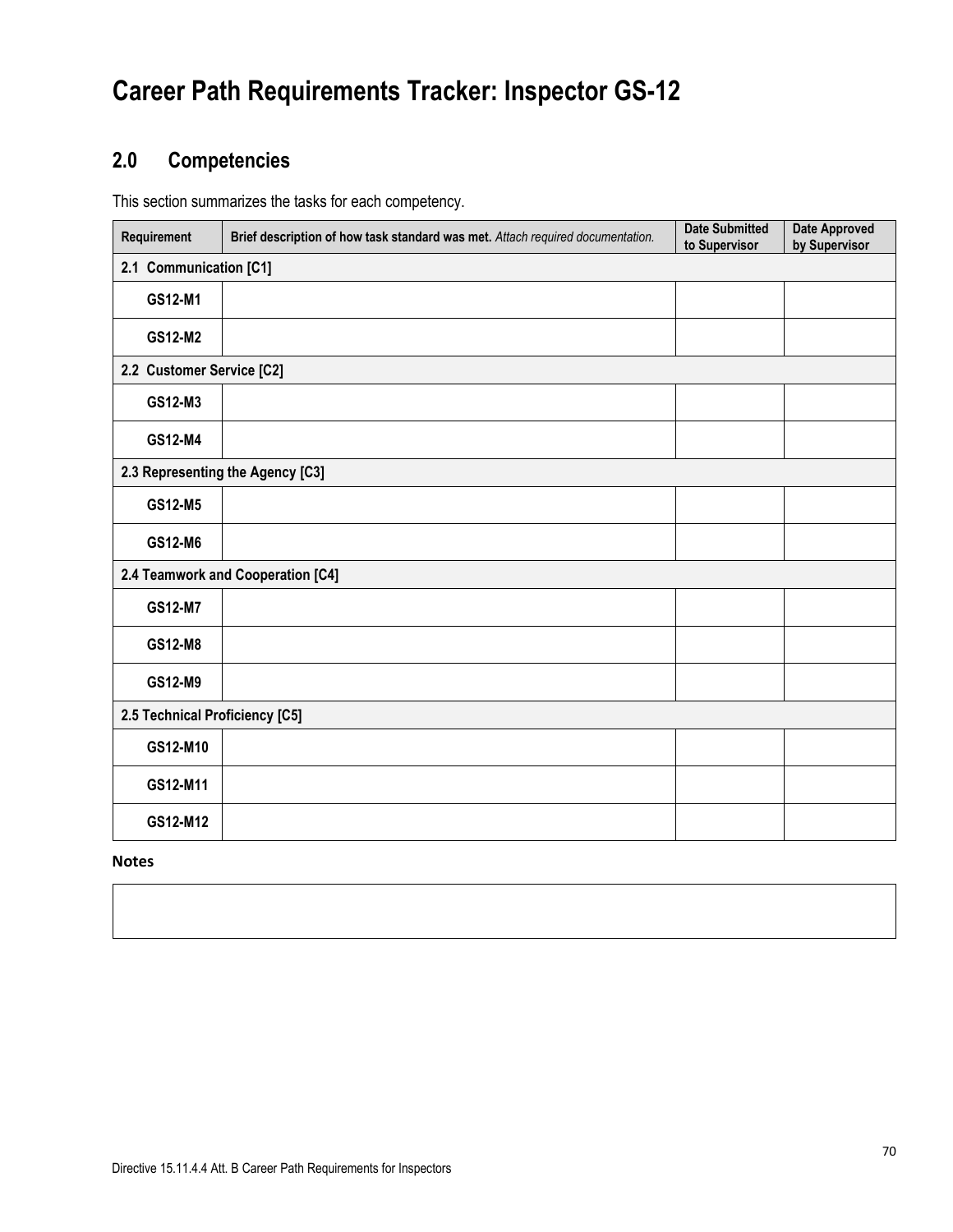# Career Path Requirements Tracker: Inspector GS-12

## 2.0 Competencies

This section summarizes the tasks for each competency.

| Requirement | **Brief description of how task standard was met.** *Attach required documentation.* | Date Submitted to Supervisor | Date Approved by Supervisor |
|---|---|---|---|
| **2.1 Communication [C1]** | | | |
| **GS12-M1** | | | |
| **GS12-M2** | | | |
| **2.2 Customer Service [C2]** | | | |
| **GS12-M3** | | | |
| **GS12-M4** | | | |
| **2.3 Representing the Agency [C3]** | | | |
| **GS12-M5** | | | |
| **GS12-M6** | | | |
| **2.4 Teamwork and Cooperation [C4]** | | | |
| **GS12-M7** | | | |
| **GS12-M8** | | | |
| **GS12-M9** | | | |
| **2.5 Technical Proficiency [C5]** | | | |
| **GS12-M10** | | | |
| **GS12-M11** | | | |
| **GS12-M12** | | | |

**Notes**

| |
|---|
| |

Directive 15.11.4.4 Att. B Career Path Requirements for Inspectors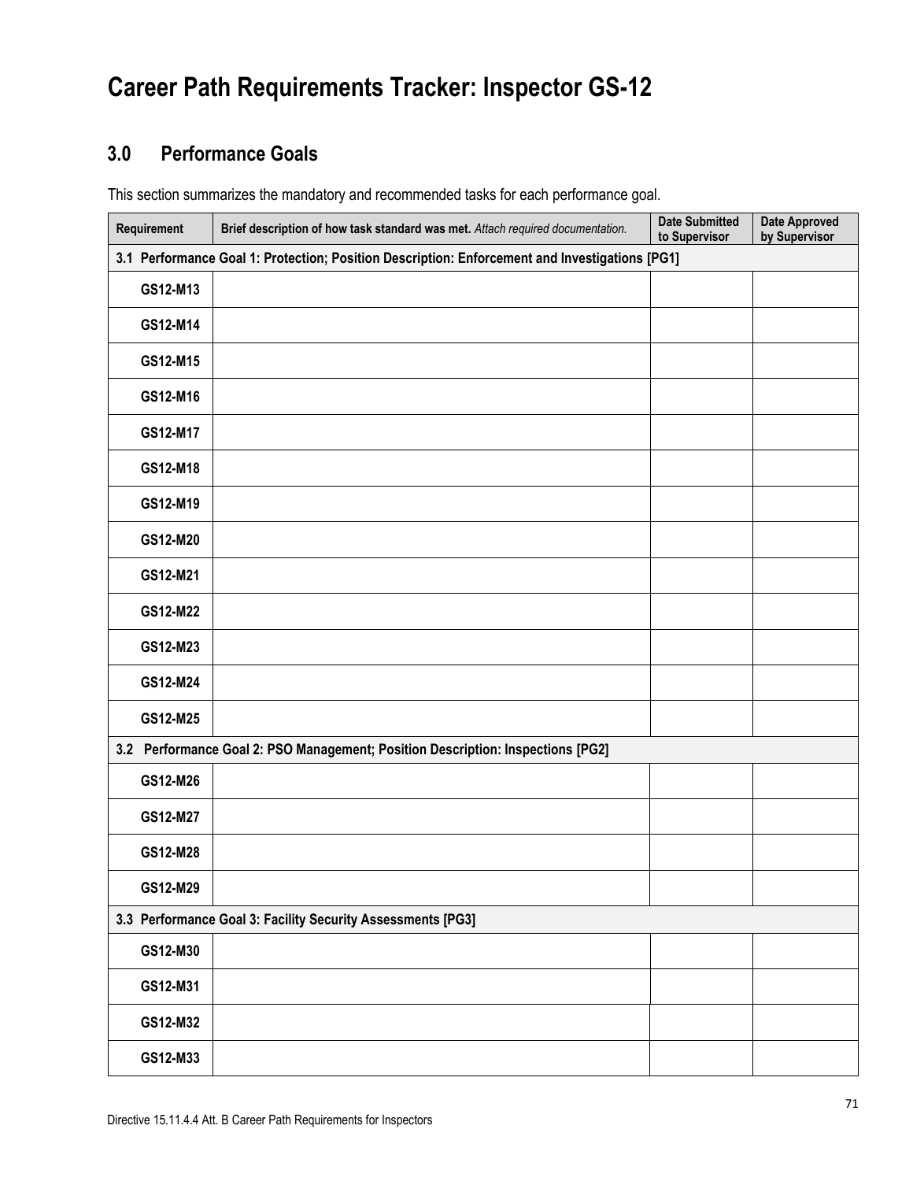# Career Path Requirements Tracker: Inspector GS-12

## 3.0 Performance Goals

This section summarizes the mandatory and recommended tasks for each performance goal.

| Requirement | **Brief description of how task standard was met.** *Attach required documentation.* | Date Submitted to Supervisor | Date Approved by Supervisor |
|---|---|---|---|
| **3.1 Performance Goal 1: Protection; Position Description: Enforcement and Investigations [PG1]** | | | |
| GS12-M13 | | | |
| GS12-M14 | | | |
| GS12-M15 | | | |
| GS12-M16 | | | |
| GS12-M17 | | | |
| GS12-M18 | | | |
| GS12-M19 | | | |
| GS12-M20 | | | |
| GS12-M21 | | | |
| GS12-M22 | | | |
| GS12-M23 | | | |
| GS12-M24 | | | |
| GS12-M25 | | | |
| **3.2 Performance Goal 2: PSO Management; Position Description: Inspections [PG2]** | | | |
| GS12-M26 | | | |
| GS12-M27 | | | |
| GS12-M28 | | | |
| GS12-M29 | | | |
| **3.3 Performance Goal 3: Facility Security Assessments [PG3]** | | | |
| GS12-M30 | | | |
| GS12-M31 | | | |
| GS12-M32 | | | |
| GS12-M33 | | | |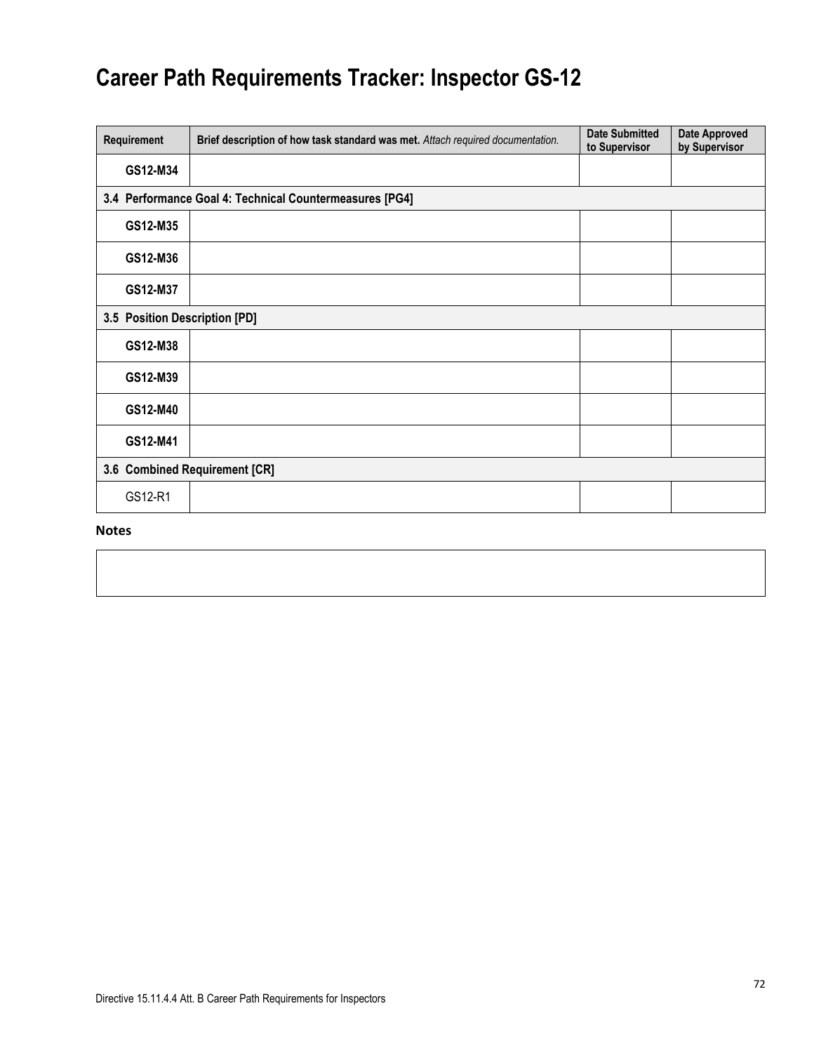# Career Path Requirements Tracker: Inspector GS-12

| Requirement | **Brief description of how task standard was met.** *Attach required documentation.* | Date Submitted to Supervisor | Date Approved by Supervisor |
|---|---|---|---|
| **GS12-M34** | | | |
| **3.4 Performance Goal 4: Technical Countermeasures [PG4]** | | | |
| **GS12-M35** | | | |
| **GS12-M36** | | | |
| **GS12-M37** | | | |
| **3.5 Position Description [PD]** | | | |
| **GS12-M38** | | | |
| **GS12-M39** | | | |
| **GS12-M40** | | | |
| **GS12-M41** | | | |
| **3.6 Combined Requirement [CR]** | | | |
| GS12-R1 | | | |

**Notes**

Directive 15.11.4.4 Att. B Career Path Requirements for Inspectors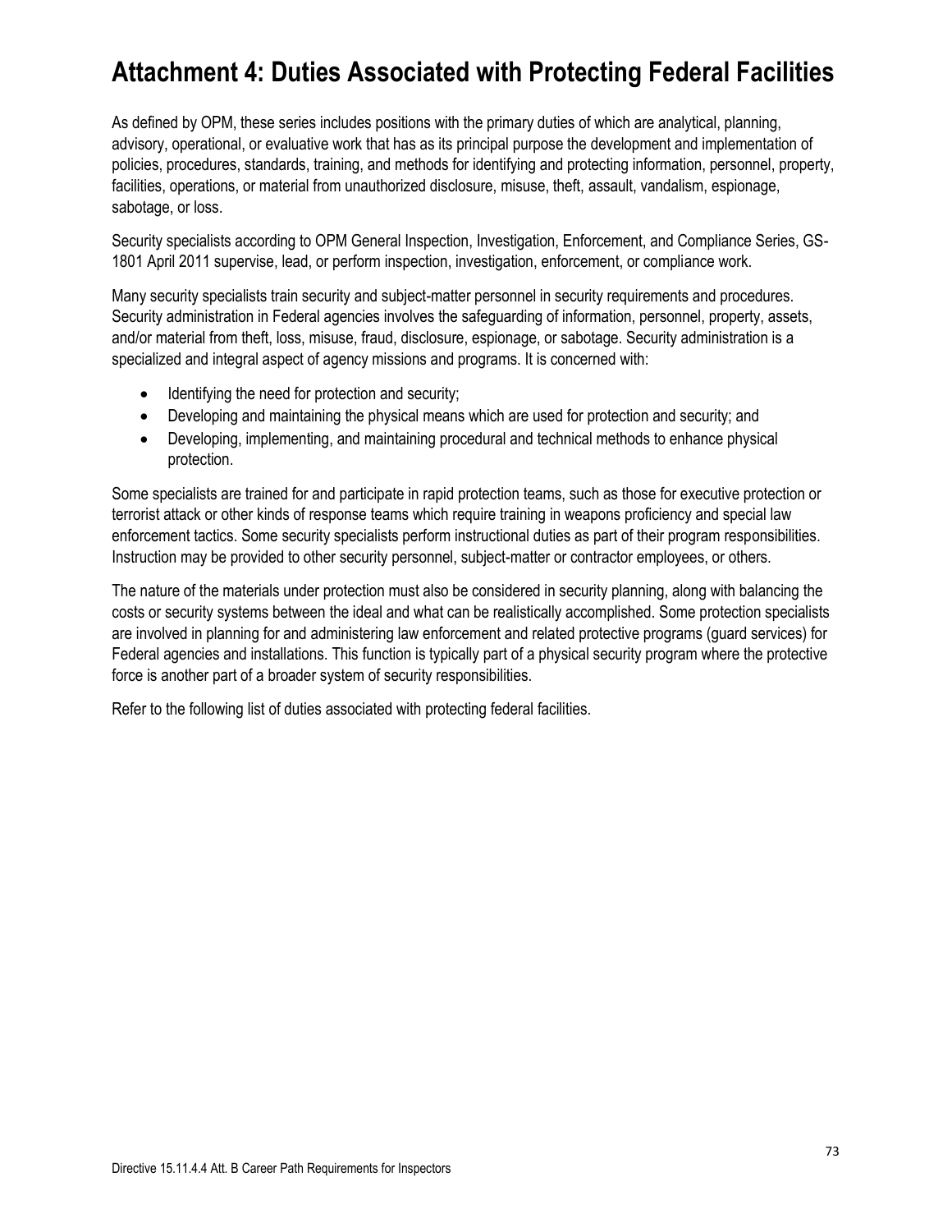# Attachment 4: Duties Associated with Protecting Federal Facilities

As defined by OPM, these series includes positions with the primary duties of which are analytical, planning, advisory, operational, or evaluative work that has as its principal purpose the development and implementation of policies, procedures, standards, training, and methods for identifying and protecting information, personnel, property, facilities, operations, or material from unauthorized disclosure, misuse, theft, assault, vandalism, espionage, sabotage, or loss.

Security specialists according to OPM General Inspection, Investigation, Enforcement, and Compliance Series, GS-1801 April 2011 supervise, lead, or perform inspection, investigation, enforcement, or compliance work.

Many security specialists train security and subject-matter personnel in security requirements and procedures. Security administration in Federal agencies involves the safeguarding of information, personnel, property, assets, and/or material from theft, loss, misuse, fraud, disclosure, espionage, or sabotage. Security administration is a specialized and integral aspect of agency missions and programs. It is concerned with:

- Identifying the need for protection and security;
- Developing and maintaining the physical means which are used for protection and security; and
- Developing, implementing, and maintaining procedural and technical methods to enhance physical protection.

Some specialists are trained for and participate in rapid protection teams, such as those for executive protection or terrorist attack or other kinds of response teams which require training in weapons proficiency and special law enforcement tactics. Some security specialists perform instructional duties as part of their program responsibilities. Instruction may be provided to other security personnel, subject-matter or contractor employees, or others.

The nature of the materials under protection must also be considered in security planning, along with balancing the costs or security systems between the ideal and what can be realistically accomplished. Some protection specialists are involved in planning for and administering law enforcement and related protective programs (guard services) for Federal agencies and installations. This function is typically part of a physical security program where the protective force is another part of a broader system of security responsibilities.

Refer to the following list of duties associated with protecting federal facilities.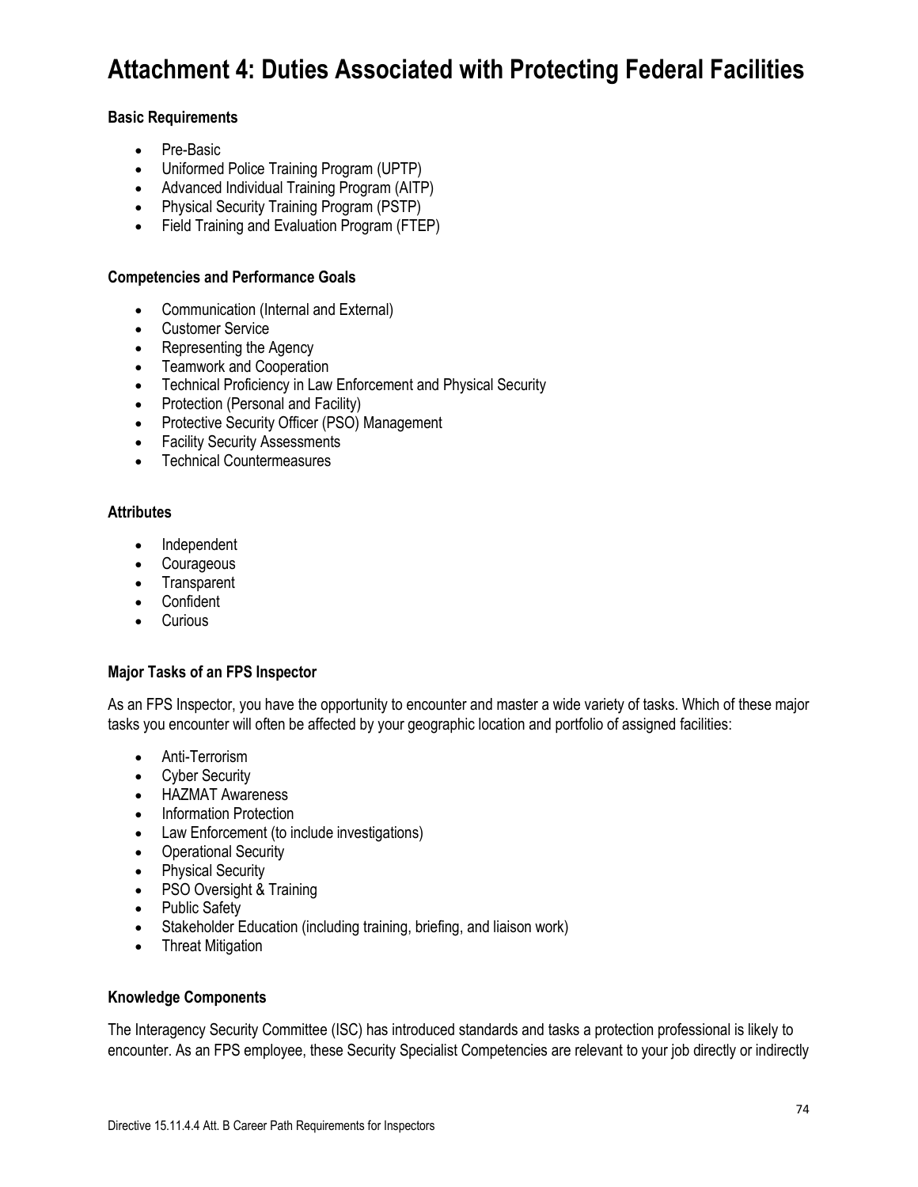# Attachment 4: Duties Associated with Protecting Federal Facilities

**Basic Requirements**

- Pre-Basic
- Uniformed Police Training Program (UPTP)
- Advanced Individual Training Program (AITP)
- Physical Security Training Program (PSTP)
- Field Training and Evaluation Program (FTEP)

**Competencies and Performance Goals**

- Communication (Internal and External)
- Customer Service
- Representing the Agency
- Teamwork and Cooperation
- Technical Proficiency in Law Enforcement and Physical Security
- Protection (Personal and Facility)
- Protective Security Officer (PSO) Management
- Facility Security Assessments
- Technical Countermeasures

**Attributes**

- Independent
- Courageous
- Transparent
- Confident
- Curious

**Major Tasks of an FPS Inspector**

As an FPS Inspector, you have the opportunity to encounter and master a wide variety of tasks. Which of these major tasks you encounter will often be affected by your geographic location and portfolio of assigned facilities:

- Anti-Terrorism
- Cyber Security
- HAZMAT Awareness
- Information Protection
- Law Enforcement (to include investigations)
- Operational Security
- Physical Security
- PSO Oversight & Training
- Public Safety
- Stakeholder Education (including training, briefing, and liaison work)
- Threat Mitigation

**Knowledge Components**

The Interagency Security Committee (ISC) has introduced standards and tasks a protection professional is likely to encounter. As an FPS employee, these Security Specialist Competencies are relevant to your job directly or indirectly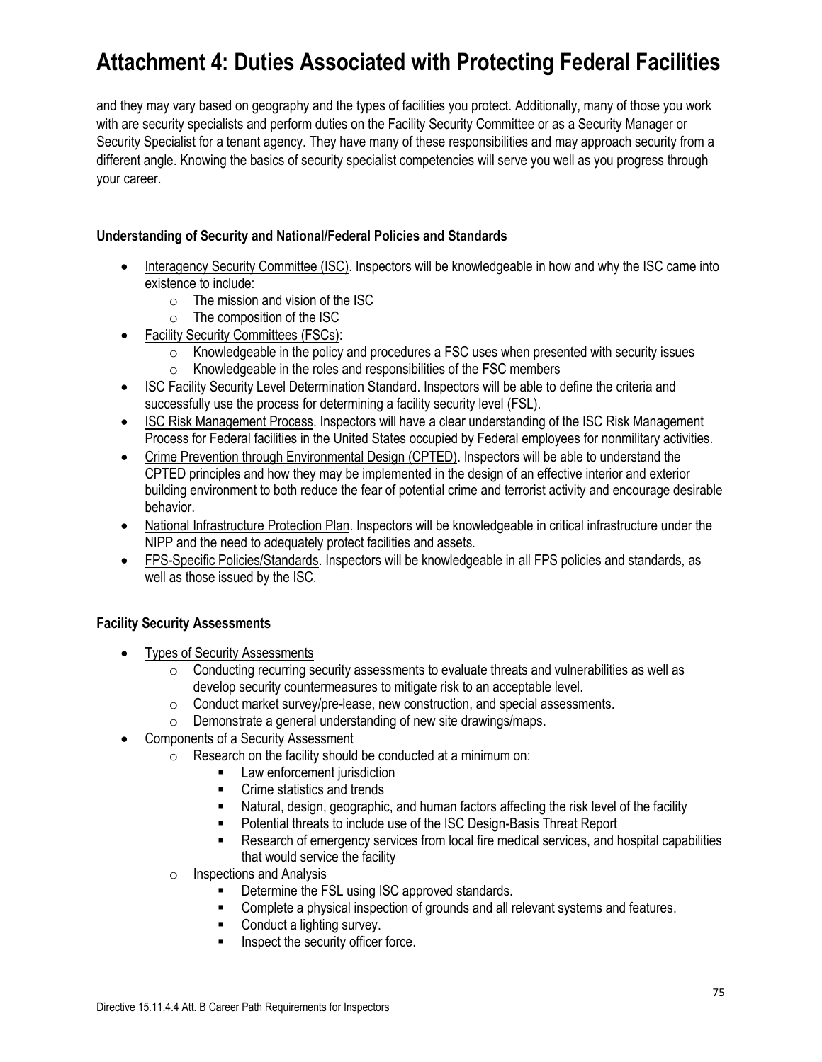# Attachment 4: Duties Associated with Protecting Federal Facilities

and they may vary based on geography and the types of facilities you protect. Additionally, many of those you work with are security specialists and perform duties on the Facility Security Committee or as a Security Manager or Security Specialist for a tenant agency. They have many of these responsibilities and may approach security from a different angle. Knowing the basics of security specialist competencies will serve you well as you progress through your career.

**Understanding of Security and National/Federal Policies and Standards**

- Interagency Security Committee (ISC). Inspectors will be knowledgeable in how and why the ISC came into existence to include:
  - The mission and vision of the ISC
  - The composition of the ISC
- Facility Security Committees (FSCs):
  - Knowledgeable in the policy and procedures a FSC uses when presented with security issues
  - Knowledgeable in the roles and responsibilities of the FSC members
- ISC Facility Security Level Determination Standard. Inspectors will be able to define the criteria and successfully use the process for determining a facility security level (FSL).
- ISC Risk Management Process. Inspectors will have a clear understanding of the ISC Risk Management Process for Federal facilities in the United States occupied by Federal employees for nonmilitary activities.
- Crime Prevention through Environmental Design (CPTED). Inspectors will be able to understand the CPTED principles and how they may be implemented in the design of an effective interior and exterior building environment to both reduce the fear of potential crime and terrorist activity and encourage desirable behavior.
- National Infrastructure Protection Plan. Inspectors will be knowledgeable in critical infrastructure under the NIPP and the need to adequately protect facilities and assets.
- FPS-Specific Policies/Standards. Inspectors will be knowledgeable in all FPS policies and standards, as well as those issued by the ISC.

**Facility Security Assessments**

- Types of Security Assessments
  - Conducting recurring security assessments to evaluate threats and vulnerabilities as well as develop security countermeasures to mitigate risk to an acceptable level.
  - Conduct market survey/pre-lease, new construction, and special assessments.
  - Demonstrate a general understanding of new site drawings/maps.
- Components of a Security Assessment
  - Research on the facility should be conducted at a minimum on:
    - Law enforcement jurisdiction
    - Crime statistics and trends
    - Natural, design, geographic, and human factors affecting the risk level of the facility
    - Potential threats to include use of the ISC Design-Basis Threat Report
    - Research of emergency services from local fire medical services, and hospital capabilities that would service the facility
  - Inspections and Analysis
    - Determine the FSL using ISC approved standards.
    - Complete a physical inspection of grounds and all relevant systems and features.
    - Conduct a lighting survey.
    - Inspect the security officer force.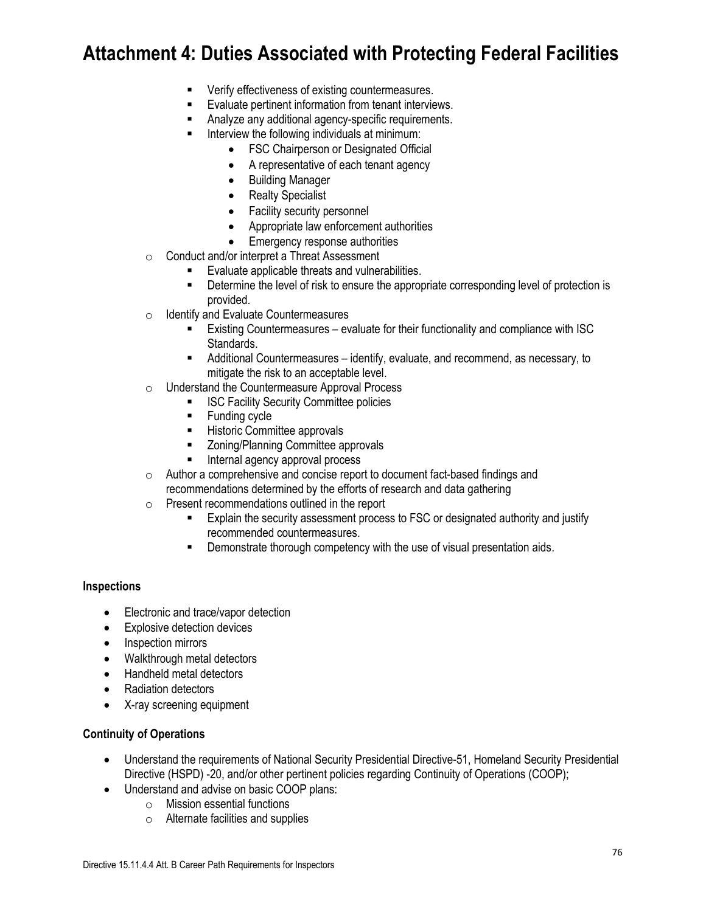# Attachment 4: Duties Associated with Protecting Federal Facilities

        - Verify effectiveness of existing countermeasures.
        - Evaluate pertinent information from tenant interviews.
        - Analyze any additional agency-specific requirements.
        - Interview the following individuals at minimum:
            - FSC Chairperson or Designated Official
            - A representative of each tenant agency
            - Building Manager
            - Realty Specialist
            - Facility security personnel
            - Appropriate law enforcement authorities
            - Emergency response authorities
    - Conduct and/or interpret a Threat Assessment
        - Evaluate applicable threats and vulnerabilities.
        - Determine the level of risk to ensure the appropriate corresponding level of protection is provided.
    - Identify and Evaluate Countermeasures
        - Existing Countermeasures – evaluate for their functionality and compliance with ISC Standards.
        - Additional Countermeasures – identify, evaluate, and recommend, as necessary, to mitigate the risk to an acceptable level.
    - Understand the Countermeasure Approval Process
        - ISC Facility Security Committee policies
        - Funding cycle
        - Historic Committee approvals
        - Zoning/Planning Committee approvals
        - Internal agency approval process
    - Author a comprehensive and concise report to document fact-based findings and recommendations determined by the efforts of research and data gathering
    - Present recommendations outlined in the report
        - Explain the security assessment process to FSC or designated authority and justify recommended countermeasures.
        - Demonstrate thorough competency with the use of visual presentation aids.

**Inspections**

- Electronic and trace/vapor detection
- Explosive detection devices
- Inspection mirrors
- Walkthrough metal detectors
- Handheld metal detectors
- Radiation detectors
- X-ray screening equipment

**Continuity of Operations**

- Understand the requirements of National Security Presidential Directive-51, Homeland Security Presidential Directive (HSPD) -20, and/or other pertinent policies regarding Continuity of Operations (COOP);
- Understand and advise on basic COOP plans:
    - Mission essential functions
    - Alternate facilities and supplies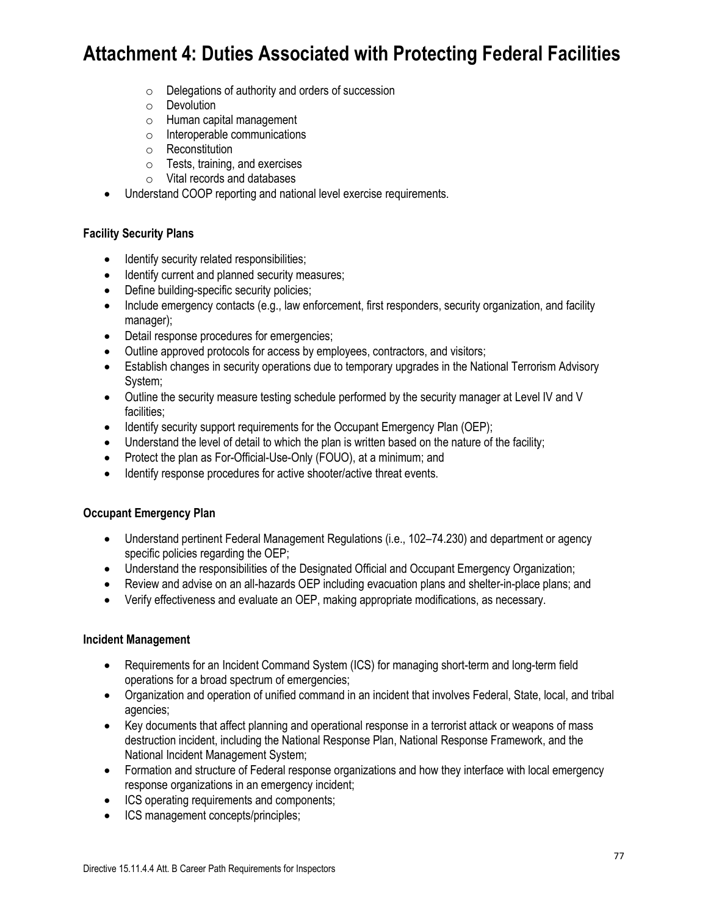# Attachment 4: Duties Associated with Protecting Federal Facilities

  - Delegations of authority and orders of succession
  - Devolution
  - Human capital management
  - Interoperable communications
  - Reconstitution
  - Tests, training, and exercises
  - Vital records and databases
- Understand COOP reporting and national level exercise requirements.

**Facility Security Plans**

- Identify security related responsibilities;
- Identify current and planned security measures;
- Define building-specific security policies;
- Include emergency contacts (e.g., law enforcement, first responders, security organization, and facility manager);
- Detail response procedures for emergencies;
- Outline approved protocols for access by employees, contractors, and visitors;
- Establish changes in security operations due to temporary upgrades in the National Terrorism Advisory System;
- Outline the security measure testing schedule performed by the security manager at Level IV and V facilities;
- Identify security support requirements for the Occupant Emergency Plan (OEP);
- Understand the level of detail to which the plan is written based on the nature of the facility;
- Protect the plan as For-Official-Use-Only (FOUO), at a minimum; and
- Identify response procedures for active shooter/active threat events.

**Occupant Emergency Plan**

- Understand pertinent Federal Management Regulations (i.e., 102–74.230) and department or agency specific policies regarding the OEP;
- Understand the responsibilities of the Designated Official and Occupant Emergency Organization;
- Review and advise on an all-hazards OEP including evacuation plans and shelter-in-place plans; and
- Verify effectiveness and evaluate an OEP, making appropriate modifications, as necessary.

**Incident Management**

- Requirements for an Incident Command System (ICS) for managing short-term and long-term field operations for a broad spectrum of emergencies;
- Organization and operation of unified command in an incident that involves Federal, State, local, and tribal agencies;
- Key documents that affect planning and operational response in a terrorist attack or weapons of mass destruction incident, including the National Response Plan, National Response Framework, and the National Incident Management System;
- Formation and structure of Federal response organizations and how they interface with local emergency response organizations in an emergency incident;
- ICS operating requirements and components;
- ICS management concepts/principles;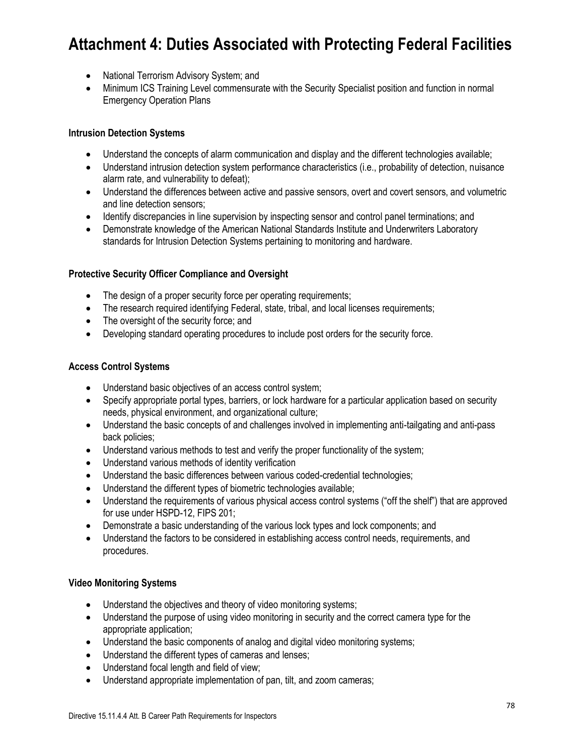# Attachment 4: Duties Associated with Protecting Federal Facilities

- National Terrorism Advisory System; and
- Minimum ICS Training Level commensurate with the Security Specialist position and function in normal Emergency Operation Plans

**Intrusion Detection Systems**

- Understand the concepts of alarm communication and display and the different technologies available;
- Understand intrusion detection system performance characteristics (i.e., probability of detection, nuisance alarm rate, and vulnerability to defeat);
- Understand the differences between active and passive sensors, overt and covert sensors, and volumetric and line detection sensors;
- Identify discrepancies in line supervision by inspecting sensor and control panel terminations; and
- Demonstrate knowledge of the American National Standards Institute and Underwriters Laboratory standards for Intrusion Detection Systems pertaining to monitoring and hardware.

**Protective Security Officer Compliance and Oversight**

- The design of a proper security force per operating requirements;
- The research required identifying Federal, state, tribal, and local licenses requirements;
- The oversight of the security force; and
- Developing standard operating procedures to include post orders for the security force.

**Access Control Systems**

- Understand basic objectives of an access control system;
- Specify appropriate portal types, barriers, or lock hardware for a particular application based on security needs, physical environment, and organizational culture;
- Understand the basic concepts of and challenges involved in implementing anti-tailgating and anti-pass back policies;
- Understand various methods to test and verify the proper functionality of the system;
- Understand various methods of identity verification
- Understand the basic differences between various coded-credential technologies;
- Understand the different types of biometric technologies available;
- Understand the requirements of various physical access control systems ("off the shelf") that are approved for use under HSPD-12, FIPS 201;
- Demonstrate a basic understanding of the various lock types and lock components; and
- Understand the factors to be considered in establishing access control needs, requirements, and procedures.

**Video Monitoring Systems**

- Understand the objectives and theory of video monitoring systems;
- Understand the purpose of using video monitoring in security and the correct camera type for the appropriate application;
- Understand the basic components of analog and digital video monitoring systems;
- Understand the different types of cameras and lenses;
- Understand focal length and field of view;
- Understand appropriate implementation of pan, tilt, and zoom cameras;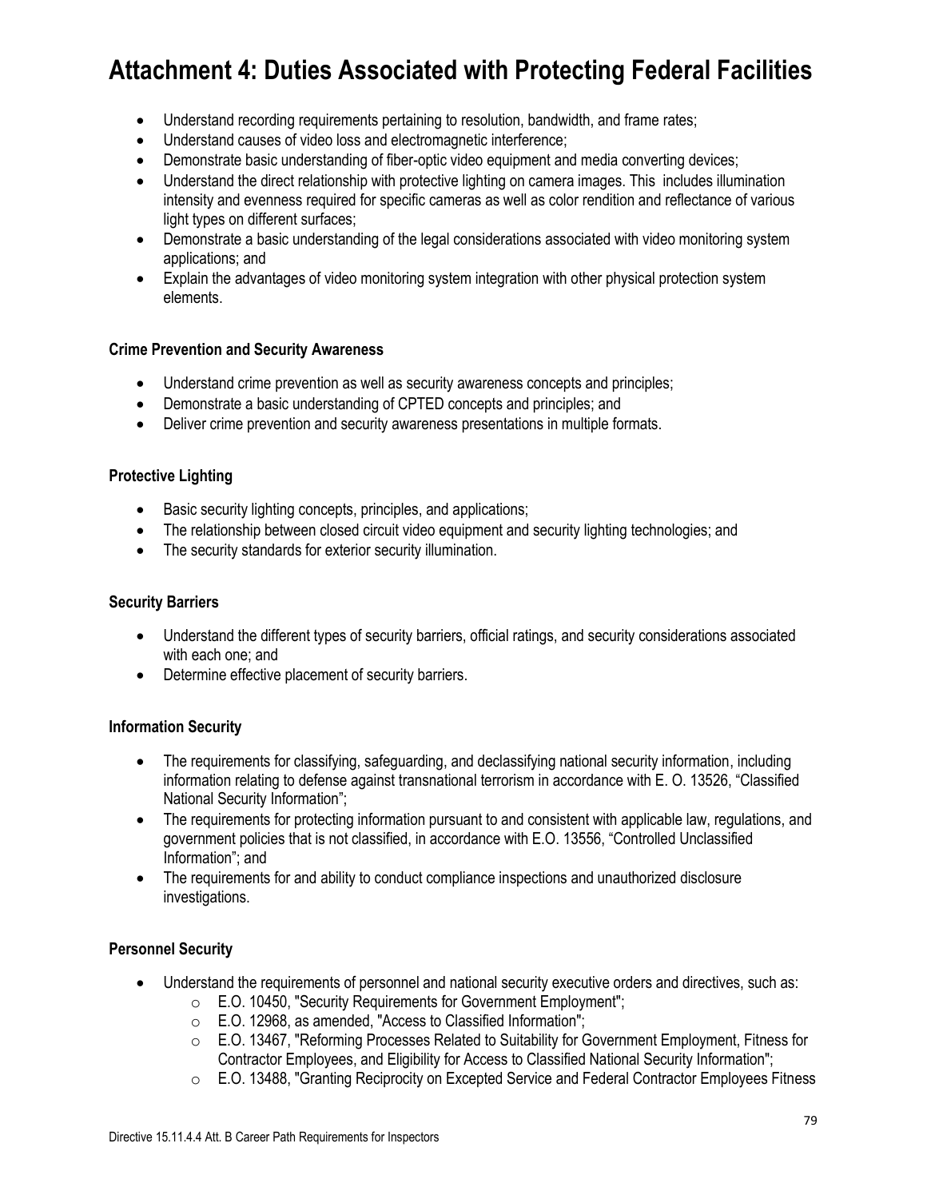# Attachment 4: Duties Associated with Protecting Federal Facilities

- Understand recording requirements pertaining to resolution, bandwidth, and frame rates;
- Understand causes of video loss and electromagnetic interference;
- Demonstrate basic understanding of fiber-optic video equipment and media converting devices;
- Understand the direct relationship with protective lighting on camera images. This includes illumination intensity and evenness required for specific cameras as well as color rendition and reflectance of various light types on different surfaces;
- Demonstrate a basic understanding of the legal considerations associated with video monitoring system applications; and
- Explain the advantages of video monitoring system integration with other physical protection system elements.

**Crime Prevention and Security Awareness**

- Understand crime prevention as well as security awareness concepts and principles;
- Demonstrate a basic understanding of CPTED concepts and principles; and
- Deliver crime prevention and security awareness presentations in multiple formats.

**Protective Lighting**

- Basic security lighting concepts, principles, and applications;
- The relationship between closed circuit video equipment and security lighting technologies; and
- The security standards for exterior security illumination.

**Security Barriers**

- Understand the different types of security barriers, official ratings, and security considerations associated with each one; and
- Determine effective placement of security barriers.

**Information Security**

- The requirements for classifying, safeguarding, and declassifying national security information, including information relating to defense against transnational terrorism in accordance with E. O. 13526, "Classified National Security Information";
- The requirements for protecting information pursuant to and consistent with applicable law, regulations, and government policies that is not classified, in accordance with E.O. 13556, "Controlled Unclassified Information"; and
- The requirements for and ability to conduct compliance inspections and unauthorized disclosure investigations.

**Personnel Security**

- Understand the requirements of personnel and national security executive orders and directives, such as:
  - E.O. 10450, "Security Requirements for Government Employment";
  - E.O. 12968, as amended, "Access to Classified Information";
  - E.O. 13467, "Reforming Processes Related to Suitability for Government Employment, Fitness for Contractor Employees, and Eligibility for Access to Classified National Security Information";
  - E.O. 13488, "Granting Reciprocity on Excepted Service and Federal Contractor Employees Fitness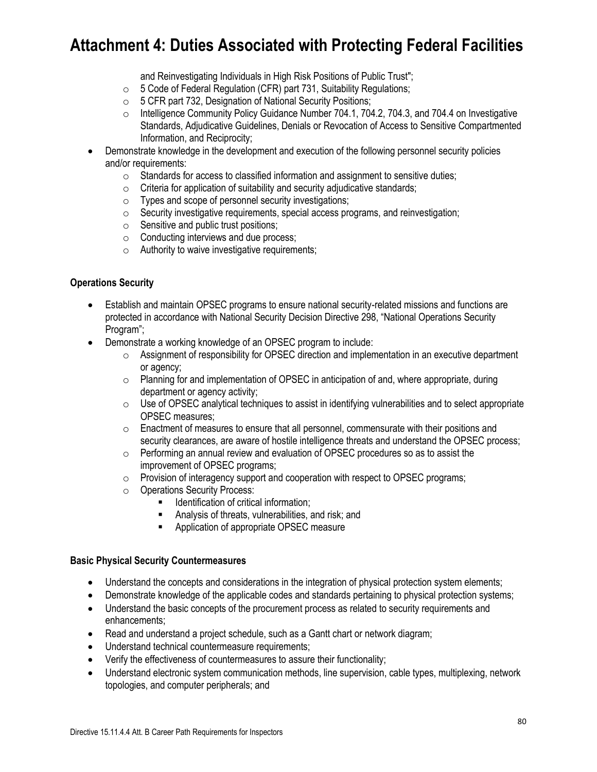# Attachment 4: Duties Associated with Protecting Federal Facilities

  - and Reinvestigating Individuals in High Risk Positions of Public Trust";
  - 5 Code of Federal Regulation (CFR) part 731, Suitability Regulations;
  - 5 CFR part 732, Designation of National Security Positions;
  - Intelligence Community Policy Guidance Number 704.1, 704.2, 704.3, and 704.4 on Investigative Standards, Adjudicative Guidelines, Denials or Revocation of Access to Sensitive Compartmented Information, and Reciprocity;
- Demonstrate knowledge in the development and execution of the following personnel security policies and/or requirements:
  - Standards for access to classified information and assignment to sensitive duties;
  - Criteria for application of suitability and security adjudicative standards;
  - Types and scope of personnel security investigations;
  - Security investigative requirements, special access programs, and reinvestigation;
  - Sensitive and public trust positions;
  - Conducting interviews and due process;
  - Authority to waive investigative requirements;

**Operations Security**

- Establish and maintain OPSEC programs to ensure national security-related missions and functions are protected in accordance with National Security Decision Directive 298, "National Operations Security Program";
- Demonstrate a working knowledge of an OPSEC program to include:
  - Assignment of responsibility for OPSEC direction and implementation in an executive department or agency;
  - Planning for and implementation of OPSEC in anticipation of and, where appropriate, during department or agency activity;
  - Use of OPSEC analytical techniques to assist in identifying vulnerabilities and to select appropriate OPSEC measures;
  - Enactment of measures to ensure that all personnel, commensurate with their positions and security clearances, are aware of hostile intelligence threats and understand the OPSEC process;
  - Performing an annual review and evaluation of OPSEC procedures so as to assist the improvement of OPSEC programs;
  - Provision of interagency support and cooperation with respect to OPSEC programs;
  - Operations Security Process:
    - Identification of critical information;
    - Analysis of threats, vulnerabilities, and risk; and
    - Application of appropriate OPSEC measure

**Basic Physical Security Countermeasures**

- Understand the concepts and considerations in the integration of physical protection system elements;
- Demonstrate knowledge of the applicable codes and standards pertaining to physical protection systems;
- Understand the basic concepts of the procurement process as related to security requirements and enhancements;
- Read and understand a project schedule, such as a Gantt chart or network diagram;
- Understand technical countermeasure requirements;
- Verify the effectiveness of countermeasures to assure their functionality;
- Understand electronic system communication methods, line supervision, cable types, multiplexing, network topologies, and computer peripherals; and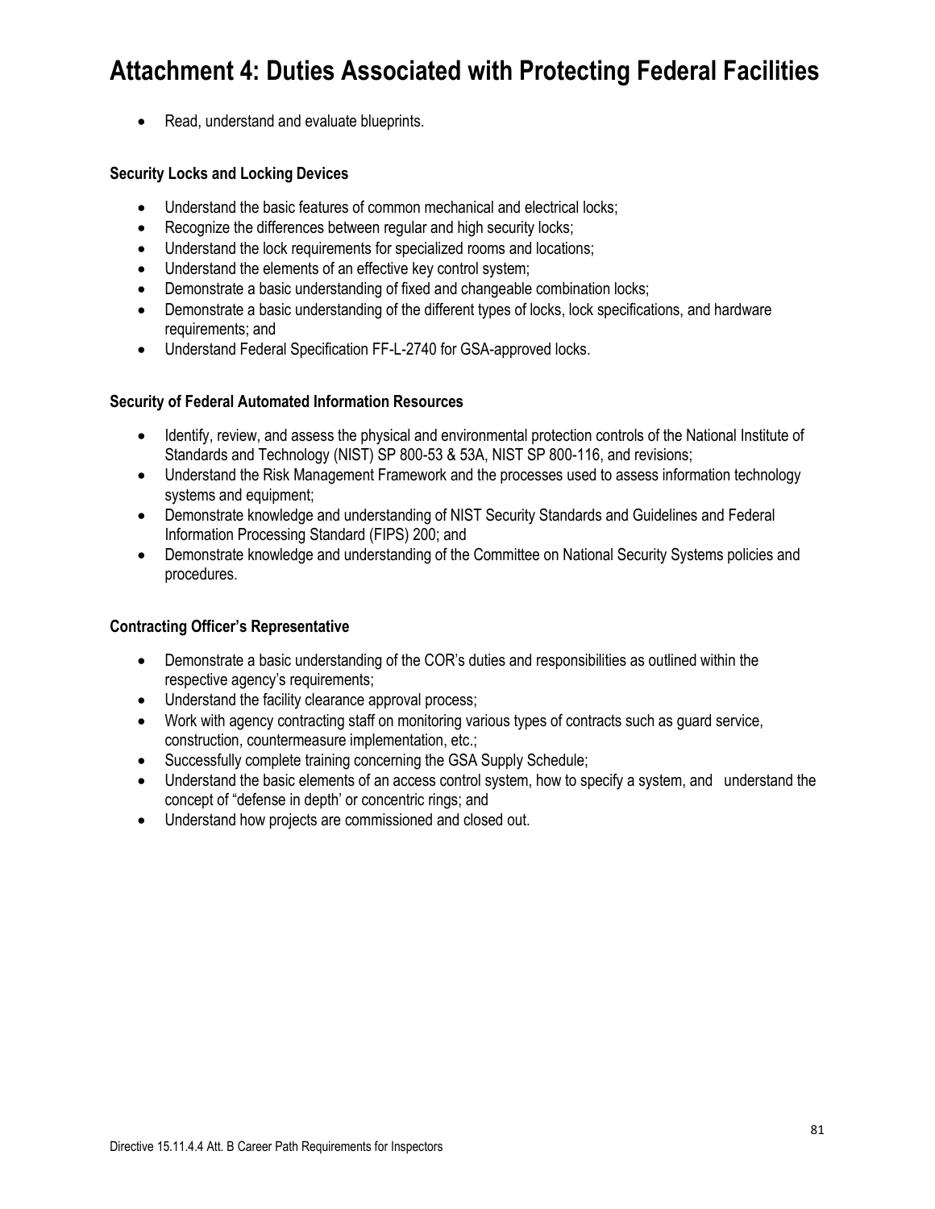# Attachment 4: Duties Associated with Protecting Federal Facilities

- Read, understand and evaluate blueprints.

**Security Locks and Locking Devices**

- Understand the basic features of common mechanical and electrical locks;
- Recognize the differences between regular and high security locks;
- Understand the lock requirements for specialized rooms and locations;
- Understand the elements of an effective key control system;
- Demonstrate a basic understanding of fixed and changeable combination locks;
- Demonstrate a basic understanding of the different types of locks, lock specifications, and hardware requirements; and
- Understand Federal Specification FF-L-2740 for GSA-approved locks.

**Security of Federal Automated Information Resources**

- Identify, review, and assess the physical and environmental protection controls of the National Institute of Standards and Technology (NIST) SP 800-53 & 53A, NIST SP 800-116, and revisions;
- Understand the Risk Management Framework and the processes used to assess information technology systems and equipment;
- Demonstrate knowledge and understanding of NIST Security Standards and Guidelines and Federal Information Processing Standard (FIPS) 200; and
- Demonstrate knowledge and understanding of the Committee on National Security Systems policies and procedures.

**Contracting Officer's Representative**

- Demonstrate a basic understanding of the COR's duties and responsibilities as outlined within the respective agency's requirements;
- Understand the facility clearance approval process;
- Work with agency contracting staff on monitoring various types of contracts such as guard service, construction, countermeasure implementation, etc.;
- Successfully complete training concerning the GSA Supply Schedule;
- Understand the basic elements of an access control system, how to specify a system, and understand the concept of "defense in depth' or concentric rings; and
- Understand how projects are commissioned and closed out.